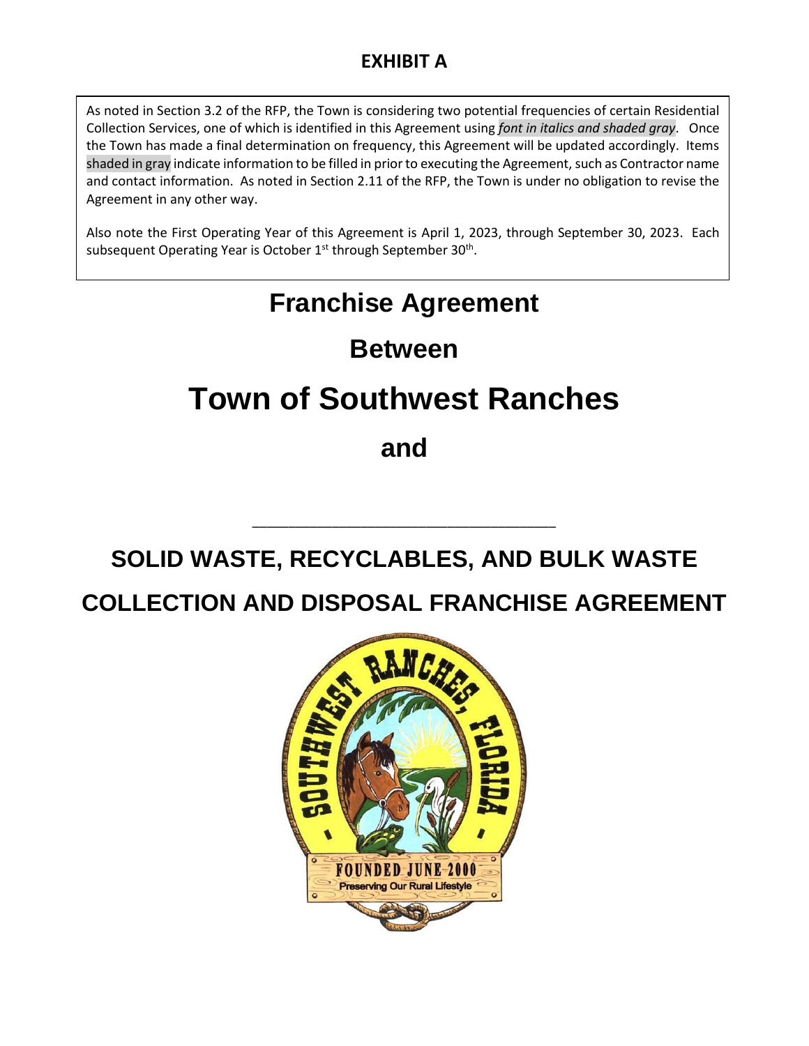## EXHIBIT A

As noted in Section 3.2 of the RFP, the Town is considering two potential frequencies of certain Residential Collection Services, one of which is identified in this Agreement using ***font in italics and shaded gray***. Once the Town has made a final determination on frequency, this Agreement will be updated accordingly. Items shaded in gray indicate information to be filled in prior to executing the Agreement, such as Contractor name and contact information. As noted in Section 2.11 of the RFP, the Town is under no obligation to revise the Agreement in any other way.

Also note the First Operating Year of this Agreement is April 1, 2023, through September 30, 2023. Each subsequent Operating Year is October 1st through September 30th.

# Franchise Agreement

# Between

# Town of Southwest Ranches

# and

\_\_\_\_\_\_\_\_\_\_\_\_\_\_\_\_\_\_\_\_\_\_\_\_\_\_\_\_\_\_\_\_\_\_\_\_

# SOLID WASTE, RECYCLABLES, AND BULK WASTE COLLECTION AND DISPOSAL FRANCHISE AGREEMENT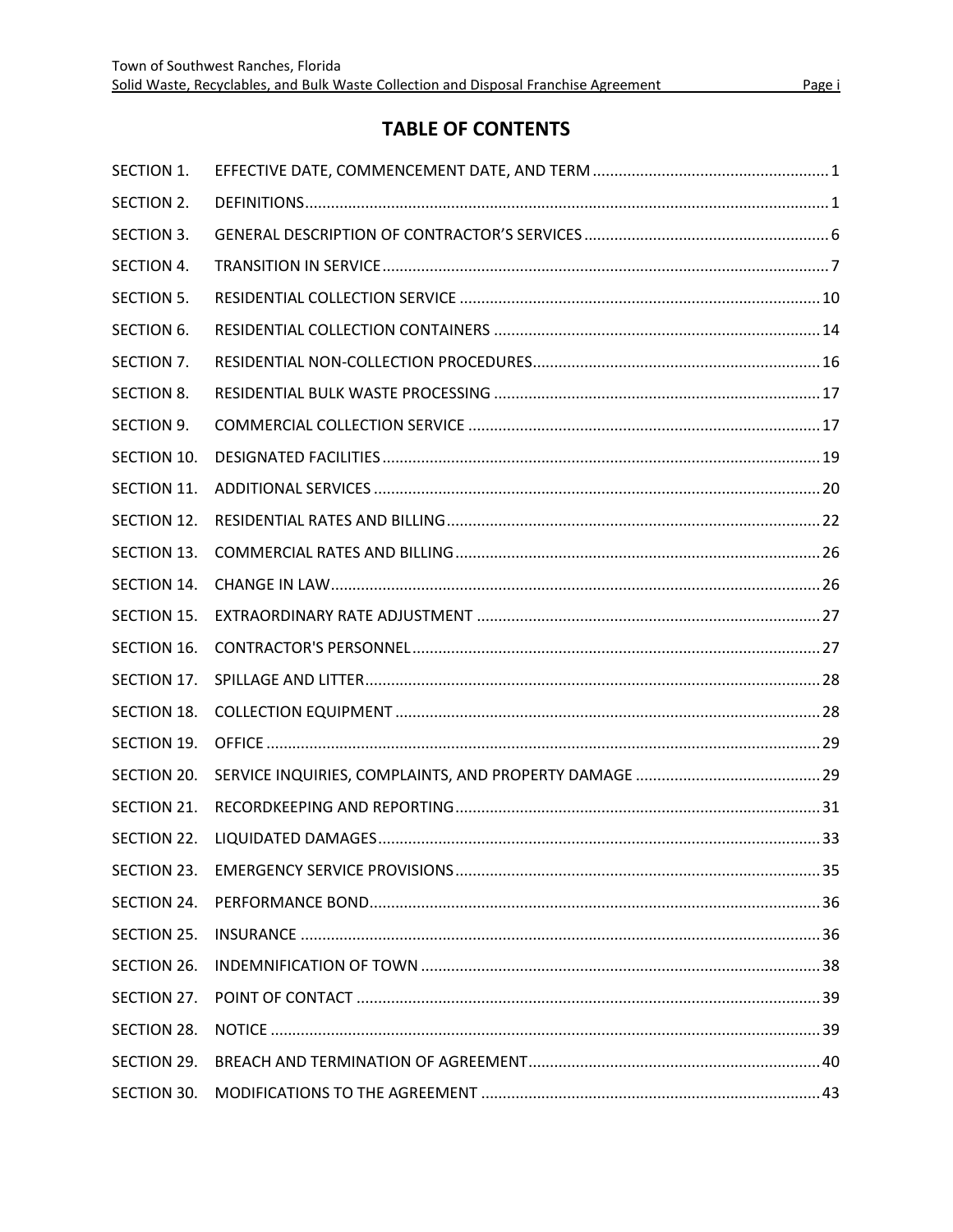# TABLE OF CONTENTS

| | | |
|---|---|---|
| SECTION 1. | EFFECTIVE DATE, COMMENCEMENT DATE, AND TERM | 1 |
| SECTION 2. | DEFINITIONS | 1 |
| SECTION 3. | GENERAL DESCRIPTION OF CONTRACTOR'S SERVICES | 6 |
| SECTION 4. | TRANSITION IN SERVICE | 7 |
| SECTION 5. | RESIDENTIAL COLLECTION SERVICE | 10 |
| SECTION 6. | RESIDENTIAL COLLECTION CONTAINERS | 14 |
| SECTION 7. | RESIDENTIAL NON-COLLECTION PROCEDURES | 16 |
| SECTION 8. | RESIDENTIAL BULK WASTE PROCESSING | 17 |
| SECTION 9. | COMMERCIAL COLLECTION SERVICE | 17 |
| SECTION 10. | DESIGNATED FACILITIES | 19 |
| SECTION 11. | ADDITIONAL SERVICES | 20 |
| SECTION 12. | RESIDENTIAL RATES AND BILLING | 22 |
| SECTION 13. | COMMERCIAL RATES AND BILLING | 26 |
| SECTION 14. | CHANGE IN LAW | 26 |
| SECTION 15. | EXTRAORDINARY RATE ADJUSTMENT | 27 |
| SECTION 16. | CONTRACTOR'S PERSONNEL | 27 |
| SECTION 17. | SPILLAGE AND LITTER | 28 |
| SECTION 18. | COLLECTION EQUIPMENT | 28 |
| SECTION 19. | OFFICE | 29 |
| SECTION 20. | SERVICE INQUIRIES, COMPLAINTS, AND PROPERTY DAMAGE | 29 |
| SECTION 21. | RECORDKEEPING AND REPORTING | 31 |
| SECTION 22. | LIQUIDATED DAMAGES | 33 |
| SECTION 23. | EMERGENCY SERVICE PROVISIONS | 35 |
| SECTION 24. | PERFORMANCE BOND | 36 |
| SECTION 25. | INSURANCE | 36 |
| SECTION 26. | INDEMNIFICATION OF TOWN | 38 |
| SECTION 27. | POINT OF CONTACT | 39 |
| SECTION 28. | NOTICE | 39 |
| SECTION 29. | BREACH AND TERMINATION OF AGREEMENT | 40 |
| SECTION 30. | MODIFICATIONS TO THE AGREEMENT | 43 |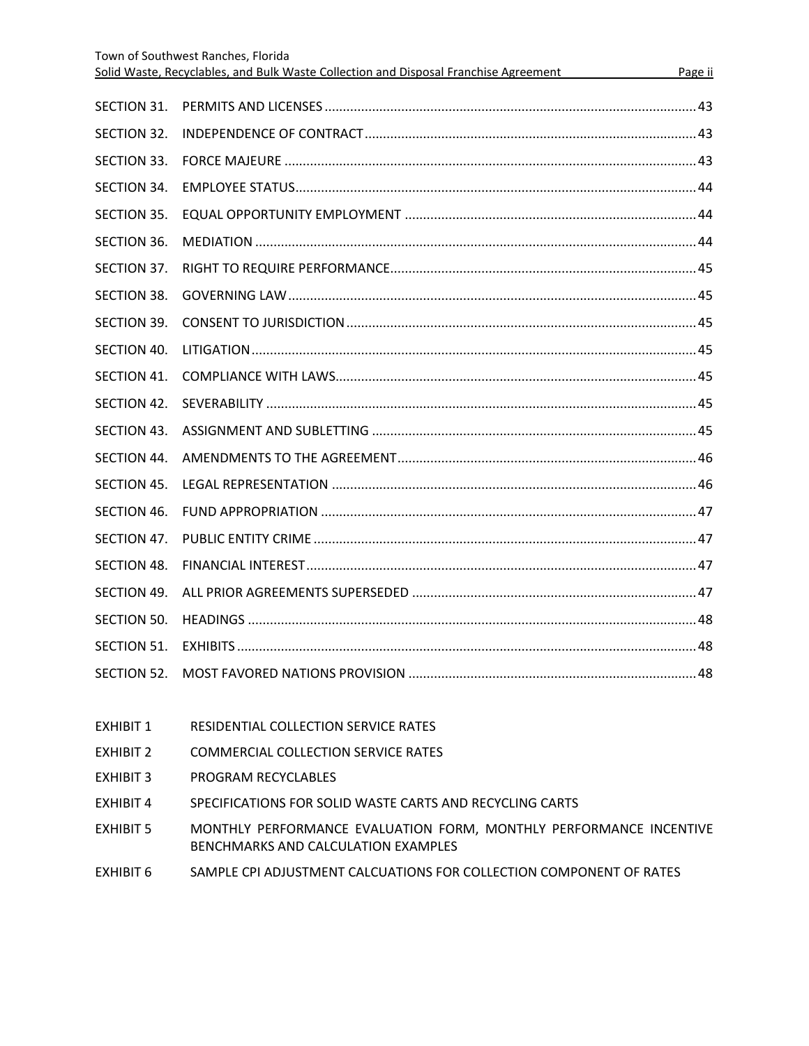| | | |
|---|---|---|
| SECTION 31. | PERMITS AND LICENSES | 43 |
| SECTION 32. | INDEPENDENCE OF CONTRACT | 43 |
| SECTION 33. | FORCE MAJEURE | 43 |
| SECTION 34. | EMPLOYEE STATUS | 44 |
| SECTION 35. | EQUAL OPPORTUNITY EMPLOYMENT | 44 |
| SECTION 36. | MEDIATION | 44 |
| SECTION 37. | RIGHT TO REQUIRE PERFORMANCE | 45 |
| SECTION 38. | GOVERNING LAW | 45 |
| SECTION 39. | CONSENT TO JURISDICTION | 45 |
| SECTION 40. | LITIGATION | 45 |
| SECTION 41. | COMPLIANCE WITH LAWS | 45 |
| SECTION 42. | SEVERABILITY | 45 |
| SECTION 43. | ASSIGNMENT AND SUBLETTING | 45 |
| SECTION 44. | AMENDMENTS TO THE AGREEMENT | 46 |
| SECTION 45. | LEGAL REPRESENTATION | 46 |
| SECTION 46. | FUND APPROPRIATION | 47 |
| SECTION 47. | PUBLIC ENTITY CRIME | 47 |
| SECTION 48. | FINANCIAL INTEREST | 47 |
| SECTION 49. | ALL PRIOR AGREEMENTS SUPERSEDED | 47 |
| SECTION 50. | HEADINGS | 48 |
| SECTION 51. | EXHIBITS | 48 |
| SECTION 52. | MOST FAVORED NATIONS PROVISION | 48 |

| | |
|---|---|
| EXHIBIT 1 | RESIDENTIAL COLLECTION SERVICE RATES |
| EXHIBIT 2 | COMMERCIAL COLLECTION SERVICE RATES |
| EXHIBIT 3 | PROGRAM RECYCLABLES |
| EXHIBIT 4 | SPECIFICATIONS FOR SOLID WASTE CARTS AND RECYCLING CARTS |
| EXHIBIT 5 | MONTHLY PERFORMANCE EVALUATION FORM, MONTHLY PERFORMANCE INCENTIVE BENCHMARKS AND CALCULATION EXAMPLES |
| EXHIBIT 6 | SAMPLE CPI ADJUSTMENT CALCUATIONS FOR COLLECTION COMPONENT OF RATES |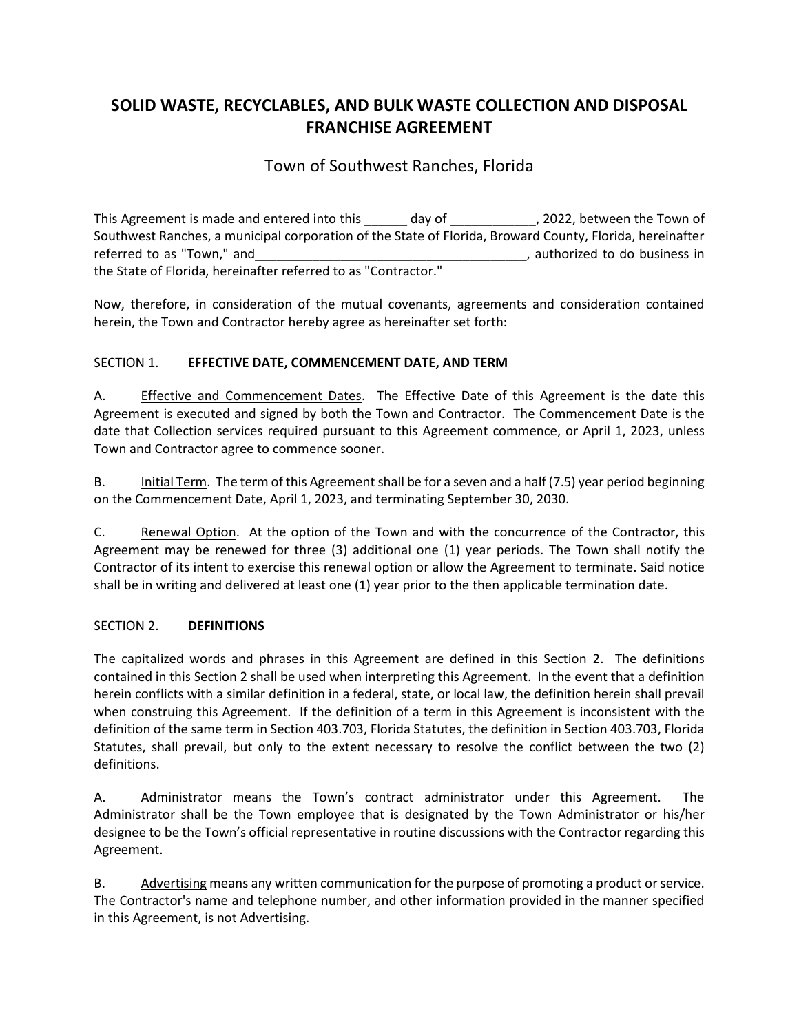# SOLID WASTE, RECYCLABLES, AND BULK WASTE COLLECTION AND DISPOSAL FRANCHISE AGREEMENT

## Town of Southwest Ranches, Florida

This Agreement is made and entered into this ______ day of ____________, 2022, between the Town of Southwest Ranches, a municipal corporation of the State of Florida, Broward County, Florida, hereinafter referred to as "Town," and_______________________________________, authorized to do business in the State of Florida, hereinafter referred to as "Contractor."

Now, therefore, in consideration of the mutual covenants, agreements and consideration contained herein, the Town and Contractor hereby agree as hereinafter set forth:

SECTION 1. **EFFECTIVE DATE, COMMENCEMENT DATE, AND TERM**

A. Effective and Commencement Dates. The Effective Date of this Agreement is the date this Agreement is executed and signed by both the Town and Contractor. The Commencement Date is the date that Collection services required pursuant to this Agreement commence, or April 1, 2023, unless Town and Contractor agree to commence sooner.

B. Initial Term. The term of this Agreement shall be for a seven and a half (7.5) year period beginning on the Commencement Date, April 1, 2023, and terminating September 30, 2030.

C. Renewal Option. At the option of the Town and with the concurrence of the Contractor, this Agreement may be renewed for three (3) additional one (1) year periods. The Town shall notify the Contractor of its intent to exercise this renewal option or allow the Agreement to terminate. Said notice shall be in writing and delivered at least one (1) year prior to the then applicable termination date.

SECTION 2. **DEFINITIONS**

The capitalized words and phrases in this Agreement are defined in this Section 2. The definitions contained in this Section 2 shall be used when interpreting this Agreement. In the event that a definition herein conflicts with a similar definition in a federal, state, or local law, the definition herein shall prevail when construing this Agreement. If the definition of a term in this Agreement is inconsistent with the definition of the same term in Section 403.703, Florida Statutes, the definition in Section 403.703, Florida Statutes, shall prevail, but only to the extent necessary to resolve the conflict between the two (2) definitions.

A. Administrator means the Town's contract administrator under this Agreement. The Administrator shall be the Town employee that is designated by the Town Administrator or his/her designee to be the Town's official representative in routine discussions with the Contractor regarding this Agreement.

B. Advertising means any written communication for the purpose of promoting a product or service. The Contractor's name and telephone number, and other information provided in the manner specified in this Agreement, is not Advertising.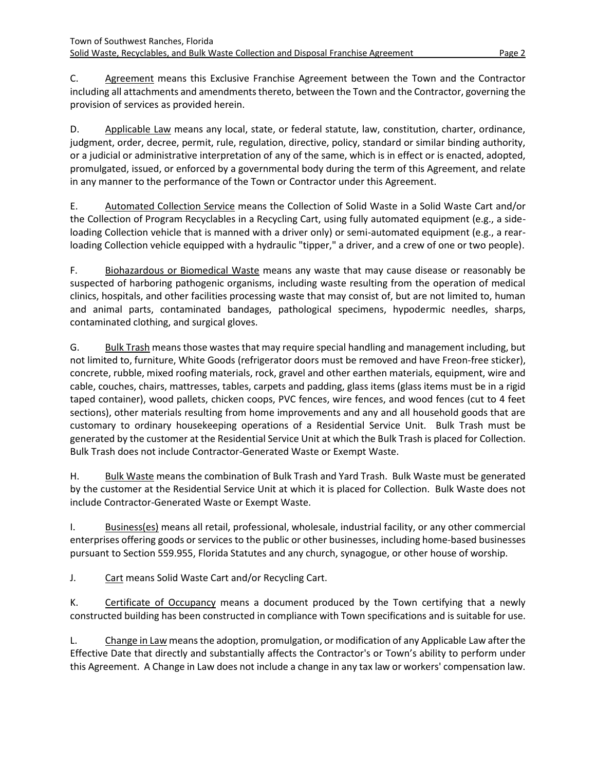C. Agreement means this Exclusive Franchise Agreement between the Town and the Contractor including all attachments and amendments thereto, between the Town and the Contractor, governing the provision of services as provided herein.

D. Applicable Law means any local, state, or federal statute, law, constitution, charter, ordinance, judgment, order, decree, permit, rule, regulation, directive, policy, standard or similar binding authority, or a judicial or administrative interpretation of any of the same, which is in effect or is enacted, adopted, promulgated, issued, or enforced by a governmental body during the term of this Agreement, and relate in any manner to the performance of the Town or Contractor under this Agreement.

E. Automated Collection Service means the Collection of Solid Waste in a Solid Waste Cart and/or the Collection of Program Recyclables in a Recycling Cart, using fully automated equipment (e.g., a side-loading Collection vehicle that is manned with a driver only) or semi-automated equipment (e.g., a rear-loading Collection vehicle equipped with a hydraulic "tipper," a driver, and a crew of one or two people).

F. Biohazardous or Biomedical Waste means any waste that may cause disease or reasonably be suspected of harboring pathogenic organisms, including waste resulting from the operation of medical clinics, hospitals, and other facilities processing waste that may consist of, but are not limited to, human and animal parts, contaminated bandages, pathological specimens, hypodermic needles, sharps, contaminated clothing, and surgical gloves.

G. Bulk Trash means those wastes that may require special handling and management including, but not limited to, furniture, White Goods (refrigerator doors must be removed and have Freon-free sticker), concrete, rubble, mixed roofing materials, rock, gravel and other earthen materials, equipment, wire and cable, couches, chairs, mattresses, tables, carpets and padding, glass items (glass items must be in a rigid taped container), wood pallets, chicken coops, PVC fences, wire fences, and wood fences (cut to 4 feet sections), other materials resulting from home improvements and any and all household goods that are customary to ordinary housekeeping operations of a Residential Service Unit. Bulk Trash must be generated by the customer at the Residential Service Unit at which the Bulk Trash is placed for Collection. Bulk Trash does not include Contractor-Generated Waste or Exempt Waste.

H. Bulk Waste means the combination of Bulk Trash and Yard Trash. Bulk Waste must be generated by the customer at the Residential Service Unit at which it is placed for Collection. Bulk Waste does not include Contractor-Generated Waste or Exempt Waste.

I. Business(es) means all retail, professional, wholesale, industrial facility, or any other commercial enterprises offering goods or services to the public or other businesses, including home-based businesses pursuant to Section 559.955, Florida Statutes and any church, synagogue, or other house of worship.

J. Cart means Solid Waste Cart and/or Recycling Cart.

K. Certificate of Occupancy means a document produced by the Town certifying that a newly constructed building has been constructed in compliance with Town specifications and is suitable for use.

L. Change in Law means the adoption, promulgation, or modification of any Applicable Law after the Effective Date that directly and substantially affects the Contractor's or Town's ability to perform under this Agreement. A Change in Law does not include a change in any tax law or workers' compensation law.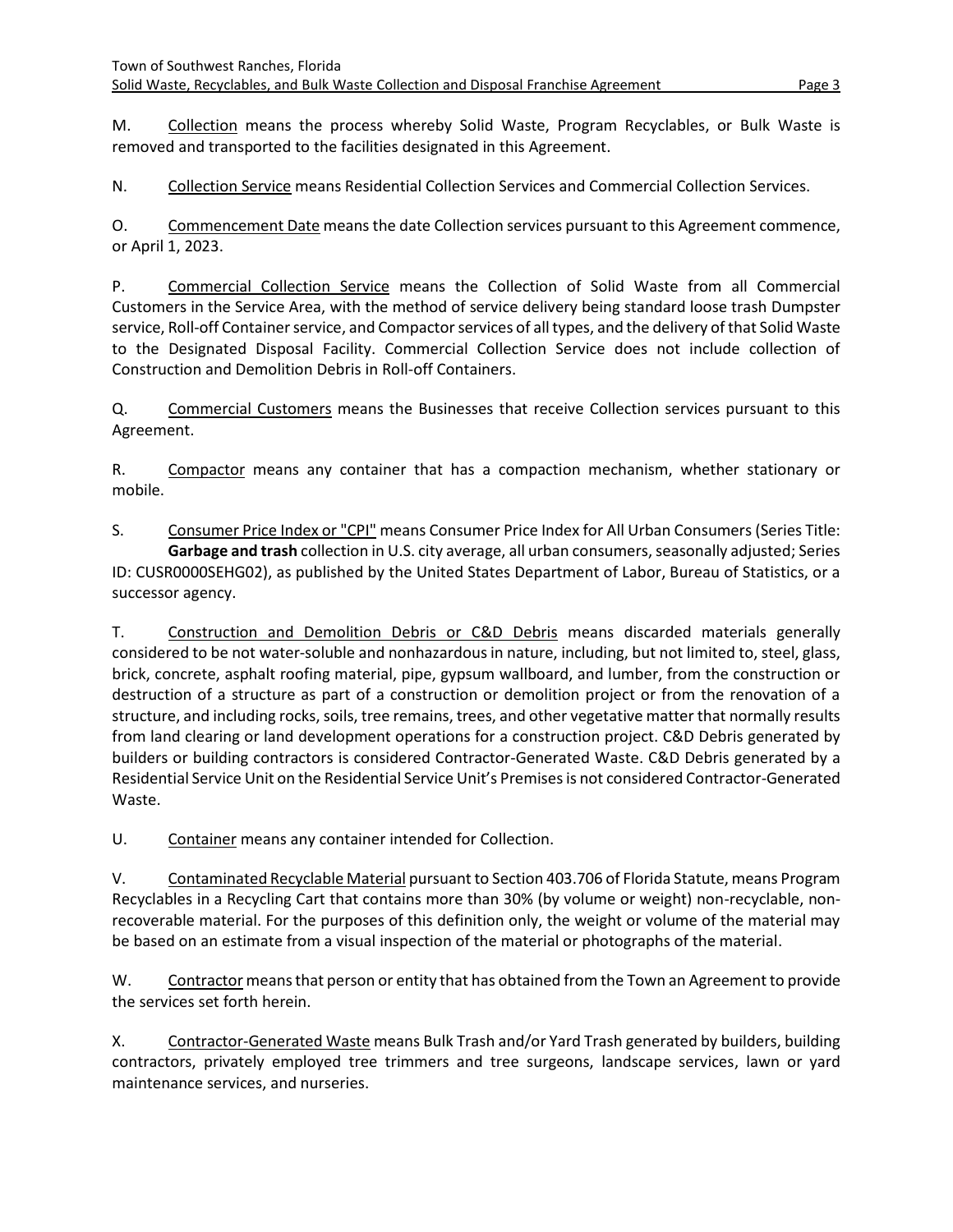M. Collection means the process whereby Solid Waste, Program Recyclables, or Bulk Waste is removed and transported to the facilities designated in this Agreement.

N. Collection Service means Residential Collection Services and Commercial Collection Services.

O. Commencement Date means the date Collection services pursuant to this Agreement commence, or April 1, 2023.

P. Commercial Collection Service means the Collection of Solid Waste from all Commercial Customers in the Service Area, with the method of service delivery being standard loose trash Dumpster service, Roll-off Container service, and Compactor services of all types, and the delivery of that Solid Waste to the Designated Disposal Facility. Commercial Collection Service does not include collection of Construction and Demolition Debris in Roll-off Containers.

Q. Commercial Customers means the Businesses that receive Collection services pursuant to this Agreement.

R. Compactor means any container that has a compaction mechanism, whether stationary or mobile.

S. Consumer Price Index or "CPI" means Consumer Price Index for All Urban Consumers (Series Title: **Garbage and trash** collection in U.S. city average, all urban consumers, seasonally adjusted; Series ID: CUSR0000SEHG02), as published by the United States Department of Labor, Bureau of Statistics, or a successor agency.

T. Construction and Demolition Debris or C&D Debris means discarded materials generally considered to be not water-soluble and nonhazardous in nature, including, but not limited to, steel, glass, brick, concrete, asphalt roofing material, pipe, gypsum wallboard, and lumber, from the construction or destruction of a structure as part of a construction or demolition project or from the renovation of a structure, and including rocks, soils, tree remains, trees, and other vegetative matter that normally results from land clearing or land development operations for a construction project. C&D Debris generated by builders or building contractors is considered Contractor-Generated Waste. C&D Debris generated by a Residential Service Unit on the Residential Service Unit's Premises is not considered Contractor-Generated Waste.

U. Container means any container intended for Collection.

V. Contaminated Recyclable Material pursuant to Section 403.706 of Florida Statute, means Program Recyclables in a Recycling Cart that contains more than 30% (by volume or weight) non-recyclable, non-recoverable material. For the purposes of this definition only, the weight or volume of the material may be based on an estimate from a visual inspection of the material or photographs of the material.

W. Contractor means that person or entity that has obtained from the Town an Agreement to provide the services set forth herein.

X. Contractor-Generated Waste means Bulk Trash and/or Yard Trash generated by builders, building contractors, privately employed tree trimmers and tree surgeons, landscape services, lawn or yard maintenance services, and nurseries.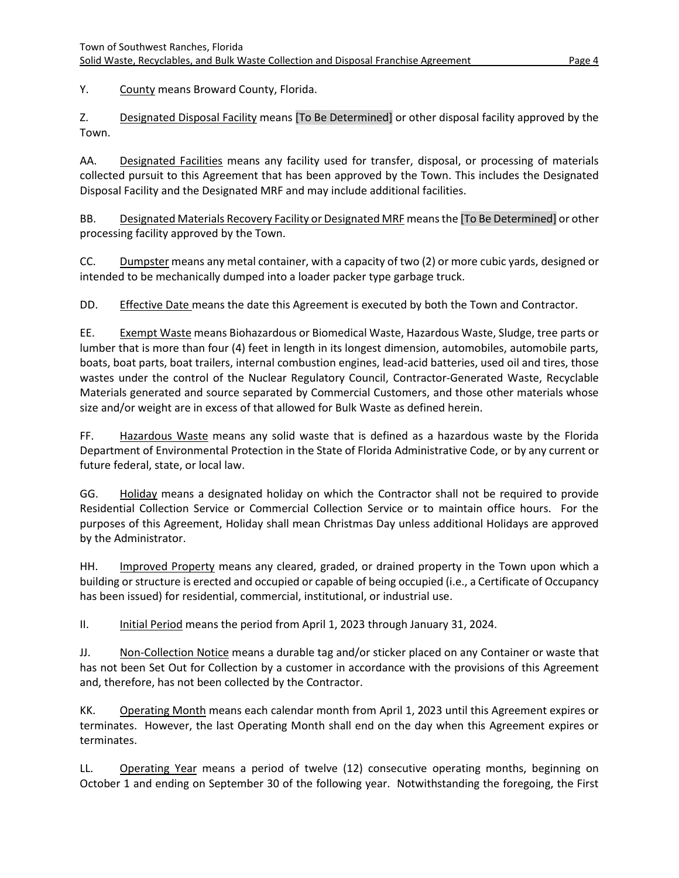Y. County means Broward County, Florida.

Z. Designated Disposal Facility means [To Be Determined] or other disposal facility approved by the Town.

AA. Designated Facilities means any facility used for transfer, disposal, or processing of materials collected pursuit to this Agreement that has been approved by the Town. This includes the Designated Disposal Facility and the Designated MRF and may include additional facilities.

BB. Designated Materials Recovery Facility or Designated MRF means the [To Be Determined] or other processing facility approved by the Town.

CC. Dumpster means any metal container, with a capacity of two (2) or more cubic yards, designed or intended to be mechanically dumped into a loader packer type garbage truck.

DD. Effective Date means the date this Agreement is executed by both the Town and Contractor.

EE. Exempt Waste means Biohazardous or Biomedical Waste, Hazardous Waste, Sludge, tree parts or lumber that is more than four (4) feet in length in its longest dimension, automobiles, automobile parts, boats, boat parts, boat trailers, internal combustion engines, lead-acid batteries, used oil and tires, those wastes under the control of the Nuclear Regulatory Council, Contractor-Generated Waste, Recyclable Materials generated and source separated by Commercial Customers, and those other materials whose size and/or weight are in excess of that allowed for Bulk Waste as defined herein.

FF. Hazardous Waste means any solid waste that is defined as a hazardous waste by the Florida Department of Environmental Protection in the State of Florida Administrative Code, or by any current or future federal, state, or local law.

GG. Holiday means a designated holiday on which the Contractor shall not be required to provide Residential Collection Service or Commercial Collection Service or to maintain office hours. For the purposes of this Agreement, Holiday shall mean Christmas Day unless additional Holidays are approved by the Administrator.

HH. Improved Property means any cleared, graded, or drained property in the Town upon which a building or structure is erected and occupied or capable of being occupied (i.e., a Certificate of Occupancy has been issued) for residential, commercial, institutional, or industrial use.

II. Initial Period means the period from April 1, 2023 through January 31, 2024.

JJ. Non-Collection Notice means a durable tag and/or sticker placed on any Container or waste that has not been Set Out for Collection by a customer in accordance with the provisions of this Agreement and, therefore, has not been collected by the Contractor.

KK. Operating Month means each calendar month from April 1, 2023 until this Agreement expires or terminates. However, the last Operating Month shall end on the day when this Agreement expires or terminates.

LL. Operating Year means a period of twelve (12) consecutive operating months, beginning on October 1 and ending on September 30 of the following year. Notwithstanding the foregoing, the First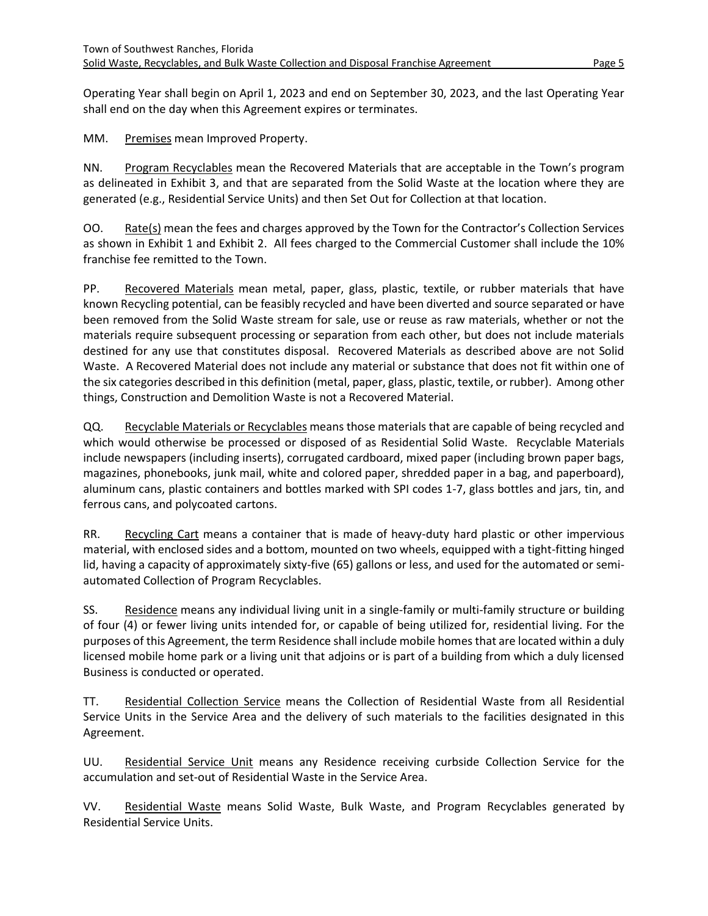Operating Year shall begin on April 1, 2023 and end on September 30, 2023, and the last Operating Year shall end on the day when this Agreement expires or terminates.

MM. Premises mean Improved Property.

NN. Program Recyclables mean the Recovered Materials that are acceptable in the Town's program as delineated in Exhibit 3, and that are separated from the Solid Waste at the location where they are generated (e.g., Residential Service Units) and then Set Out for Collection at that location.

OO. Rate(s) mean the fees and charges approved by the Town for the Contractor's Collection Services as shown in Exhibit 1 and Exhibit 2. All fees charged to the Commercial Customer shall include the 10% franchise fee remitted to the Town.

PP. Recovered Materials mean metal, paper, glass, plastic, textile, or rubber materials that have known Recycling potential, can be feasibly recycled and have been diverted and source separated or have been removed from the Solid Waste stream for sale, use or reuse as raw materials, whether or not the materials require subsequent processing or separation from each other, but does not include materials destined for any use that constitutes disposal. Recovered Materials as described above are not Solid Waste. A Recovered Material does not include any material or substance that does not fit within one of the six categories described in this definition (metal, paper, glass, plastic, textile, or rubber). Among other things, Construction and Demolition Waste is not a Recovered Material.

QQ. Recyclable Materials or Recyclables means those materials that are capable of being recycled and which would otherwise be processed or disposed of as Residential Solid Waste. Recyclable Materials include newspapers (including inserts), corrugated cardboard, mixed paper (including brown paper bags, magazines, phonebooks, junk mail, white and colored paper, shredded paper in a bag, and paperboard), aluminum cans, plastic containers and bottles marked with SPI codes 1-7, glass bottles and jars, tin, and ferrous cans, and polycoated cartons.

RR. Recycling Cart means a container that is made of heavy-duty hard plastic or other impervious material, with enclosed sides and a bottom, mounted on two wheels, equipped with a tight-fitting hinged lid, having a capacity of approximately sixty-five (65) gallons or less, and used for the automated or semi-automated Collection of Program Recyclables.

SS. Residence means any individual living unit in a single-family or multi-family structure or building of four (4) or fewer living units intended for, or capable of being utilized for, residential living. For the purposes of this Agreement, the term Residence shall include mobile homes that are located within a duly licensed mobile home park or a living unit that adjoins or is part of a building from which a duly licensed Business is conducted or operated.

TT. Residential Collection Service means the Collection of Residential Waste from all Residential Service Units in the Service Area and the delivery of such materials to the facilities designated in this Agreement.

UU. Residential Service Unit means any Residence receiving curbside Collection Service for the accumulation and set-out of Residential Waste in the Service Area.

VV. Residential Waste means Solid Waste, Bulk Waste, and Program Recyclables generated by Residential Service Units.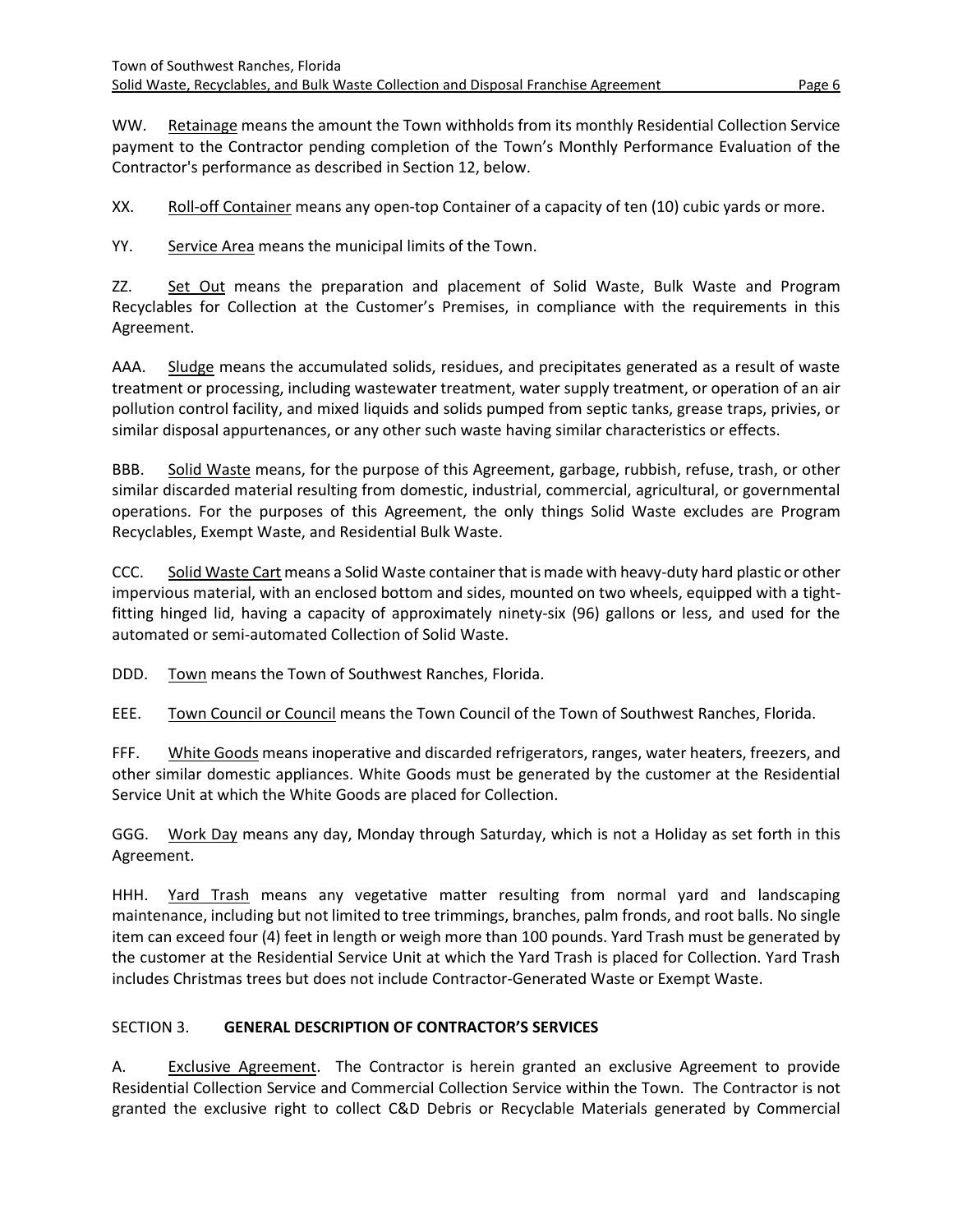WW. Retainage means the amount the Town withholds from its monthly Residential Collection Service payment to the Contractor pending completion of the Town's Monthly Performance Evaluation of the Contractor's performance as described in Section 12, below.

XX. Roll-off Container means any open-top Container of a capacity of ten (10) cubic yards or more.

YY. Service Area means the municipal limits of the Town.

ZZ. Set Out means the preparation and placement of Solid Waste, Bulk Waste and Program Recyclables for Collection at the Customer's Premises, in compliance with the requirements in this Agreement.

AAA. Sludge means the accumulated solids, residues, and precipitates generated as a result of waste treatment or processing, including wastewater treatment, water supply treatment, or operation of an air pollution control facility, and mixed liquids and solids pumped from septic tanks, grease traps, privies, or similar disposal appurtenances, or any other such waste having similar characteristics or effects.

BBB. Solid Waste means, for the purpose of this Agreement, garbage, rubbish, refuse, trash, or other similar discarded material resulting from domestic, industrial, commercial, agricultural, or governmental operations. For the purposes of this Agreement, the only things Solid Waste excludes are Program Recyclables, Exempt Waste, and Residential Bulk Waste.

CCC. Solid Waste Cart means a Solid Waste container that is made with heavy-duty hard plastic or other impervious material, with an enclosed bottom and sides, mounted on two wheels, equipped with a tight-fitting hinged lid, having a capacity of approximately ninety-six (96) gallons or less, and used for the automated or semi-automated Collection of Solid Waste.

DDD. Town means the Town of Southwest Ranches, Florida.

EEE. Town Council or Council means the Town Council of the Town of Southwest Ranches, Florida.

FFF. White Goods means inoperative and discarded refrigerators, ranges, water heaters, freezers, and other similar domestic appliances. White Goods must be generated by the customer at the Residential Service Unit at which the White Goods are placed for Collection.

GGG. Work Day means any day, Monday through Saturday, which is not a Holiday as set forth in this Agreement.

HHH. Yard Trash means any vegetative matter resulting from normal yard and landscaping maintenance, including but not limited to tree trimmings, branches, palm fronds, and root balls. No single item can exceed four (4) feet in length or weigh more than 100 pounds. Yard Trash must be generated by the customer at the Residential Service Unit at which the Yard Trash is placed for Collection. Yard Trash includes Christmas trees but does not include Contractor-Generated Waste or Exempt Waste.

## SECTION 3. **GENERAL DESCRIPTION OF CONTRACTOR'S SERVICES**

A. Exclusive Agreement. The Contractor is herein granted an exclusive Agreement to provide Residential Collection Service and Commercial Collection Service within the Town. The Contractor is not granted the exclusive right to collect C&D Debris or Recyclable Materials generated by Commercial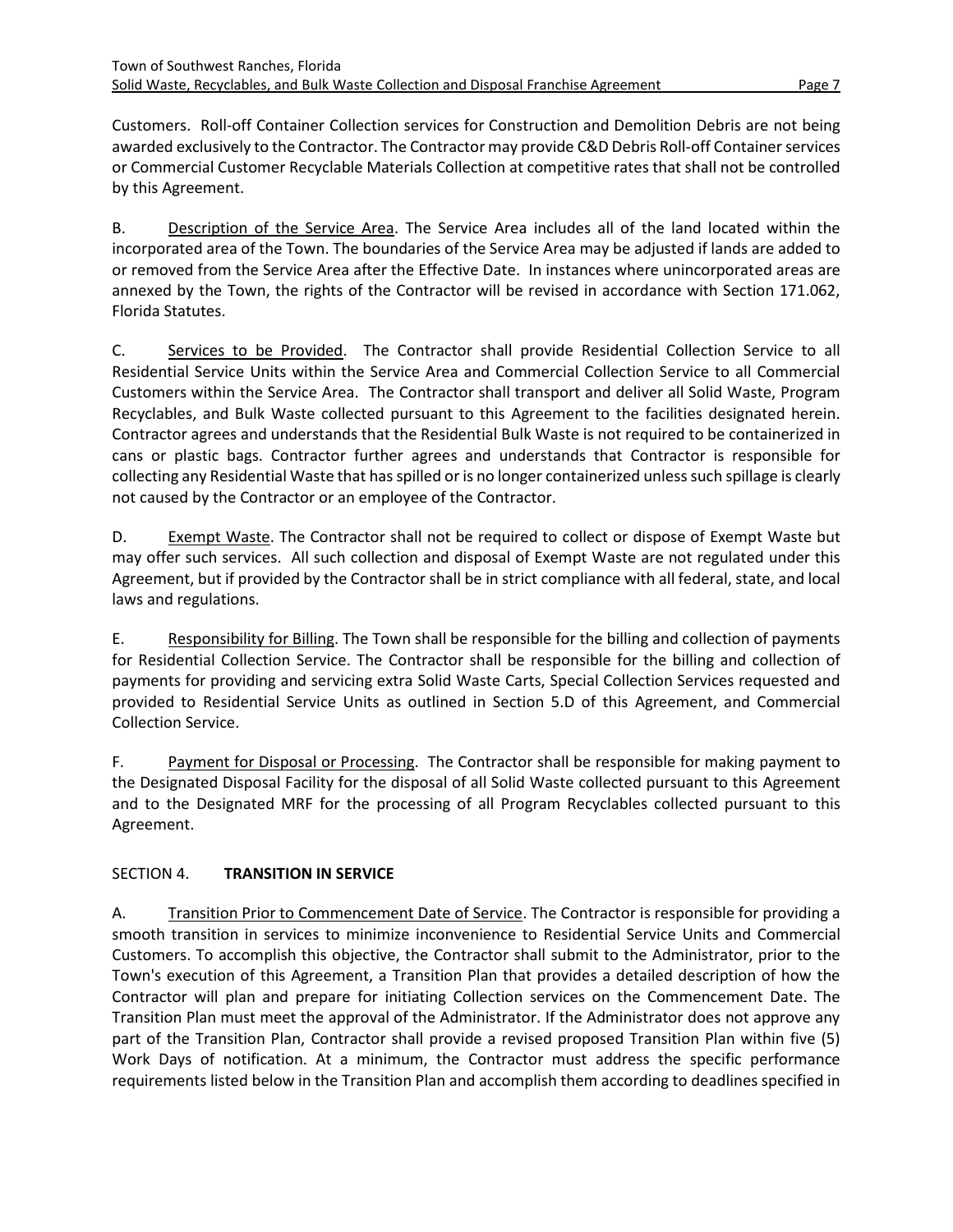Customers. Roll-off Container Collection services for Construction and Demolition Debris are not being awarded exclusively to the Contractor. The Contractor may provide C&D Debris Roll-off Container services or Commercial Customer Recyclable Materials Collection at competitive rates that shall not be controlled by this Agreement.

B. Description of the Service Area. The Service Area includes all of the land located within the incorporated area of the Town. The boundaries of the Service Area may be adjusted if lands are added to or removed from the Service Area after the Effective Date. In instances where unincorporated areas are annexed by the Town, the rights of the Contractor will be revised in accordance with Section 171.062, Florida Statutes.

C. Services to be Provided. The Contractor shall provide Residential Collection Service to all Residential Service Units within the Service Area and Commercial Collection Service to all Commercial Customers within the Service Area. The Contractor shall transport and deliver all Solid Waste, Program Recyclables, and Bulk Waste collected pursuant to this Agreement to the facilities designated herein. Contractor agrees and understands that the Residential Bulk Waste is not required to be containerized in cans or plastic bags. Contractor further agrees and understands that Contractor is responsible for collecting any Residential Waste that has spilled or is no longer containerized unless such spillage is clearly not caused by the Contractor or an employee of the Contractor.

D. Exempt Waste. The Contractor shall not be required to collect or dispose of Exempt Waste but may offer such services. All such collection and disposal of Exempt Waste are not regulated under this Agreement, but if provided by the Contractor shall be in strict compliance with all federal, state, and local laws and regulations.

E. Responsibility for Billing. The Town shall be responsible for the billing and collection of payments for Residential Collection Service. The Contractor shall be responsible for the billing and collection of payments for providing and servicing extra Solid Waste Carts, Special Collection Services requested and provided to Residential Service Units as outlined in Section 5.D of this Agreement, and Commercial Collection Service.

F. Payment for Disposal or Processing. The Contractor shall be responsible for making payment to the Designated Disposal Facility for the disposal of all Solid Waste collected pursuant to this Agreement and to the Designated MRF for the processing of all Program Recyclables collected pursuant to this Agreement.

## SECTION 4. **TRANSITION IN SERVICE**

A. Transition Prior to Commencement Date of Service. The Contractor is responsible for providing a smooth transition in services to minimize inconvenience to Residential Service Units and Commercial Customers. To accomplish this objective, the Contractor shall submit to the Administrator, prior to the Town's execution of this Agreement, a Transition Plan that provides a detailed description of how the Contractor will plan and prepare for initiating Collection services on the Commencement Date. The Transition Plan must meet the approval of the Administrator. If the Administrator does not approve any part of the Transition Plan, Contractor shall provide a revised proposed Transition Plan within five (5) Work Days of notification. At a minimum, the Contractor must address the specific performance requirements listed below in the Transition Plan and accomplish them according to deadlines specified in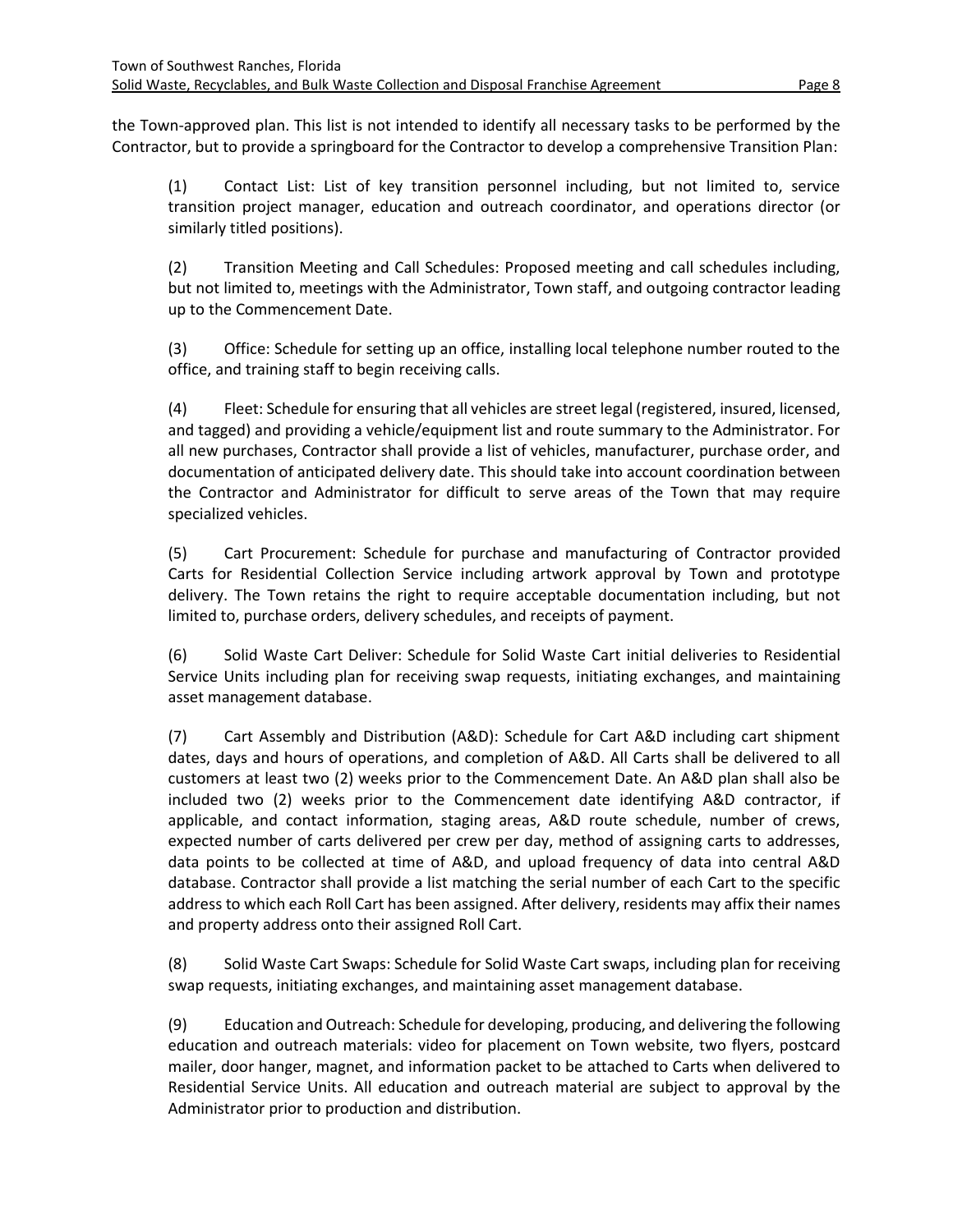the Town-approved plan. This list is not intended to identify all necessary tasks to be performed by the Contractor, but to provide a springboard for the Contractor to develop a comprehensive Transition Plan:

(1) Contact List: List of key transition personnel including, but not limited to, service transition project manager, education and outreach coordinator, and operations director (or similarly titled positions).

(2) Transition Meeting and Call Schedules: Proposed meeting and call schedules including, but not limited to, meetings with the Administrator, Town staff, and outgoing contractor leading up to the Commencement Date.

(3) Office: Schedule for setting up an office, installing local telephone number routed to the office, and training staff to begin receiving calls.

(4) Fleet: Schedule for ensuring that all vehicles are street legal (registered, insured, licensed, and tagged) and providing a vehicle/equipment list and route summary to the Administrator. For all new purchases, Contractor shall provide a list of vehicles, manufacturer, purchase order, and documentation of anticipated delivery date. This should take into account coordination between the Contractor and Administrator for difficult to serve areas of the Town that may require specialized vehicles.

(5) Cart Procurement: Schedule for purchase and manufacturing of Contractor provided Carts for Residential Collection Service including artwork approval by Town and prototype delivery. The Town retains the right to require acceptable documentation including, but not limited to, purchase orders, delivery schedules, and receipts of payment.

(6) Solid Waste Cart Deliver: Schedule for Solid Waste Cart initial deliveries to Residential Service Units including plan for receiving swap requests, initiating exchanges, and maintaining asset management database.

(7) Cart Assembly and Distribution (A&D): Schedule for Cart A&D including cart shipment dates, days and hours of operations, and completion of A&D. All Carts shall be delivered to all customers at least two (2) weeks prior to the Commencement Date. An A&D plan shall also be included two (2) weeks prior to the Commencement date identifying A&D contractor, if applicable, and contact information, staging areas, A&D route schedule, number of crews, expected number of carts delivered per crew per day, method of assigning carts to addresses, data points to be collected at time of A&D, and upload frequency of data into central A&D database. Contractor shall provide a list matching the serial number of each Cart to the specific address to which each Roll Cart has been assigned. After delivery, residents may affix their names and property address onto their assigned Roll Cart.

(8) Solid Waste Cart Swaps: Schedule for Solid Waste Cart swaps, including plan for receiving swap requests, initiating exchanges, and maintaining asset management database.

(9) Education and Outreach: Schedule for developing, producing, and delivering the following education and outreach materials: video for placement on Town website, two flyers, postcard mailer, door hanger, magnet, and information packet to be attached to Carts when delivered to Residential Service Units. All education and outreach material are subject to approval by the Administrator prior to production and distribution.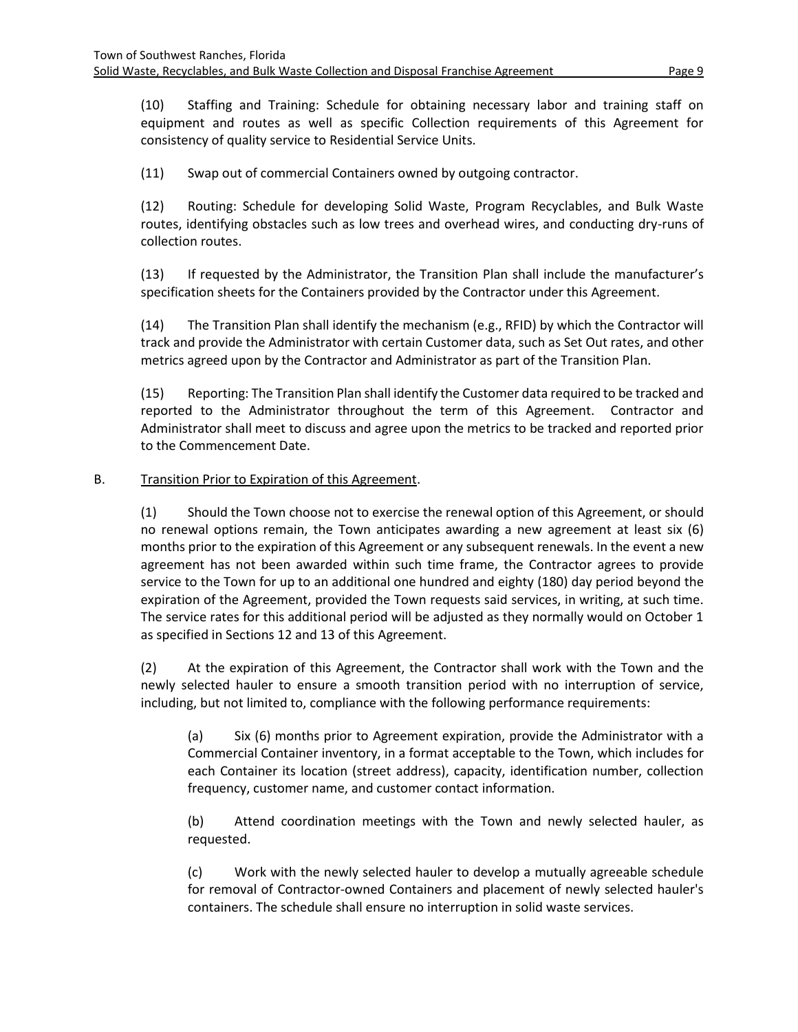(10) Staffing and Training: Schedule for obtaining necessary labor and training staff on equipment and routes as well as specific Collection requirements of this Agreement for consistency of quality service to Residential Service Units.

(11) Swap out of commercial Containers owned by outgoing contractor.

(12) Routing: Schedule for developing Solid Waste, Program Recyclables, and Bulk Waste routes, identifying obstacles such as low trees and overhead wires, and conducting dry-runs of collection routes.

(13) If requested by the Administrator, the Transition Plan shall include the manufacturer's specification sheets for the Containers provided by the Contractor under this Agreement.

(14) The Transition Plan shall identify the mechanism (e.g., RFID) by which the Contractor will track and provide the Administrator with certain Customer data, such as Set Out rates, and other metrics agreed upon by the Contractor and Administrator as part of the Transition Plan.

(15) Reporting: The Transition Plan shall identify the Customer data required to be tracked and reported to the Administrator throughout the term of this Agreement. Contractor and Administrator shall meet to discuss and agree upon the metrics to be tracked and reported prior to the Commencement Date.

B. Transition Prior to Expiration of this Agreement.

(1) Should the Town choose not to exercise the renewal option of this Agreement, or should no renewal options remain, the Town anticipates awarding a new agreement at least six (6) months prior to the expiration of this Agreement or any subsequent renewals. In the event a new agreement has not been awarded within such time frame, the Contractor agrees to provide service to the Town for up to an additional one hundred and eighty (180) day period beyond the expiration of the Agreement, provided the Town requests said services, in writing, at such time. The service rates for this additional period will be adjusted as they normally would on October 1 as specified in Sections 12 and 13 of this Agreement.

(2) At the expiration of this Agreement, the Contractor shall work with the Town and the newly selected hauler to ensure a smooth transition period with no interruption of service, including, but not limited to, compliance with the following performance requirements:

(a) Six (6) months prior to Agreement expiration, provide the Administrator with a Commercial Container inventory, in a format acceptable to the Town, which includes for each Container its location (street address), capacity, identification number, collection frequency, customer name, and customer contact information.

(b) Attend coordination meetings with the Town and newly selected hauler, as requested.

(c) Work with the newly selected hauler to develop a mutually agreeable schedule for removal of Contractor-owned Containers and placement of newly selected hauler's containers. The schedule shall ensure no interruption in solid waste services.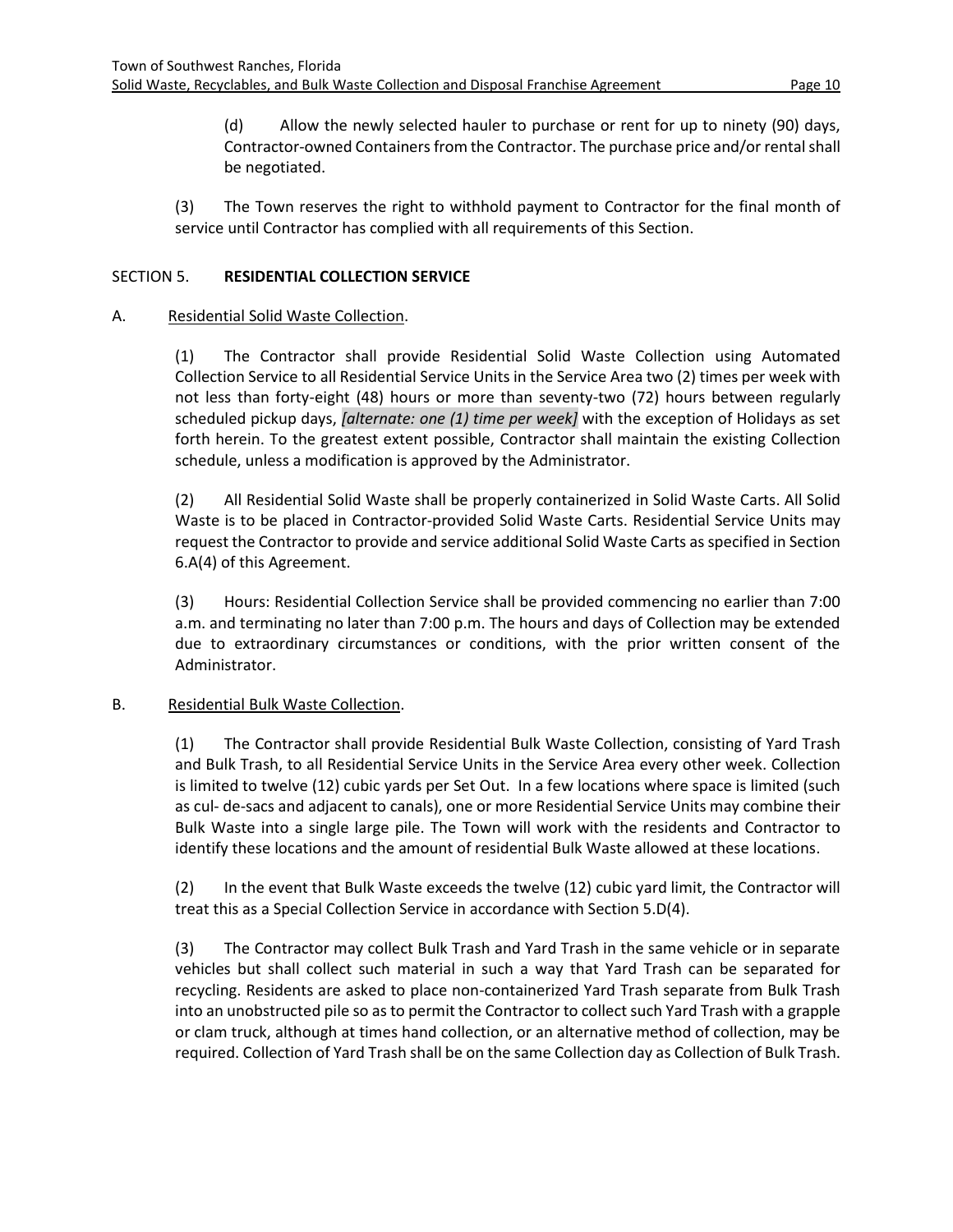(d) Allow the newly selected hauler to purchase or rent for up to ninety (90) days, Contractor-owned Containers from the Contractor. The purchase price and/or rental shall be negotiated.

(3) The Town reserves the right to withhold payment to Contractor for the final month of service until Contractor has complied with all requirements of this Section.

## SECTION 5. **RESIDENTIAL COLLECTION SERVICE**

A. Residential Solid Waste Collection.

(1) The Contractor shall provide Residential Solid Waste Collection using Automated Collection Service to all Residential Service Units in the Service Area two (2) times per week with not less than forty-eight (48) hours or more than seventy-two (72) hours between regularly scheduled pickup days, *[alternate: one (1) time per week]* with the exception of Holidays as set forth herein. To the greatest extent possible, Contractor shall maintain the existing Collection schedule, unless a modification is approved by the Administrator.

(2) All Residential Solid Waste shall be properly containerized in Solid Waste Carts. All Solid Waste is to be placed in Contractor-provided Solid Waste Carts. Residential Service Units may request the Contractor to provide and service additional Solid Waste Carts as specified in Section 6.A(4) of this Agreement.

(3) Hours: Residential Collection Service shall be provided commencing no earlier than 7:00 a.m. and terminating no later than 7:00 p.m. The hours and days of Collection may be extended due to extraordinary circumstances or conditions, with the prior written consent of the Administrator.

B. Residential Bulk Waste Collection.

(1) The Contractor shall provide Residential Bulk Waste Collection, consisting of Yard Trash and Bulk Trash, to all Residential Service Units in the Service Area every other week. Collection is limited to twelve (12) cubic yards per Set Out. In a few locations where space is limited (such as cul- de-sacs and adjacent to canals), one or more Residential Service Units may combine their Bulk Waste into a single large pile. The Town will work with the residents and Contractor to identify these locations and the amount of residential Bulk Waste allowed at these locations.

(2) In the event that Bulk Waste exceeds the twelve (12) cubic yard limit, the Contractor will treat this as a Special Collection Service in accordance with Section 5.D(4).

(3) The Contractor may collect Bulk Trash and Yard Trash in the same vehicle or in separate vehicles but shall collect such material in such a way that Yard Trash can be separated for recycling. Residents are asked to place non-containerized Yard Trash separate from Bulk Trash into an unobstructed pile so as to permit the Contractor to collect such Yard Trash with a grapple or clam truck, although at times hand collection, or an alternative method of collection, may be required. Collection of Yard Trash shall be on the same Collection day as Collection of Bulk Trash.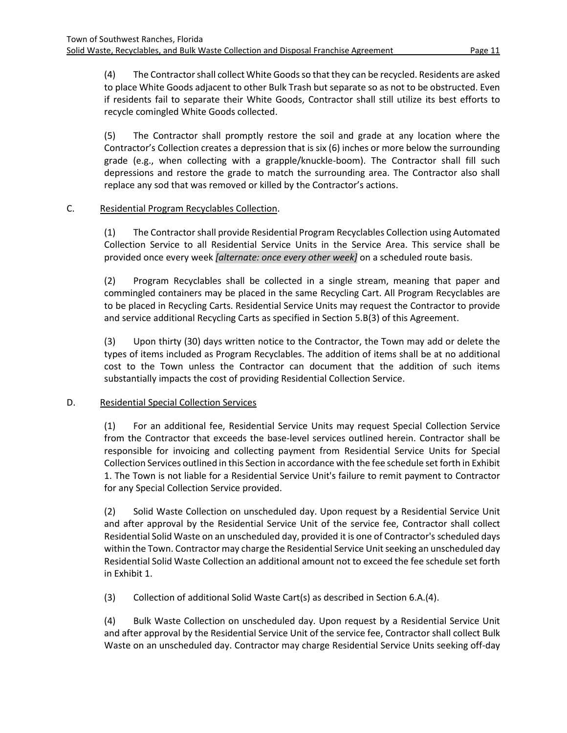(4) The Contractor shall collect White Goods so that they can be recycled. Residents are asked to place White Goods adjacent to other Bulk Trash but separate so as not to be obstructed. Even if residents fail to separate their White Goods, Contractor shall still utilize its best efforts to recycle comingled White Goods collected.

(5) The Contractor shall promptly restore the soil and grade at any location where the Contractor's Collection creates a depression that is six (6) inches or more below the surrounding grade (e.g., when collecting with a grapple/knuckle-boom). The Contractor shall fill such depressions and restore the grade to match the surrounding area. The Contractor also shall replace any sod that was removed or killed by the Contractor's actions.

C. Residential Program Recyclables Collection.

(1) The Contractor shall provide Residential Program Recyclables Collection using Automated Collection Service to all Residential Service Units in the Service Area. This service shall be provided once every week *[alternate: once every other week]* on a scheduled route basis.

(2) Program Recyclables shall be collected in a single stream, meaning that paper and commingled containers may be placed in the same Recycling Cart. All Program Recyclables are to be placed in Recycling Carts. Residential Service Units may request the Contractor to provide and service additional Recycling Carts as specified in Section 5.B(3) of this Agreement.

(3) Upon thirty (30) days written notice to the Contractor, the Town may add or delete the types of items included as Program Recyclables. The addition of items shall be at no additional cost to the Town unless the Contractor can document that the addition of such items substantially impacts the cost of providing Residential Collection Service.

D. Residential Special Collection Services

(1) For an additional fee, Residential Service Units may request Special Collection Service from the Contractor that exceeds the base-level services outlined herein. Contractor shall be responsible for invoicing and collecting payment from Residential Service Units for Special Collection Services outlined in this Section in accordance with the fee schedule set forth in Exhibit 1. The Town is not liable for a Residential Service Unit's failure to remit payment to Contractor for any Special Collection Service provided.

(2) Solid Waste Collection on unscheduled day. Upon request by a Residential Service Unit and after approval by the Residential Service Unit of the service fee, Contractor shall collect Residential Solid Waste on an unscheduled day, provided it is one of Contractor's scheduled days within the Town. Contractor may charge the Residential Service Unit seeking an unscheduled day Residential Solid Waste Collection an additional amount not to exceed the fee schedule set forth in Exhibit 1.

(3) Collection of additional Solid Waste Cart(s) as described in Section 6.A.(4).

(4) Bulk Waste Collection on unscheduled day. Upon request by a Residential Service Unit and after approval by the Residential Service Unit of the service fee, Contractor shall collect Bulk Waste on an unscheduled day. Contractor may charge Residential Service Units seeking off-day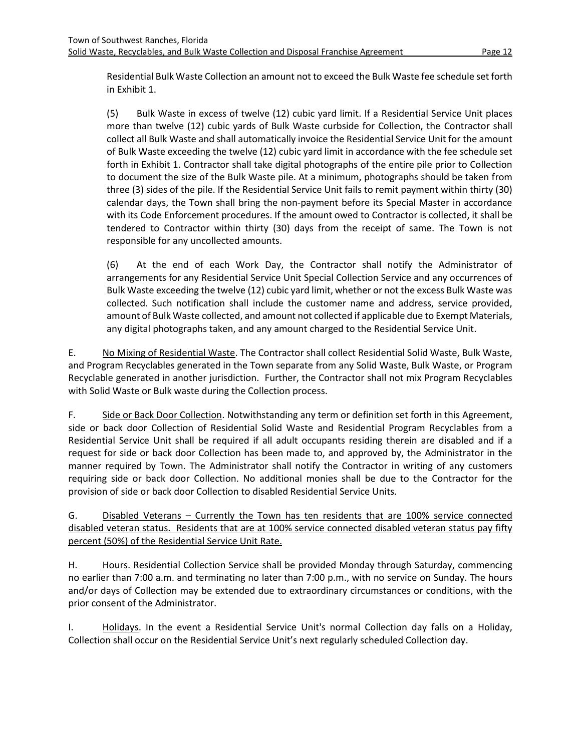Residential Bulk Waste Collection an amount not to exceed the Bulk Waste fee schedule set forth in Exhibit 1.

(5) Bulk Waste in excess of twelve (12) cubic yard limit. If a Residential Service Unit places more than twelve (12) cubic yards of Bulk Waste curbside for Collection, the Contractor shall collect all Bulk Waste and shall automatically invoice the Residential Service Unit for the amount of Bulk Waste exceeding the twelve (12) cubic yard limit in accordance with the fee schedule set forth in Exhibit 1. Contractor shall take digital photographs of the entire pile prior to Collection to document the size of the Bulk Waste pile. At a minimum, photographs should be taken from three (3) sides of the pile. If the Residential Service Unit fails to remit payment within thirty (30) calendar days, the Town shall bring the non-payment before its Special Master in accordance with its Code Enforcement procedures. If the amount owed to Contractor is collected, it shall be tendered to Contractor within thirty (30) days from the receipt of same. The Town is not responsible for any uncollected amounts.

(6) At the end of each Work Day, the Contractor shall notify the Administrator of arrangements for any Residential Service Unit Special Collection Service and any occurrences of Bulk Waste exceeding the twelve (12) cubic yard limit, whether or not the excess Bulk Waste was collected. Such notification shall include the customer name and address, service provided, amount of Bulk Waste collected, and amount not collected if applicable due to Exempt Materials, any digital photographs taken, and any amount charged to the Residential Service Unit.

E. <u>No Mixing of Residential Waste</u>. The Contractor shall collect Residential Solid Waste, Bulk Waste, and Program Recyclables generated in the Town separate from any Solid Waste, Bulk Waste, or Program Recyclable generated in another jurisdiction. Further, the Contractor shall not mix Program Recyclables with Solid Waste or Bulk waste during the Collection process.

F. <u>Side or Back Door Collection</u>. Notwithstanding any term or definition set forth in this Agreement, side or back door Collection of Residential Solid Waste and Residential Program Recyclables from a Residential Service Unit shall be required if all adult occupants residing therein are disabled and if a request for side or back door Collection has been made to, and approved by, the Administrator in the manner required by Town. The Administrator shall notify the Contractor in writing of any customers requiring side or back door Collection. No additional monies shall be due to the Contractor for the provision of side or back door Collection to disabled Residential Service Units.

G. <u>Disabled Veterans – Currently the Town has ten residents that are 100% service connected disabled veteran status. Residents that are at 100% service connected disabled veteran status pay fifty percent (50%) of the Residential Service Unit Rate.</u>

H. <u>Hours</u>. Residential Collection Service shall be provided Monday through Saturday, commencing no earlier than 7:00 a.m. and terminating no later than 7:00 p.m., with no service on Sunday. The hours and/or days of Collection may be extended due to extraordinary circumstances or conditions, with the prior consent of the Administrator.

I. <u>Holidays</u>. In the event a Residential Service Unit's normal Collection day falls on a Holiday, Collection shall occur on the Residential Service Unit's next regularly scheduled Collection day.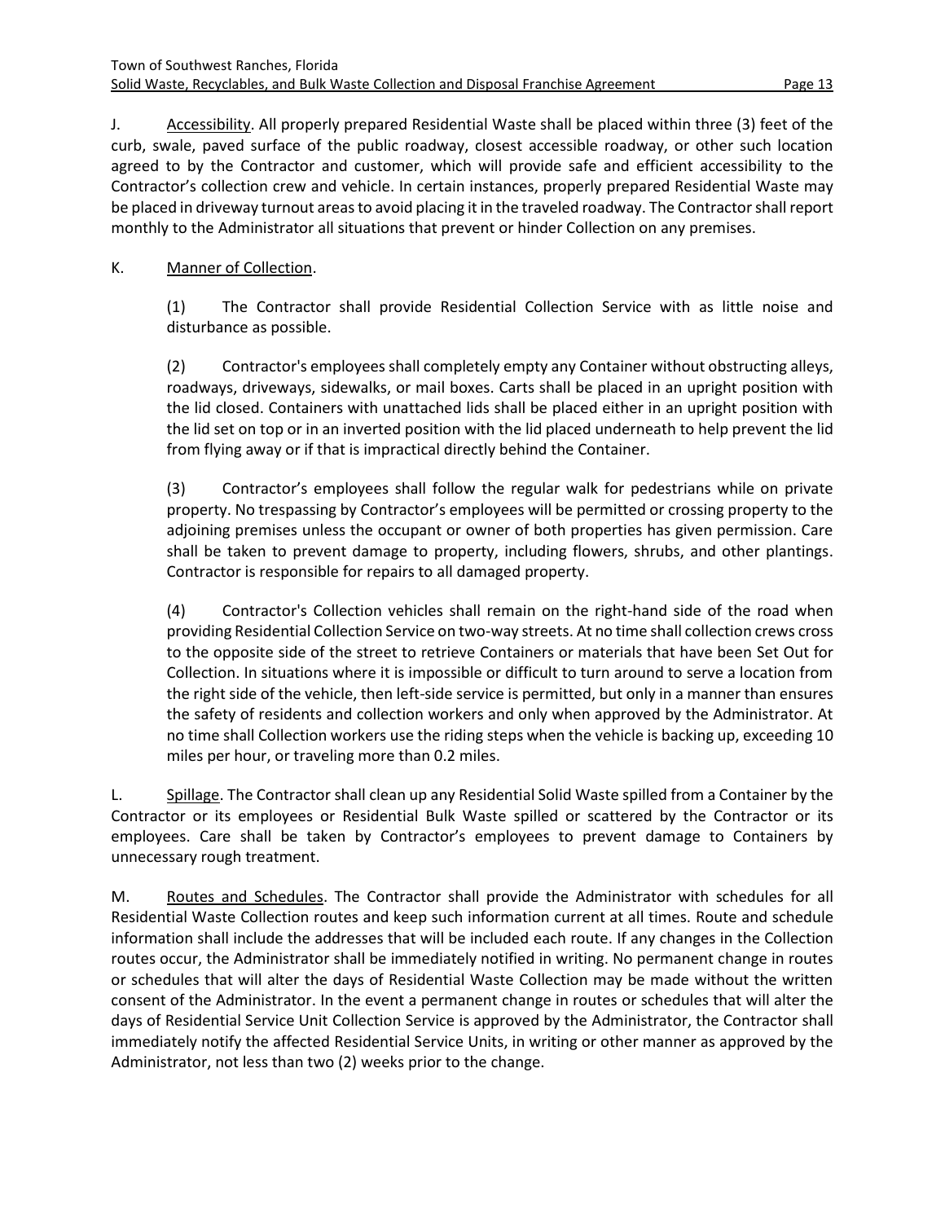J. Accessibility. All properly prepared Residential Waste shall be placed within three (3) feet of the curb, swale, paved surface of the public roadway, closest accessible roadway, or other such location agreed to by the Contractor and customer, which will provide safe and efficient accessibility to the Contractor's collection crew and vehicle. In certain instances, properly prepared Residential Waste may be placed in driveway turnout areas to avoid placing it in the traveled roadway. The Contractor shall report monthly to the Administrator all situations that prevent or hinder Collection on any premises.

K. Manner of Collection.

(1) The Contractor shall provide Residential Collection Service with as little noise and disturbance as possible.

(2) Contractor's employees shall completely empty any Container without obstructing alleys, roadways, driveways, sidewalks, or mail boxes. Carts shall be placed in an upright position with the lid closed. Containers with unattached lids shall be placed either in an upright position with the lid set on top or in an inverted position with the lid placed underneath to help prevent the lid from flying away or if that is impractical directly behind the Container.

(3) Contractor's employees shall follow the regular walk for pedestrians while on private property. No trespassing by Contractor's employees will be permitted or crossing property to the adjoining premises unless the occupant or owner of both properties has given permission. Care shall be taken to prevent damage to property, including flowers, shrubs, and other plantings. Contractor is responsible for repairs to all damaged property.

(4) Contractor's Collection vehicles shall remain on the right-hand side of the road when providing Residential Collection Service on two-way streets. At no time shall collection crews cross to the opposite side of the street to retrieve Containers or materials that have been Set Out for Collection. In situations where it is impossible or difficult to turn around to serve a location from the right side of the vehicle, then left-side service is permitted, but only in a manner than ensures the safety of residents and collection workers and only when approved by the Administrator. At no time shall Collection workers use the riding steps when the vehicle is backing up, exceeding 10 miles per hour, or traveling more than 0.2 miles.

L. Spillage. The Contractor shall clean up any Residential Solid Waste spilled from a Container by the Contractor or its employees or Residential Bulk Waste spilled or scattered by the Contractor or its employees. Care shall be taken by Contractor's employees to prevent damage to Containers by unnecessary rough treatment.

M. Routes and Schedules. The Contractor shall provide the Administrator with schedules for all Residential Waste Collection routes and keep such information current at all times. Route and schedule information shall include the addresses that will be included each route. If any changes in the Collection routes occur, the Administrator shall be immediately notified in writing. No permanent change in routes or schedules that will alter the days of Residential Waste Collection may be made without the written consent of the Administrator. In the event a permanent change in routes or schedules that will alter the days of Residential Service Unit Collection Service is approved by the Administrator, the Contractor shall immediately notify the affected Residential Service Units, in writing or other manner as approved by the Administrator, not less than two (2) weeks prior to the change.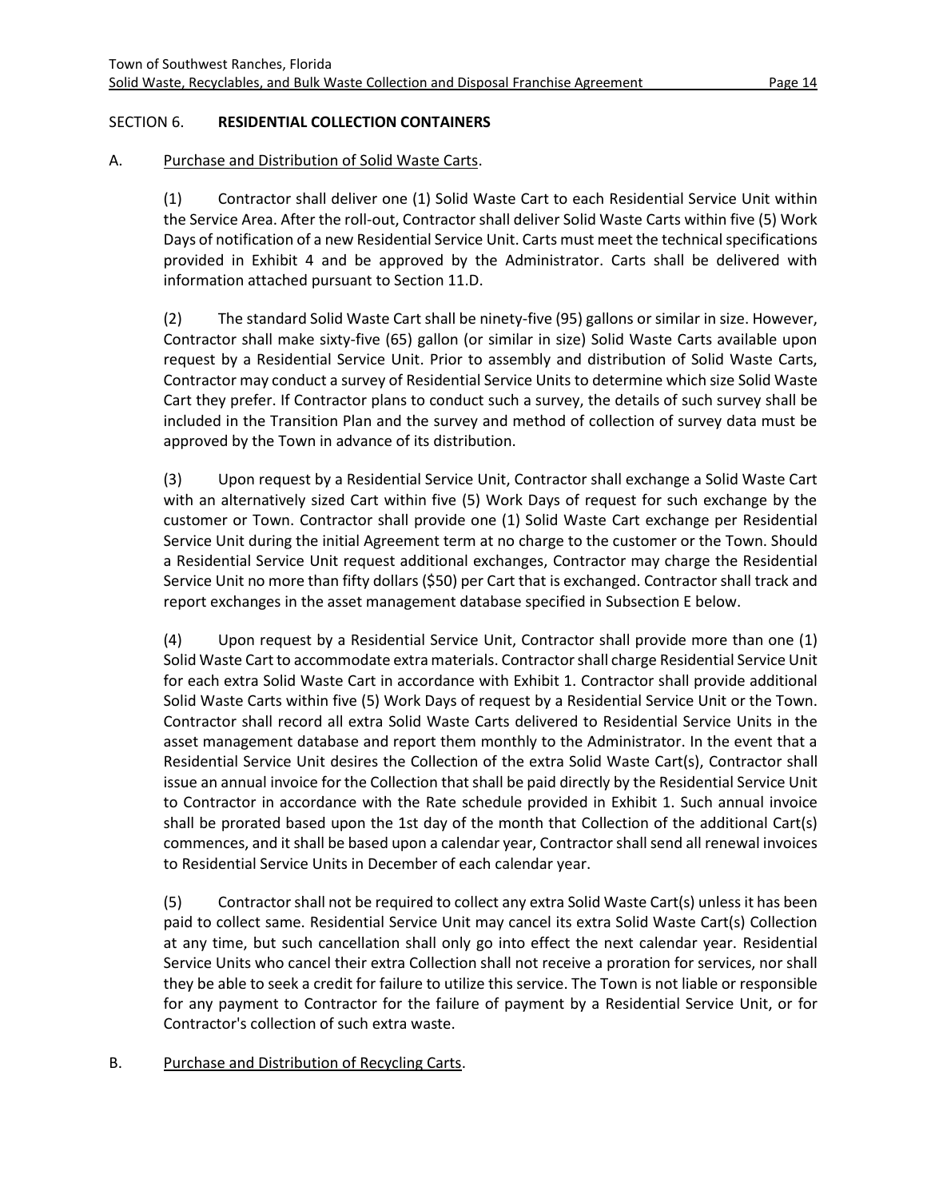## SECTION 6. RESIDENTIAL COLLECTION CONTAINERS

A. Purchase and Distribution of Solid Waste Carts.

(1) Contractor shall deliver one (1) Solid Waste Cart to each Residential Service Unit within the Service Area. After the roll-out, Contractor shall deliver Solid Waste Carts within five (5) Work Days of notification of a new Residential Service Unit. Carts must meet the technical specifications provided in Exhibit 4 and be approved by the Administrator. Carts shall be delivered with information attached pursuant to Section 11.D.

(2) The standard Solid Waste Cart shall be ninety-five (95) gallons or similar in size. However, Contractor shall make sixty-five (65) gallon (or similar in size) Solid Waste Carts available upon request by a Residential Service Unit. Prior to assembly and distribution of Solid Waste Carts, Contractor may conduct a survey of Residential Service Units to determine which size Solid Waste Cart they prefer. If Contractor plans to conduct such a survey, the details of such survey shall be included in the Transition Plan and the survey and method of collection of survey data must be approved by the Town in advance of its distribution.

(3) Upon request by a Residential Service Unit, Contractor shall exchange a Solid Waste Cart with an alternatively sized Cart within five (5) Work Days of request for such exchange by the customer or Town. Contractor shall provide one (1) Solid Waste Cart exchange per Residential Service Unit during the initial Agreement term at no charge to the customer or the Town. Should a Residential Service Unit request additional exchanges, Contractor may charge the Residential Service Unit no more than fifty dollars ($50) per Cart that is exchanged. Contractor shall track and report exchanges in the asset management database specified in Subsection E below.

(4) Upon request by a Residential Service Unit, Contractor shall provide more than one (1) Solid Waste Cart to accommodate extra materials. Contractor shall charge Residential Service Unit for each extra Solid Waste Cart in accordance with Exhibit 1. Contractor shall provide additional Solid Waste Carts within five (5) Work Days of request by a Residential Service Unit or the Town. Contractor shall record all extra Solid Waste Carts delivered to Residential Service Units in the asset management database and report them monthly to the Administrator. In the event that a Residential Service Unit desires the Collection of the extra Solid Waste Cart(s), Contractor shall issue an annual invoice for the Collection that shall be paid directly by the Residential Service Unit to Contractor in accordance with the Rate schedule provided in Exhibit 1. Such annual invoice shall be prorated based upon the 1st day of the month that Collection of the additional Cart(s) commences, and it shall be based upon a calendar year, Contractor shall send all renewal invoices to Residential Service Units in December of each calendar year.

(5) Contractor shall not be required to collect any extra Solid Waste Cart(s) unless it has been paid to collect same. Residential Service Unit may cancel its extra Solid Waste Cart(s) Collection at any time, but such cancellation shall only go into effect the next calendar year. Residential Service Units who cancel their extra Collection shall not receive a proration for services, nor shall they be able to seek a credit for failure to utilize this service. The Town is not liable or responsible for any payment to Contractor for the failure of payment by a Residential Service Unit, or for Contractor's collection of such extra waste.

B. Purchase and Distribution of Recycling Carts.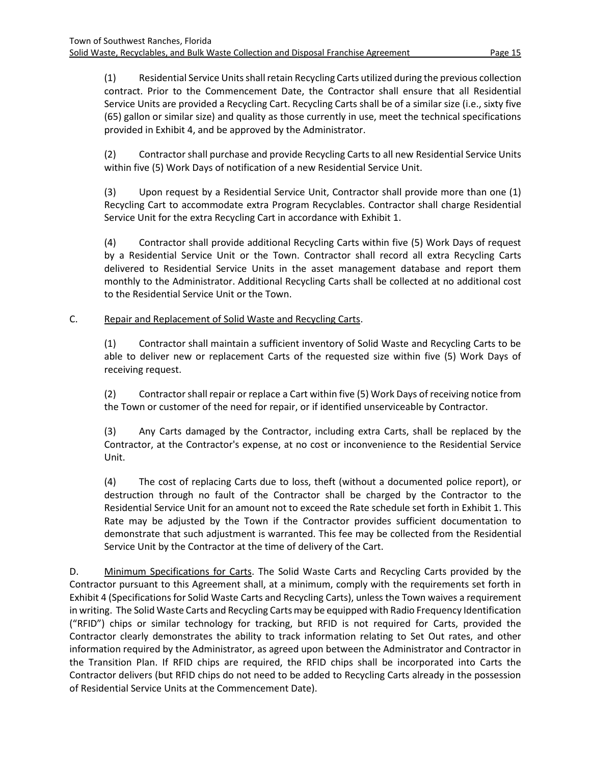(1) Residential Service Units shall retain Recycling Carts utilized during the previous collection contract. Prior to the Commencement Date, the Contractor shall ensure that all Residential Service Units are provided a Recycling Cart. Recycling Carts shall be of a similar size (i.e., sixty five (65) gallon or similar size) and quality as those currently in use, meet the technical specifications provided in Exhibit 4, and be approved by the Administrator.

(2) Contractor shall purchase and provide Recycling Carts to all new Residential Service Units within five (5) Work Days of notification of a new Residential Service Unit.

(3) Upon request by a Residential Service Unit, Contractor shall provide more than one (1) Recycling Cart to accommodate extra Program Recyclables. Contractor shall charge Residential Service Unit for the extra Recycling Cart in accordance with Exhibit 1.

(4) Contractor shall provide additional Recycling Carts within five (5) Work Days of request by a Residential Service Unit or the Town. Contractor shall record all extra Recycling Carts delivered to Residential Service Units in the asset management database and report them monthly to the Administrator. Additional Recycling Carts shall be collected at no additional cost to the Residential Service Unit or the Town.

C. Repair and Replacement of Solid Waste and Recycling Carts.

(1) Contractor shall maintain a sufficient inventory of Solid Waste and Recycling Carts to be able to deliver new or replacement Carts of the requested size within five (5) Work Days of receiving request.

(2) Contractor shall repair or replace a Cart within five (5) Work Days of receiving notice from the Town or customer of the need for repair, or if identified unserviceable by Contractor.

(3) Any Carts damaged by the Contractor, including extra Carts, shall be replaced by the Contractor, at the Contractor's expense, at no cost or inconvenience to the Residential Service Unit.

(4) The cost of replacing Carts due to loss, theft (without a documented police report), or destruction through no fault of the Contractor shall be charged by the Contractor to the Residential Service Unit for an amount not to exceed the Rate schedule set forth in Exhibit 1. This Rate may be adjusted by the Town if the Contractor provides sufficient documentation to demonstrate that such adjustment is warranted. This fee may be collected from the Residential Service Unit by the Contractor at the time of delivery of the Cart.

D. Minimum Specifications for Carts. The Solid Waste Carts and Recycling Carts provided by the Contractor pursuant to this Agreement shall, at a minimum, comply with the requirements set forth in Exhibit 4 (Specifications for Solid Waste Carts and Recycling Carts), unless the Town waives a requirement in writing. The Solid Waste Carts and Recycling Carts may be equipped with Radio Frequency Identification ("RFID") chips or similar technology for tracking, but RFID is not required for Carts, provided the Contractor clearly demonstrates the ability to track information relating to Set Out rates, and other information required by the Administrator, as agreed upon between the Administrator and Contractor in the Transition Plan. If RFID chips are required, the RFID chips shall be incorporated into Carts the Contractor delivers (but RFID chips do not need to be added to Recycling Carts already in the possession of Residential Service Units at the Commencement Date).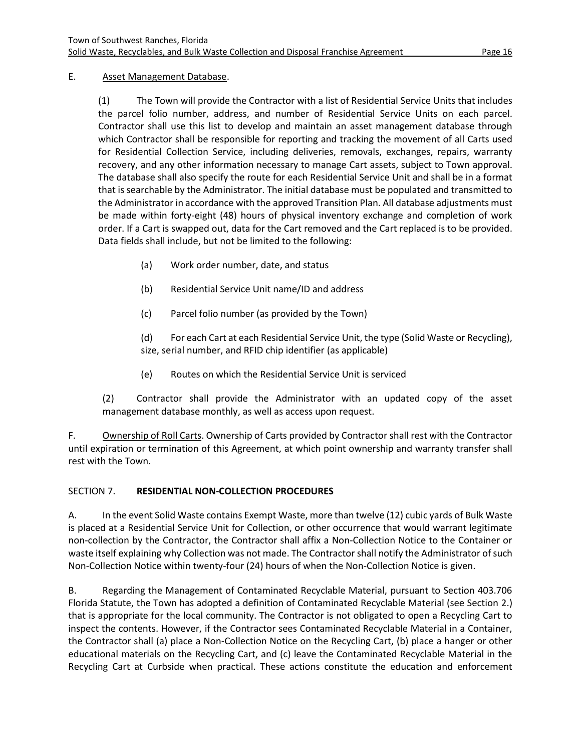E. Asset Management Database.

(1) The Town will provide the Contractor with a list of Residential Service Units that includes the parcel folio number, address, and number of Residential Service Units on each parcel. Contractor shall use this list to develop and maintain an asset management database through which Contractor shall be responsible for reporting and tracking the movement of all Carts used for Residential Collection Service, including deliveries, removals, exchanges, repairs, warranty recovery, and any other information necessary to manage Cart assets, subject to Town approval. The database shall also specify the route for each Residential Service Unit and shall be in a format that is searchable by the Administrator. The initial database must be populated and transmitted to the Administrator in accordance with the approved Transition Plan. All database adjustments must be made within forty-eight (48) hours of physical inventory exchange and completion of work order. If a Cart is swapped out, data for the Cart removed and the Cart replaced is to be provided. Data fields shall include, but not be limited to the following:

(a) Work order number, date, and status

(b) Residential Service Unit name/ID and address

(c) Parcel folio number (as provided by the Town)

(d) For each Cart at each Residential Service Unit, the type (Solid Waste or Recycling), size, serial number, and RFID chip identifier (as applicable)

(e) Routes on which the Residential Service Unit is serviced

(2) Contractor shall provide the Administrator with an updated copy of the asset management database monthly, as well as access upon request.

F. Ownership of Roll Carts. Ownership of Carts provided by Contractor shall rest with the Contractor until expiration or termination of this Agreement, at which point ownership and warranty transfer shall rest with the Town.

SECTION 7. **RESIDENTIAL NON-COLLECTION PROCEDURES**

A. In the event Solid Waste contains Exempt Waste, more than twelve (12) cubic yards of Bulk Waste is placed at a Residential Service Unit for Collection, or other occurrence that would warrant legitimate non-collection by the Contractor, the Contractor shall affix a Non-Collection Notice to the Container or waste itself explaining why Collection was not made. The Contractor shall notify the Administrator of such Non-Collection Notice within twenty-four (24) hours of when the Non-Collection Notice is given.

B. Regarding the Management of Contaminated Recyclable Material, pursuant to Section 403.706 Florida Statute, the Town has adopted a definition of Contaminated Recyclable Material (see Section 2.) that is appropriate for the local community. The Contractor is not obligated to open a Recycling Cart to inspect the contents. However, if the Contractor sees Contaminated Recyclable Material in a Container, the Contractor shall (a) place a Non-Collection Notice on the Recycling Cart, (b) place a hanger or other educational materials on the Recycling Cart, and (c) leave the Contaminated Recyclable Material in the Recycling Cart at Curbside when practical. These actions constitute the education and enforcement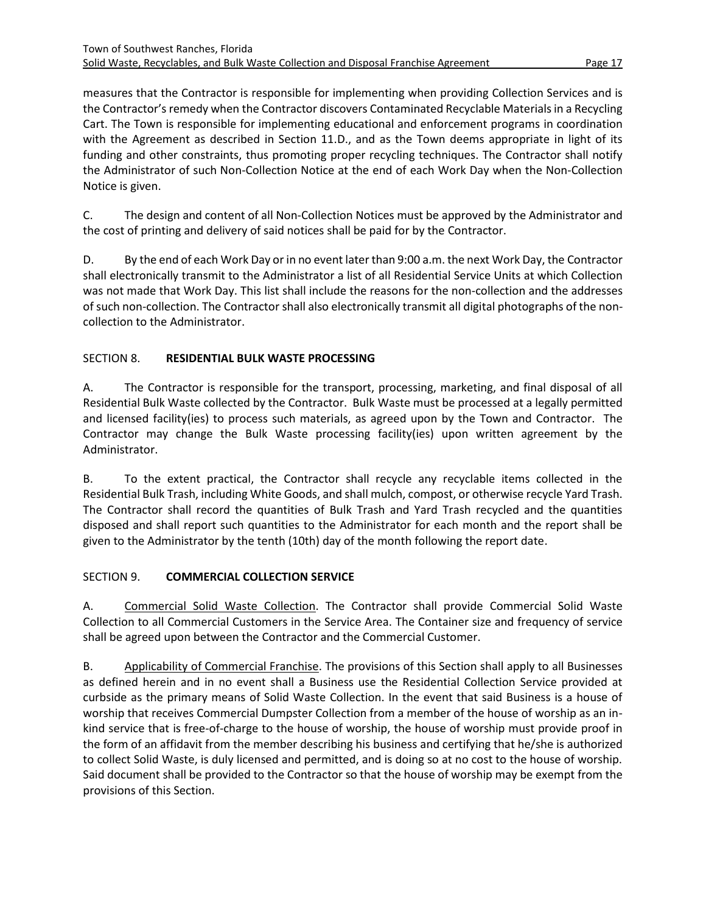measures that the Contractor is responsible for implementing when providing Collection Services and is the Contractor's remedy when the Contractor discovers Contaminated Recyclable Materials in a Recycling Cart. The Town is responsible for implementing educational and enforcement programs in coordination with the Agreement as described in Section 11.D., and as the Town deems appropriate in light of its funding and other constraints, thus promoting proper recycling techniques. The Contractor shall notify the Administrator of such Non-Collection Notice at the end of each Work Day when the Non-Collection Notice is given.

C. The design and content of all Non-Collection Notices must be approved by the Administrator and the cost of printing and delivery of said notices shall be paid for by the Contractor.

D. By the end of each Work Day or in no event later than 9:00 a.m. the next Work Day, the Contractor shall electronically transmit to the Administrator a list of all Residential Service Units at which Collection was not made that Work Day. This list shall include the reasons for the non-collection and the addresses of such non-collection. The Contractor shall also electronically transmit all digital photographs of the non-collection to the Administrator.

## SECTION 8. **RESIDENTIAL BULK WASTE PROCESSING**

A. The Contractor is responsible for the transport, processing, marketing, and final disposal of all Residential Bulk Waste collected by the Contractor. Bulk Waste must be processed at a legally permitted and licensed facility(ies) to process such materials, as agreed upon by the Town and Contractor. The Contractor may change the Bulk Waste processing facility(ies) upon written agreement by the Administrator.

B. To the extent practical, the Contractor shall recycle any recyclable items collected in the Residential Bulk Trash, including White Goods, and shall mulch, compost, or otherwise recycle Yard Trash. The Contractor shall record the quantities of Bulk Trash and Yard Trash recycled and the quantities disposed and shall report such quantities to the Administrator for each month and the report shall be given to the Administrator by the tenth (10th) day of the month following the report date.

## SECTION 9. **COMMERCIAL COLLECTION SERVICE**

A. Commercial Solid Waste Collection. The Contractor shall provide Commercial Solid Waste Collection to all Commercial Customers in the Service Area. The Container size and frequency of service shall be agreed upon between the Contractor and the Commercial Customer.

B. Applicability of Commercial Franchise. The provisions of this Section shall apply to all Businesses as defined herein and in no event shall a Business use the Residential Collection Service provided at curbside as the primary means of Solid Waste Collection. In the event that said Business is a house of worship that receives Commercial Dumpster Collection from a member of the house of worship as an in-kind service that is free-of-charge to the house of worship, the house of worship must provide proof in the form of an affidavit from the member describing his business and certifying that he/she is authorized to collect Solid Waste, is duly licensed and permitted, and is doing so at no cost to the house of worship. Said document shall be provided to the Contractor so that the house of worship may be exempt from the provisions of this Section.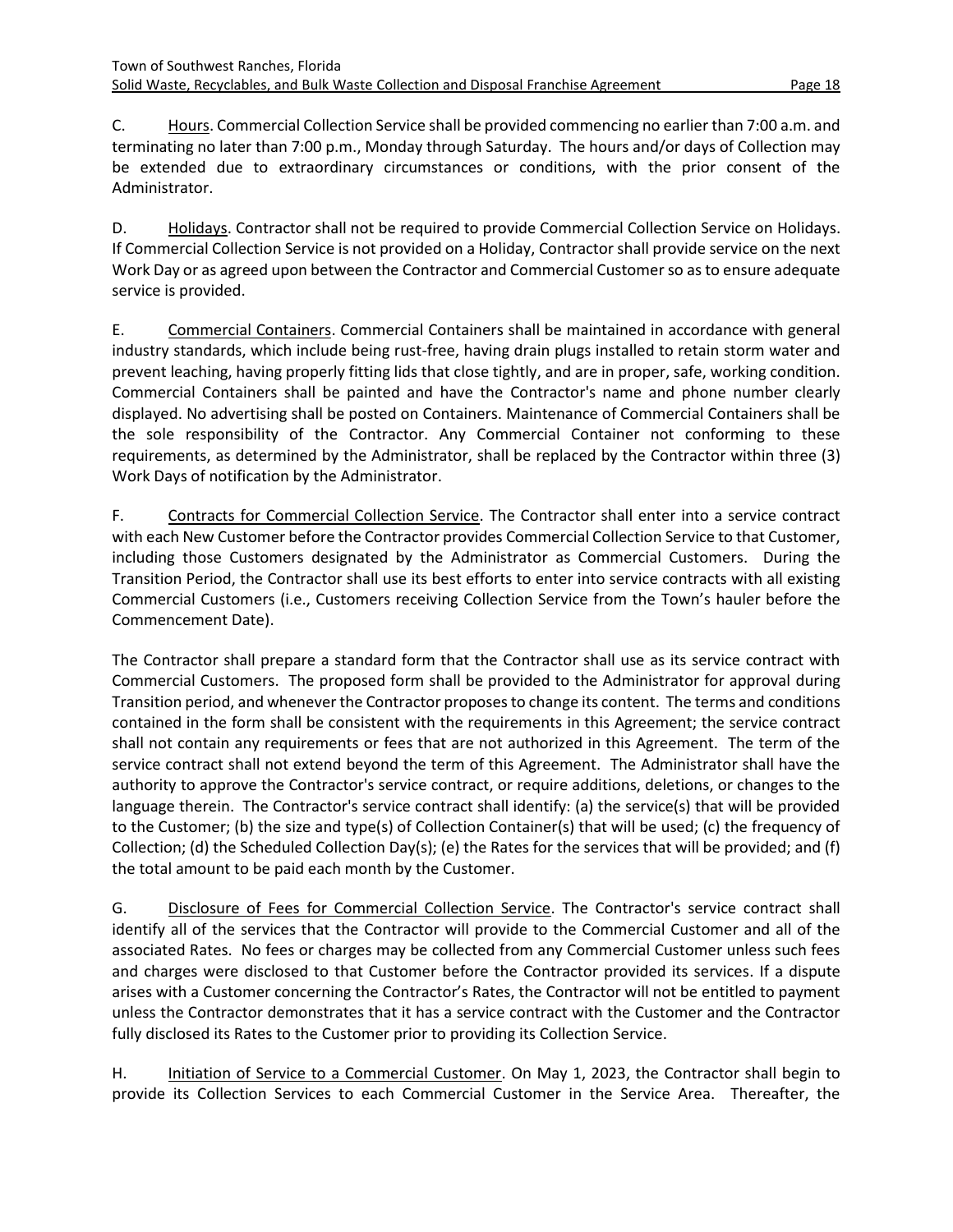C. Hours. Commercial Collection Service shall be provided commencing no earlier than 7:00 a.m. and terminating no later than 7:00 p.m., Monday through Saturday. The hours and/or days of Collection may be extended due to extraordinary circumstances or conditions, with the prior consent of the Administrator.

D. Holidays. Contractor shall not be required to provide Commercial Collection Service on Holidays. If Commercial Collection Service is not provided on a Holiday, Contractor shall provide service on the next Work Day or as agreed upon between the Contractor and Commercial Customer so as to ensure adequate service is provided.

E. Commercial Containers. Commercial Containers shall be maintained in accordance with general industry standards, which include being rust-free, having drain plugs installed to retain storm water and prevent leaching, having properly fitting lids that close tightly, and are in proper, safe, working condition. Commercial Containers shall be painted and have the Contractor's name and phone number clearly displayed. No advertising shall be posted on Containers. Maintenance of Commercial Containers shall be the sole responsibility of the Contractor. Any Commercial Container not conforming to these requirements, as determined by the Administrator, shall be replaced by the Contractor within three (3) Work Days of notification by the Administrator.

F. Contracts for Commercial Collection Service. The Contractor shall enter into a service contract with each New Customer before the Contractor provides Commercial Collection Service to that Customer, including those Customers designated by the Administrator as Commercial Customers. During the Transition Period, the Contractor shall use its best efforts to enter into service contracts with all existing Commercial Customers (i.e., Customers receiving Collection Service from the Town's hauler before the Commencement Date).

The Contractor shall prepare a standard form that the Contractor shall use as its service contract with Commercial Customers. The proposed form shall be provided to the Administrator for approval during Transition period, and whenever the Contractor proposes to change its content. The terms and conditions contained in the form shall be consistent with the requirements in this Agreement; the service contract shall not contain any requirements or fees that are not authorized in this Agreement. The term of the service contract shall not extend beyond the term of this Agreement. The Administrator shall have the authority to approve the Contractor's service contract, or require additions, deletions, or changes to the language therein. The Contractor's service contract shall identify: (a) the service(s) that will be provided to the Customer; (b) the size and type(s) of Collection Container(s) that will be used; (c) the frequency of Collection; (d) the Scheduled Collection Day(s); (e) the Rates for the services that will be provided; and (f) the total amount to be paid each month by the Customer.

G. Disclosure of Fees for Commercial Collection Service. The Contractor's service contract shall identify all of the services that the Contractor will provide to the Commercial Customer and all of the associated Rates. No fees or charges may be collected from any Commercial Customer unless such fees and charges were disclosed to that Customer before the Contractor provided its services. If a dispute arises with a Customer concerning the Contractor's Rates, the Contractor will not be entitled to payment unless the Contractor demonstrates that it has a service contract with the Customer and the Contractor fully disclosed its Rates to the Customer prior to providing its Collection Service.

H. Initiation of Service to a Commercial Customer. On May 1, 2023, the Contractor shall begin to provide its Collection Services to each Commercial Customer in the Service Area. Thereafter, the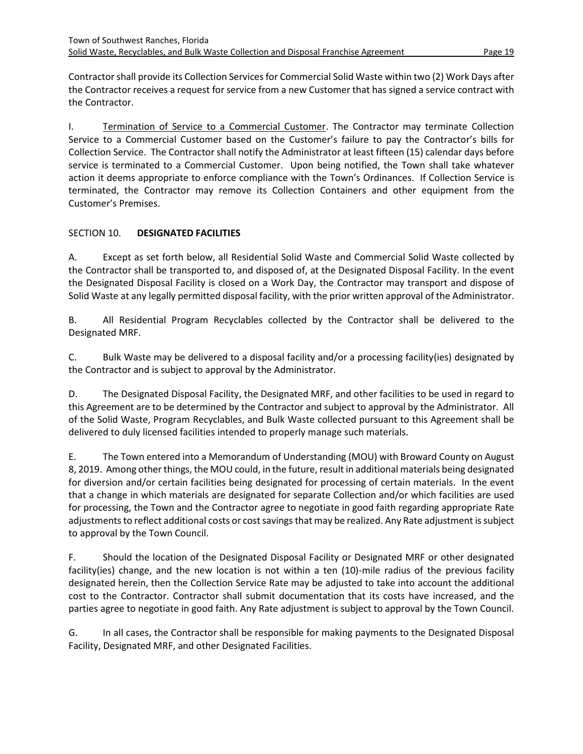Contractor shall provide its Collection Services for Commercial Solid Waste within two (2) Work Days after the Contractor receives a request for service from a new Customer that has signed a service contract with the Contractor.

I. Termination of Service to a Commercial Customer. The Contractor may terminate Collection Service to a Commercial Customer based on the Customer's failure to pay the Contractor's bills for Collection Service. The Contractor shall notify the Administrator at least fifteen (15) calendar days before service is terminated to a Commercial Customer. Upon being notified, the Town shall take whatever action it deems appropriate to enforce compliance with the Town's Ordinances. If Collection Service is terminated, the Contractor may remove its Collection Containers and other equipment from the Customer's Premises.

## SECTION 10. **DESIGNATED FACILITIES**

A. Except as set forth below, all Residential Solid Waste and Commercial Solid Waste collected by the Contractor shall be transported to, and disposed of, at the Designated Disposal Facility. In the event the Designated Disposal Facility is closed on a Work Day, the Contractor may transport and dispose of Solid Waste at any legally permitted disposal facility, with the prior written approval of the Administrator.

B. All Residential Program Recyclables collected by the Contractor shall be delivered to the Designated MRF.

C. Bulk Waste may be delivered to a disposal facility and/or a processing facility(ies) designated by the Contractor and is subject to approval by the Administrator.

D. The Designated Disposal Facility, the Designated MRF, and other facilities to be used in regard to this Agreement are to be determined by the Contractor and subject to approval by the Administrator. All of the Solid Waste, Program Recyclables, and Bulk Waste collected pursuant to this Agreement shall be delivered to duly licensed facilities intended to properly manage such materials.

E. The Town entered into a Memorandum of Understanding (MOU) with Broward County on August 8, 2019. Among other things, the MOU could, in the future, result in additional materials being designated for diversion and/or certain facilities being designated for processing of certain materials. In the event that a change in which materials are designated for separate Collection and/or which facilities are used for processing, the Town and the Contractor agree to negotiate in good faith regarding appropriate Rate adjustments to reflect additional costs or cost savings that may be realized. Any Rate adjustment is subject to approval by the Town Council.

F. Should the location of the Designated Disposal Facility or Designated MRF or other designated facility(ies) change, and the new location is not within a ten (10)-mile radius of the previous facility designated herein, then the Collection Service Rate may be adjusted to take into account the additional cost to the Contractor. Contractor shall submit documentation that its costs have increased, and the parties agree to negotiate in good faith. Any Rate adjustment is subject to approval by the Town Council.

G. In all cases, the Contractor shall be responsible for making payments to the Designated Disposal Facility, Designated MRF, and other Designated Facilities.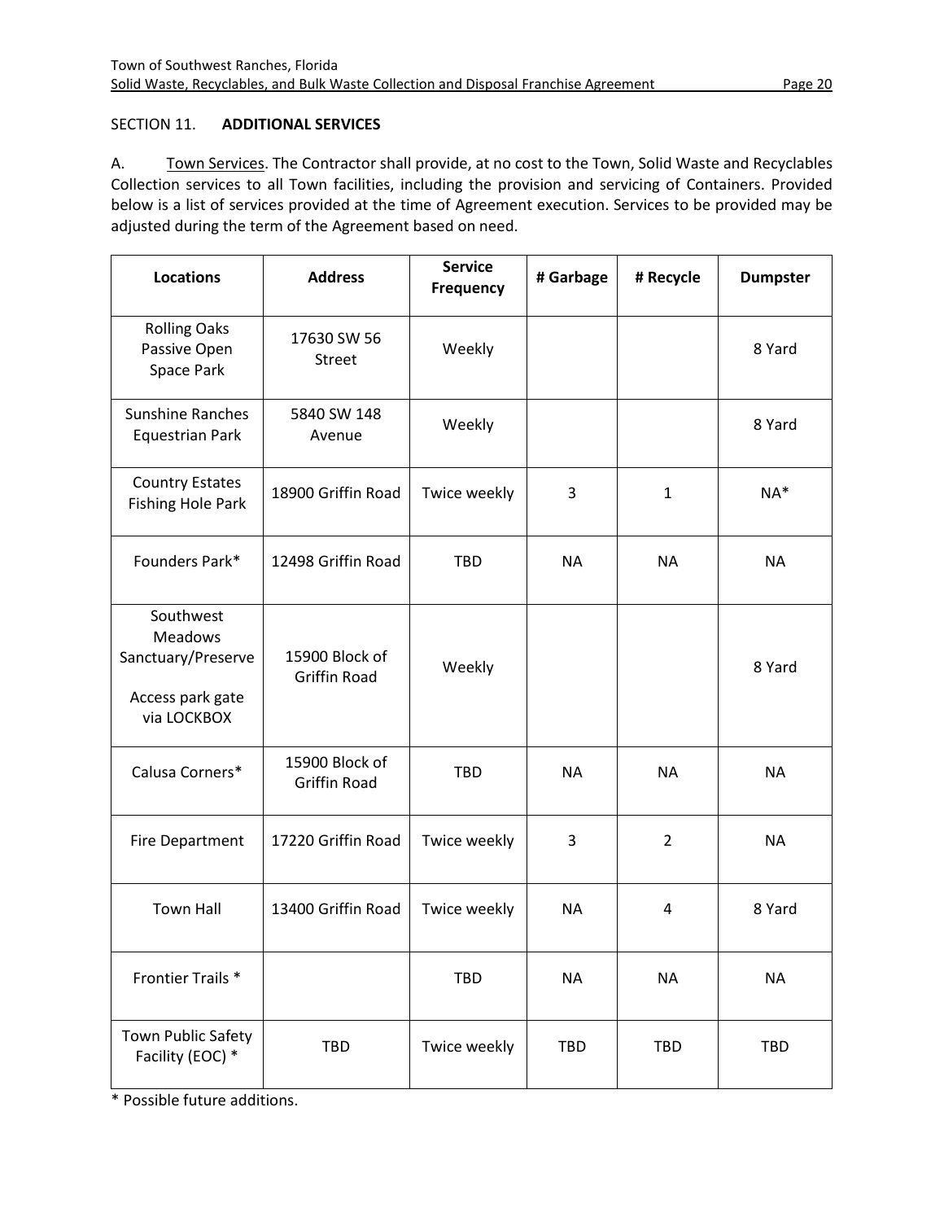SECTION 11. **ADDITIONAL SERVICES**

A. <u>Town Services</u>. The Contractor shall provide, at no cost to the Town, Solid Waste and Recyclables Collection services to all Town facilities, including the provision and servicing of Containers. Provided below is a list of services provided at the time of Agreement execution. Services to be provided may be adjusted during the term of the Agreement based on need.

| Locations | Address | Service Frequency | # Garbage | # Recycle | Dumpster |
|---|---|---|---|---|---|
| Rolling Oaks Passive Open Space Park | 17630 SW 56 Street | Weekly | | | 8 Yard |
| Sunshine Ranches Equestrian Park | 5840 SW 148 Avenue | Weekly | | | 8 Yard |
| Country Estates Fishing Hole Park | 18900 Griffin Road | Twice weekly | 3 | 1 | NA* |
| Founders Park* | 12498 Griffin Road | TBD | NA | NA | NA |
| Southwest Meadows Sanctuary/Preserve<br><br>Access park gate via LOCKBOX | 15900 Block of Griffin Road | Weekly | | | 8 Yard |
| Calusa Corners* | 15900 Block of Griffin Road | TBD | NA | NA | NA |
| Fire Department | 17220 Griffin Road | Twice weekly | 3 | 2 | NA |
| Town Hall | 13400 Griffin Road | Twice weekly | NA | 4 | 8 Yard |
| Frontier Trails * | | TBD | NA | NA | NA |
| Town Public Safety Facility (EOC) * | TBD | Twice weekly | TBD | TBD | TBD |

\* Possible future additions.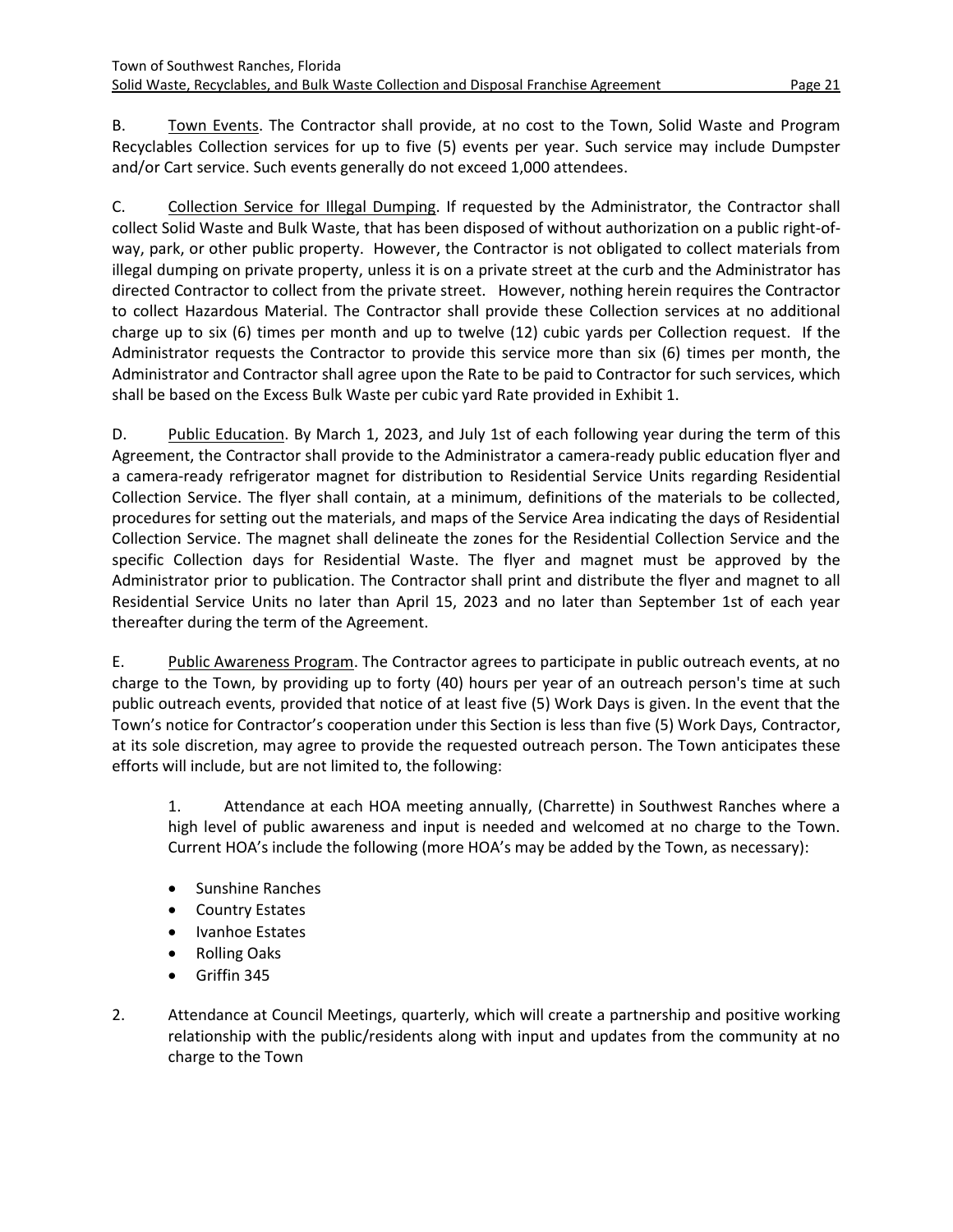B. Town Events. The Contractor shall provide, at no cost to the Town, Solid Waste and Program Recyclables Collection services for up to five (5) events per year. Such service may include Dumpster and/or Cart service. Such events generally do not exceed 1,000 attendees.

C. Collection Service for Illegal Dumping. If requested by the Administrator, the Contractor shall collect Solid Waste and Bulk Waste, that has been disposed of without authorization on a public right-of-way, park, or other public property. However, the Contractor is not obligated to collect materials from illegal dumping on private property, unless it is on a private street at the curb and the Administrator has directed Contractor to collect from the private street. However, nothing herein requires the Contractor to collect Hazardous Material. The Contractor shall provide these Collection services at no additional charge up to six (6) times per month and up to twelve (12) cubic yards per Collection request. If the Administrator requests the Contractor to provide this service more than six (6) times per month, the Administrator and Contractor shall agree upon the Rate to be paid to Contractor for such services, which shall be based on the Excess Bulk Waste per cubic yard Rate provided in Exhibit 1.

D. Public Education. By March 1, 2023, and July 1st of each following year during the term of this Agreement, the Contractor shall provide to the Administrator a camera-ready public education flyer and a camera-ready refrigerator magnet for distribution to Residential Service Units regarding Residential Collection Service. The flyer shall contain, at a minimum, definitions of the materials to be collected, procedures for setting out the materials, and maps of the Service Area indicating the days of Residential Collection Service. The magnet shall delineate the zones for the Residential Collection Service and the specific Collection days for Residential Waste. The flyer and magnet must be approved by the Administrator prior to publication. The Contractor shall print and distribute the flyer and magnet to all Residential Service Units no later than April 15, 2023 and no later than September 1st of each year thereafter during the term of the Agreement.

E. Public Awareness Program. The Contractor agrees to participate in public outreach events, at no charge to the Town, by providing up to forty (40) hours per year of an outreach person's time at such public outreach events, provided that notice of at least five (5) Work Days is given. In the event that the Town's notice for Contractor's cooperation under this Section is less than five (5) Work Days, Contractor, at its sole discretion, may agree to provide the requested outreach person. The Town anticipates these efforts will include, but are not limited to, the following:

1. Attendance at each HOA meeting annually, (Charrette) in Southwest Ranches where a high level of public awareness and input is needed and welcomed at no charge to the Town. Current HOA's include the following (more HOA's may be added by the Town, as necessary):

   - Sunshine Ranches
   - Country Estates
   - Ivanhoe Estates
   - Rolling Oaks
   - Griffin 345

2. Attendance at Council Meetings, quarterly, which will create a partnership and positive working relationship with the public/residents along with input and updates from the community at no charge to the Town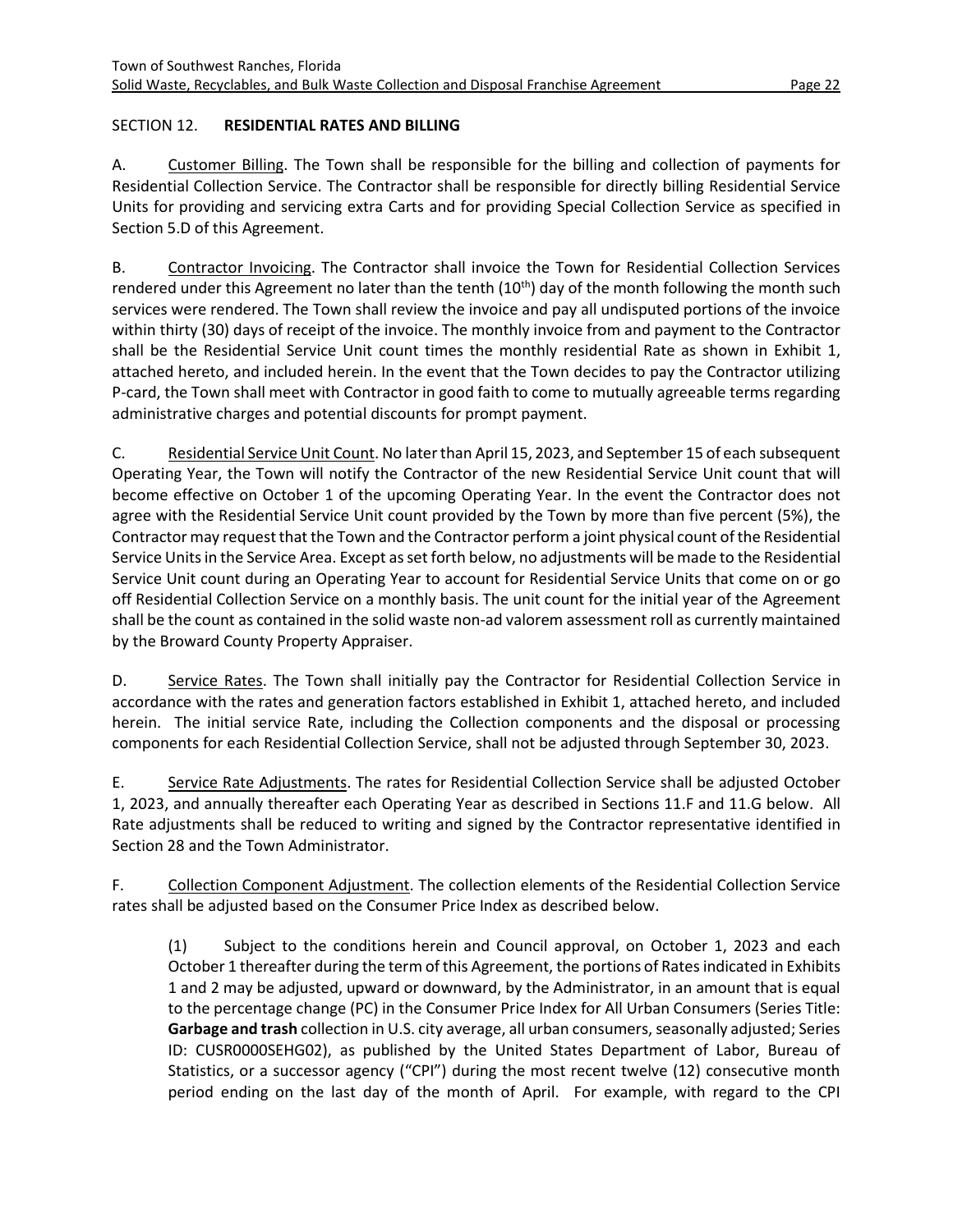## SECTION 12. **RESIDENTIAL RATES AND BILLING**

A. Customer Billing. The Town shall be responsible for the billing and collection of payments for Residential Collection Service. The Contractor shall be responsible for directly billing Residential Service Units for providing and servicing extra Carts and for providing Special Collection Service as specified in Section 5.D of this Agreement.

B. Contractor Invoicing. The Contractor shall invoice the Town for Residential Collection Services rendered under this Agreement no later than the tenth (10th) day of the month following the month such services were rendered. The Town shall review the invoice and pay all undisputed portions of the invoice within thirty (30) days of receipt of the invoice. The monthly invoice from and payment to the Contractor shall be the Residential Service Unit count times the monthly residential Rate as shown in Exhibit 1, attached hereto, and included herein. In the event that the Town decides to pay the Contractor utilizing P-card, the Town shall meet with Contractor in good faith to come to mutually agreeable terms regarding administrative charges and potential discounts for prompt payment.

C. Residential Service Unit Count. No later than April 15, 2023, and September 15 of each subsequent Operating Year, the Town will notify the Contractor of the new Residential Service Unit count that will become effective on October 1 of the upcoming Operating Year. In the event the Contractor does not agree with the Residential Service Unit count provided by the Town by more than five percent (5%), the Contractor may request that the Town and the Contractor perform a joint physical count of the Residential Service Units in the Service Area. Except as set forth below, no adjustments will be made to the Residential Service Unit count during an Operating Year to account for Residential Service Units that come on or go off Residential Collection Service on a monthly basis. The unit count for the initial year of the Agreement shall be the count as contained in the solid waste non-ad valorem assessment roll as currently maintained by the Broward County Property Appraiser.

D. Service Rates. The Town shall initially pay the Contractor for Residential Collection Service in accordance with the rates and generation factors established in Exhibit 1, attached hereto, and included herein. The initial service Rate, including the Collection components and the disposal or processing components for each Residential Collection Service, shall not be adjusted through September 30, 2023.

E. Service Rate Adjustments. The rates for Residential Collection Service shall be adjusted October 1, 2023, and annually thereafter each Operating Year as described in Sections 11.F and 11.G below. All Rate adjustments shall be reduced to writing and signed by the Contractor representative identified in Section 28 and the Town Administrator.

F. Collection Component Adjustment. The collection elements of the Residential Collection Service rates shall be adjusted based on the Consumer Price Index as described below.

(1) Subject to the conditions herein and Council approval, on October 1, 2023 and each October 1 thereafter during the term of this Agreement, the portions of Rates indicated in Exhibits 1 and 2 may be adjusted, upward or downward, by the Administrator, in an amount that is equal to the percentage change (PC) in the Consumer Price Index for All Urban Consumers (Series Title: **Garbage and trash** collection in U.S. city average, all urban consumers, seasonally adjusted; Series ID: CUSR0000SEHG02), as published by the United States Department of Labor, Bureau of Statistics, or a successor agency ("CPI") during the most recent twelve (12) consecutive month period ending on the last day of the month of April. For example, with regard to the CPI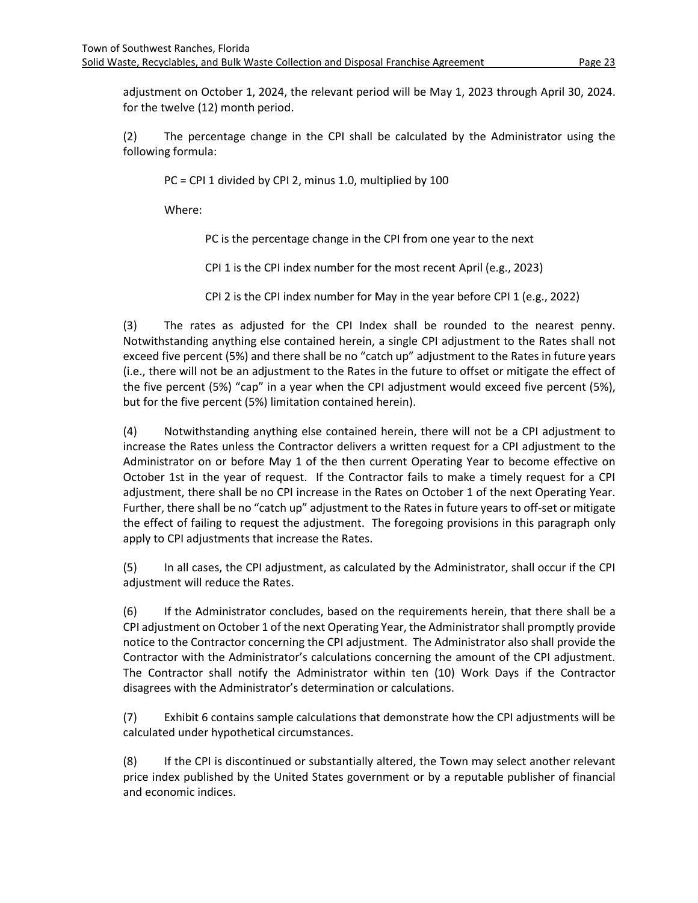adjustment on October 1, 2024, the relevant period will be May 1, 2023 through April 30, 2024. for the twelve (12) month period.

(2) The percentage change in the CPI shall be calculated by the Administrator using the following formula:

PC = CPI 1 divided by CPI 2, minus 1.0, multiplied by 100

Where:

PC is the percentage change in the CPI from one year to the next

CPI 1 is the CPI index number for the most recent April (e.g., 2023)

CPI 2 is the CPI index number for May in the year before CPI 1 (e.g., 2022)

(3) The rates as adjusted for the CPI Index shall be rounded to the nearest penny. Notwithstanding anything else contained herein, a single CPI adjustment to the Rates shall not exceed five percent (5%) and there shall be no "catch up" adjustment to the Rates in future years (i.e., there will not be an adjustment to the Rates in the future to offset or mitigate the effect of the five percent (5%) "cap" in a year when the CPI adjustment would exceed five percent (5%), but for the five percent (5%) limitation contained herein).

(4) Notwithstanding anything else contained herein, there will not be a CPI adjustment to increase the Rates unless the Contractor delivers a written request for a CPI adjustment to the Administrator on or before May 1 of the then current Operating Year to become effective on October 1st in the year of request. If the Contractor fails to make a timely request for a CPI adjustment, there shall be no CPI increase in the Rates on October 1 of the next Operating Year. Further, there shall be no "catch up" adjustment to the Rates in future years to off-set or mitigate the effect of failing to request the adjustment. The foregoing provisions in this paragraph only apply to CPI adjustments that increase the Rates.

(5) In all cases, the CPI adjustment, as calculated by the Administrator, shall occur if the CPI adjustment will reduce the Rates.

(6) If the Administrator concludes, based on the requirements herein, that there shall be a CPI adjustment on October 1 of the next Operating Year, the Administrator shall promptly provide notice to the Contractor concerning the CPI adjustment. The Administrator also shall provide the Contractor with the Administrator's calculations concerning the amount of the CPI adjustment. The Contractor shall notify the Administrator within ten (10) Work Days if the Contractor disagrees with the Administrator's determination or calculations.

(7) Exhibit 6 contains sample calculations that demonstrate how the CPI adjustments will be calculated under hypothetical circumstances.

(8) If the CPI is discontinued or substantially altered, the Town may select another relevant price index published by the United States government or by a reputable publisher of financial and economic indices.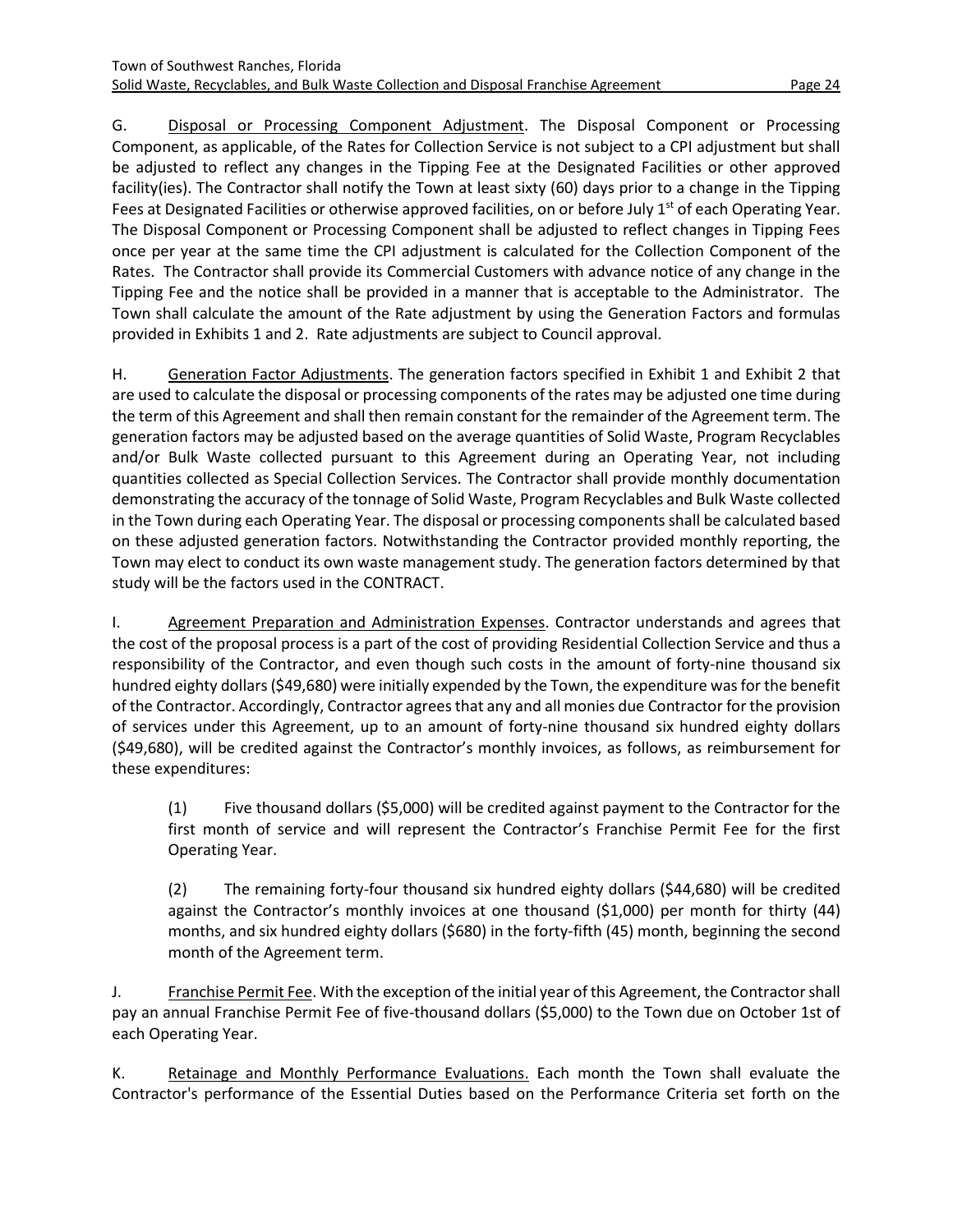G. Disposal or Processing Component Adjustment. The Disposal Component or Processing Component, as applicable, of the Rates for Collection Service is not subject to a CPI adjustment but shall be adjusted to reflect any changes in the Tipping Fee at the Designated Facilities or other approved facility(ies). The Contractor shall notify the Town at least sixty (60) days prior to a change in the Tipping Fees at Designated Facilities or otherwise approved facilities, on or before July 1st of each Operating Year. The Disposal Component or Processing Component shall be adjusted to reflect changes in Tipping Fees once per year at the same time the CPI adjustment is calculated for the Collection Component of the Rates. The Contractor shall provide its Commercial Customers with advance notice of any change in the Tipping Fee and the notice shall be provided in a manner that is acceptable to the Administrator. The Town shall calculate the amount of the Rate adjustment by using the Generation Factors and formulas provided in Exhibits 1 and 2. Rate adjustments are subject to Council approval.

H. Generation Factor Adjustments. The generation factors specified in Exhibit 1 and Exhibit 2 that are used to calculate the disposal or processing components of the rates may be adjusted one time during the term of this Agreement and shall then remain constant for the remainder of the Agreement term. The generation factors may be adjusted based on the average quantities of Solid Waste, Program Recyclables and/or Bulk Waste collected pursuant to this Agreement during an Operating Year, not including quantities collected as Special Collection Services. The Contractor shall provide monthly documentation demonstrating the accuracy of the tonnage of Solid Waste, Program Recyclables and Bulk Waste collected in the Town during each Operating Year. The disposal or processing components shall be calculated based on these adjusted generation factors. Notwithstanding the Contractor provided monthly reporting, the Town may elect to conduct its own waste management study. The generation factors determined by that study will be the factors used in the CONTRACT.

I. Agreement Preparation and Administration Expenses. Contractor understands and agrees that the cost of the proposal process is a part of the cost of providing Residential Collection Service and thus a responsibility of the Contractor, and even though such costs in the amount of forty-nine thousand six hundred eighty dollars ($49,680) were initially expended by the Town, the expenditure was for the benefit of the Contractor. Accordingly, Contractor agrees that any and all monies due Contractor for the provision of services under this Agreement, up to an amount of forty-nine thousand six hundred eighty dollars ($49,680), will be credited against the Contractor's monthly invoices, as follows, as reimbursement for these expenditures:

(1) Five thousand dollars ($5,000) will be credited against payment to the Contractor for the first month of service and will represent the Contractor's Franchise Permit Fee for the first Operating Year.

(2) The remaining forty-four thousand six hundred eighty dollars ($44,680) will be credited against the Contractor's monthly invoices at one thousand ($1,000) per month for thirty (44) months, and six hundred eighty dollars ($680) in the forty-fifth (45) month, beginning the second month of the Agreement term.

J. Franchise Permit Fee. With the exception of the initial year of this Agreement, the Contractor shall pay an annual Franchise Permit Fee of five-thousand dollars ($5,000) to the Town due on October 1st of each Operating Year.

K. Retainage and Monthly Performance Evaluations. Each month the Town shall evaluate the Contractor's performance of the Essential Duties based on the Performance Criteria set forth on the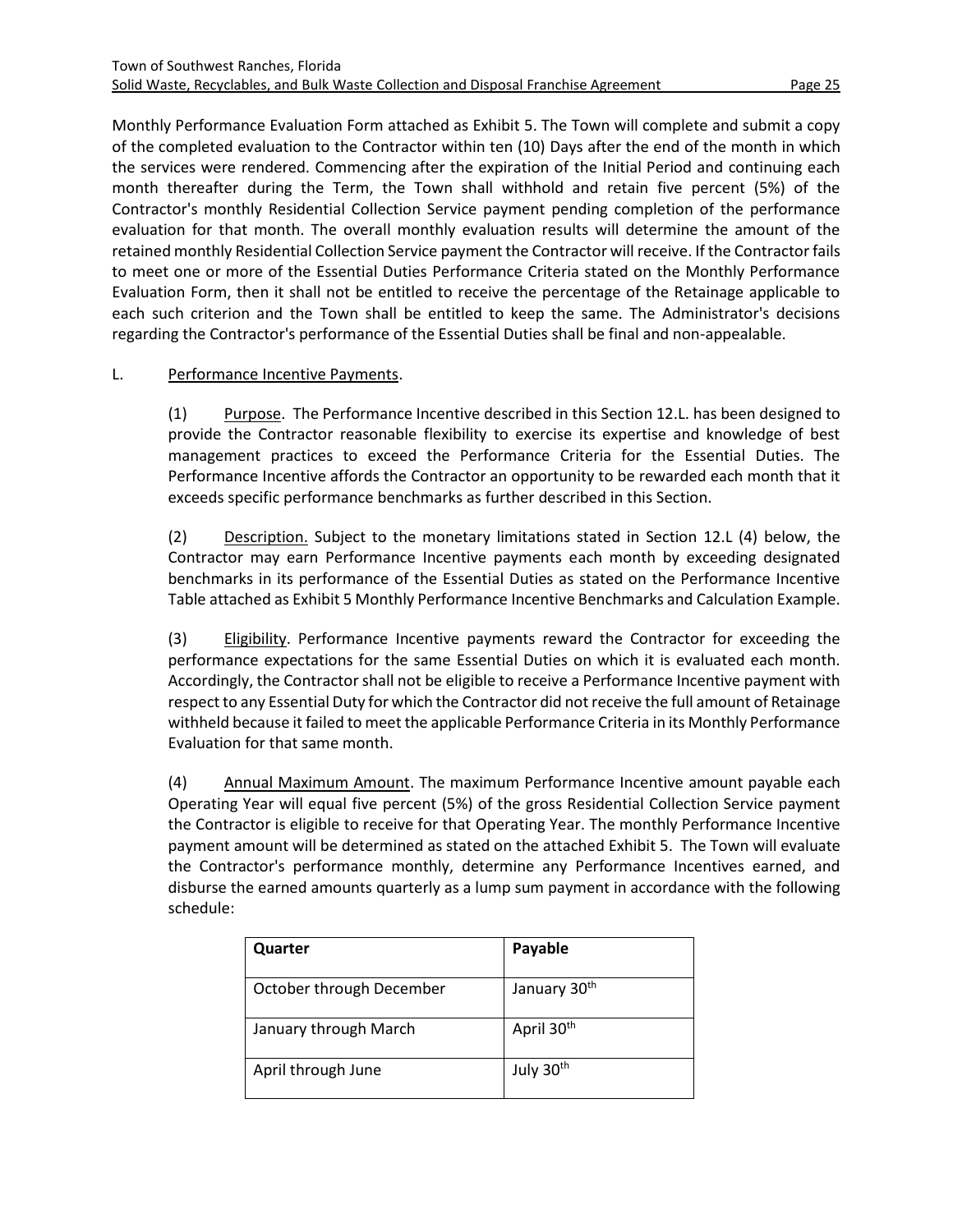Monthly Performance Evaluation Form attached as Exhibit 5. The Town will complete and submit a copy of the completed evaluation to the Contractor within ten (10) Days after the end of the month in which the services were rendered. Commencing after the expiration of the Initial Period and continuing each month thereafter during the Term, the Town shall withhold and retain five percent (5%) of the Contractor's monthly Residential Collection Service payment pending completion of the performance evaluation for that month. The overall monthly evaluation results will determine the amount of the retained monthly Residential Collection Service payment the Contractor will receive. If the Contractor fails to meet one or more of the Essential Duties Performance Criteria stated on the Monthly Performance Evaluation Form, then it shall not be entitled to receive the percentage of the Retainage applicable to each such criterion and the Town shall be entitled to keep the same. The Administrator's decisions regarding the Contractor's performance of the Essential Duties shall be final and non-appealable.

L. Performance Incentive Payments.

(1) Purpose. The Performance Incentive described in this Section 12.L. has been designed to provide the Contractor reasonable flexibility to exercise its expertise and knowledge of best management practices to exceed the Performance Criteria for the Essential Duties. The Performance Incentive affords the Contractor an opportunity to be rewarded each month that it exceeds specific performance benchmarks as further described in this Section.

(2) Description. Subject to the monetary limitations stated in Section 12.L (4) below, the Contractor may earn Performance Incentive payments each month by exceeding designated benchmarks in its performance of the Essential Duties as stated on the Performance Incentive Table attached as Exhibit 5 Monthly Performance Incentive Benchmarks and Calculation Example.

(3) Eligibility. Performance Incentive payments reward the Contractor for exceeding the performance expectations for the same Essential Duties on which it is evaluated each month. Accordingly, the Contractor shall not be eligible to receive a Performance Incentive payment with respect to any Essential Duty for which the Contractor did not receive the full amount of Retainage withheld because it failed to meet the applicable Performance Criteria in its Monthly Performance Evaluation for that same month.

(4) Annual Maximum Amount. The maximum Performance Incentive amount payable each Operating Year will equal five percent (5%) of the gross Residential Collection Service payment the Contractor is eligible to receive for that Operating Year. The monthly Performance Incentive payment amount will be determined as stated on the attached Exhibit 5. The Town will evaluate the Contractor's performance monthly, determine any Performance Incentives earned, and disburse the earned amounts quarterly as a lump sum payment in accordance with the following schedule:

| Quarter | Payable |
|---|---|
| October through December | January 30th |
| January through March | April 30th |
| April through June | July 30th |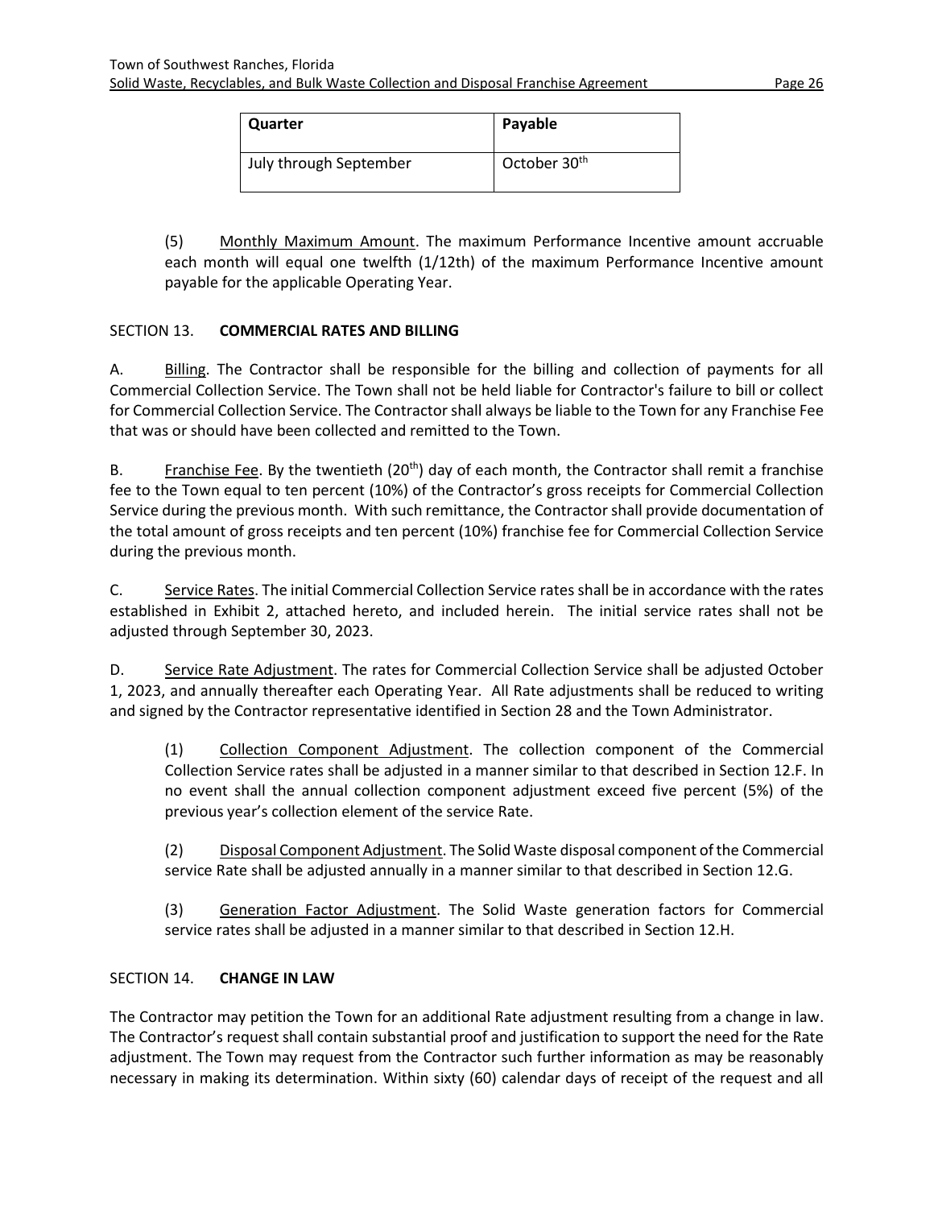| Quarter | Payable |
|---|---|
| July through September | October 30th |

(5) Monthly Maximum Amount. The maximum Performance Incentive amount accruable each month will equal one twelfth (1/12th) of the maximum Performance Incentive amount payable for the applicable Operating Year.

SECTION 13. **COMMERCIAL RATES AND BILLING**

A. Billing. The Contractor shall be responsible for the billing and collection of payments for all Commercial Collection Service. The Town shall not be held liable for Contractor's failure to bill or collect for Commercial Collection Service. The Contractor shall always be liable to the Town for any Franchise Fee that was or should have been collected and remitted to the Town.

B. Franchise Fee. By the twentieth (20th) day of each month, the Contractor shall remit a franchise fee to the Town equal to ten percent (10%) of the Contractor's gross receipts for Commercial Collection Service during the previous month. With such remittance, the Contractor shall provide documentation of the total amount of gross receipts and ten percent (10%) franchise fee for Commercial Collection Service during the previous month.

C. Service Rates. The initial Commercial Collection Service rates shall be in accordance with the rates established in Exhibit 2, attached hereto, and included herein. The initial service rates shall not be adjusted through September 30, 2023.

D. Service Rate Adjustment. The rates for Commercial Collection Service shall be adjusted October 1, 2023, and annually thereafter each Operating Year. All Rate adjustments shall be reduced to writing and signed by the Contractor representative identified in Section 28 and the Town Administrator.

(1) Collection Component Adjustment. The collection component of the Commercial Collection Service rates shall be adjusted in a manner similar to that described in Section 12.F. In no event shall the annual collection component adjustment exceed five percent (5%) of the previous year's collection element of the service Rate.

(2) Disposal Component Adjustment. The Solid Waste disposal component of the Commercial service Rate shall be adjusted annually in a manner similar to that described in Section 12.G.

(3) Generation Factor Adjustment. The Solid Waste generation factors for Commercial service rates shall be adjusted in a manner similar to that described in Section 12.H.

SECTION 14. **CHANGE IN LAW**

The Contractor may petition the Town for an additional Rate adjustment resulting from a change in law. The Contractor's request shall contain substantial proof and justification to support the need for the Rate adjustment. The Town may request from the Contractor such further information as may be reasonably necessary in making its determination. Within sixty (60) calendar days of receipt of the request and all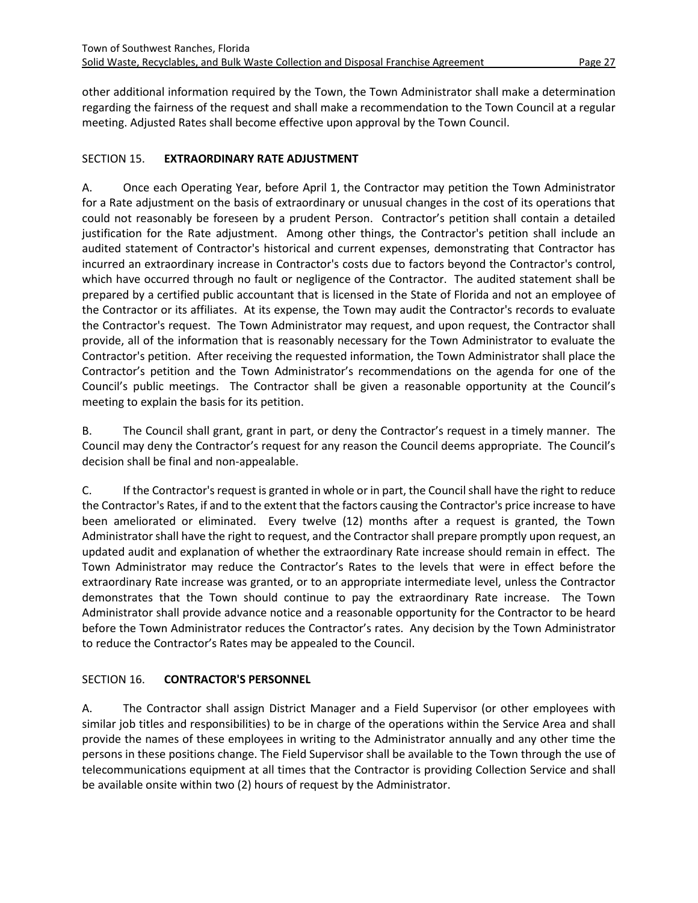other additional information required by the Town, the Town Administrator shall make a determination regarding the fairness of the request and shall make a recommendation to the Town Council at a regular meeting. Adjusted Rates shall become effective upon approval by the Town Council.

## SECTION 15. **EXTRAORDINARY RATE ADJUSTMENT**

A. Once each Operating Year, before April 1, the Contractor may petition the Town Administrator for a Rate adjustment on the basis of extraordinary or unusual changes in the cost of its operations that could not reasonably be foreseen by a prudent Person. Contractor's petition shall contain a detailed justification for the Rate adjustment. Among other things, the Contractor's petition shall include an audited statement of Contractor's historical and current expenses, demonstrating that Contractor has incurred an extraordinary increase in Contractor's costs due to factors beyond the Contractor's control, which have occurred through no fault or negligence of the Contractor. The audited statement shall be prepared by a certified public accountant that is licensed in the State of Florida and not an employee of the Contractor or its affiliates. At its expense, the Town may audit the Contractor's records to evaluate the Contractor's request. The Town Administrator may request, and upon request, the Contractor shall provide, all of the information that is reasonably necessary for the Town Administrator to evaluate the Contractor's petition. After receiving the requested information, the Town Administrator shall place the Contractor's petition and the Town Administrator's recommendations on the agenda for one of the Council's public meetings. The Contractor shall be given a reasonable opportunity at the Council's meeting to explain the basis for its petition.

B. The Council shall grant, grant in part, or deny the Contractor's request in a timely manner. The Council may deny the Contractor's request for any reason the Council deems appropriate. The Council's decision shall be final and non-appealable.

C. If the Contractor's request is granted in whole or in part, the Council shall have the right to reduce the Contractor's Rates, if and to the extent that the factors causing the Contractor's price increase to have been ameliorated or eliminated. Every twelve (12) months after a request is granted, the Town Administrator shall have the right to request, and the Contractor shall prepare promptly upon request, an updated audit and explanation of whether the extraordinary Rate increase should remain in effect. The Town Administrator may reduce the Contractor's Rates to the levels that were in effect before the extraordinary Rate increase was granted, or to an appropriate intermediate level, unless the Contractor demonstrates that the Town should continue to pay the extraordinary Rate increase. The Town Administrator shall provide advance notice and a reasonable opportunity for the Contractor to be heard before the Town Administrator reduces the Contractor's rates. Any decision by the Town Administrator to reduce the Contractor's Rates may be appealed to the Council.

## SECTION 16. **CONTRACTOR'S PERSONNEL**

A. The Contractor shall assign District Manager and a Field Supervisor (or other employees with similar job titles and responsibilities) to be in charge of the operations within the Service Area and shall provide the names of these employees in writing to the Administrator annually and any other time the persons in these positions change. The Field Supervisor shall be available to the Town through the use of telecommunications equipment at all times that the Contractor is providing Collection Service and shall be available onsite within two (2) hours of request by the Administrator.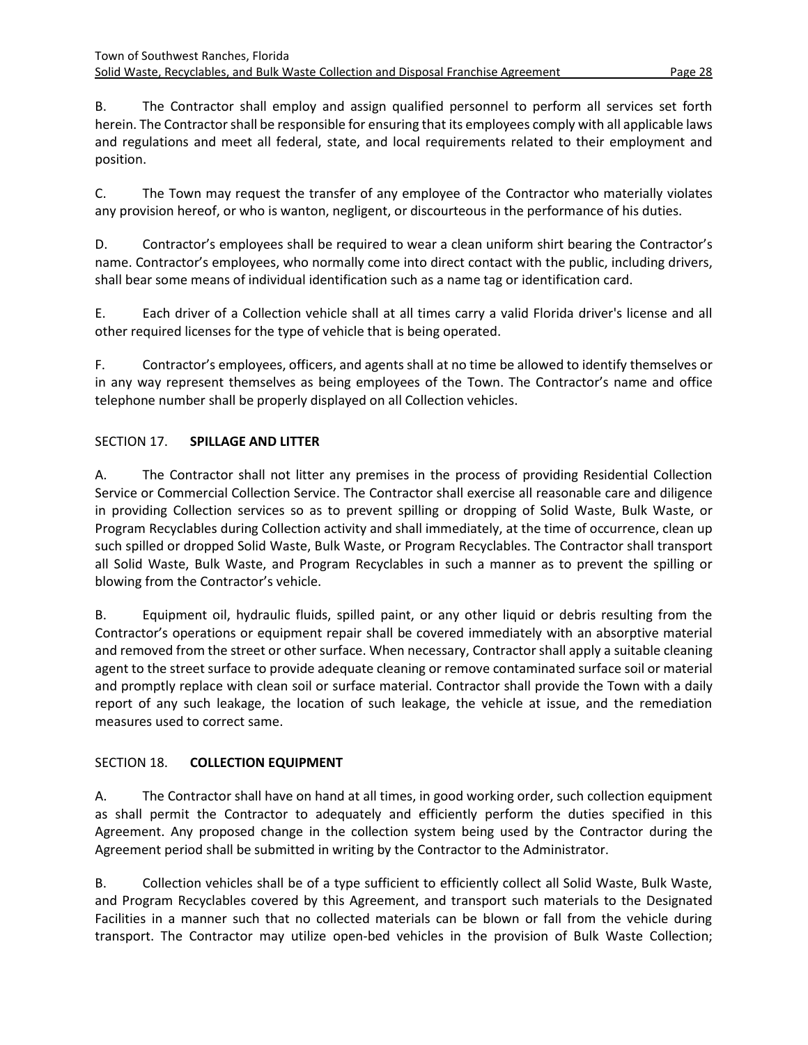B. The Contractor shall employ and assign qualified personnel to perform all services set forth herein. The Contractor shall be responsible for ensuring that its employees comply with all applicable laws and regulations and meet all federal, state, and local requirements related to their employment and position.

C. The Town may request the transfer of any employee of the Contractor who materially violates any provision hereof, or who is wanton, negligent, or discourteous in the performance of his duties.

D. Contractor's employees shall be required to wear a clean uniform shirt bearing the Contractor's name. Contractor's employees, who normally come into direct contact with the public, including drivers, shall bear some means of individual identification such as a name tag or identification card.

E. Each driver of a Collection vehicle shall at all times carry a valid Florida driver's license and all other required licenses for the type of vehicle that is being operated.

F. Contractor's employees, officers, and agents shall at no time be allowed to identify themselves or in any way represent themselves as being employees of the Town. The Contractor's name and office telephone number shall be properly displayed on all Collection vehicles.

## SECTION 17. **SPILLAGE AND LITTER**

A. The Contractor shall not litter any premises in the process of providing Residential Collection Service or Commercial Collection Service. The Contractor shall exercise all reasonable care and diligence in providing Collection services so as to prevent spilling or dropping of Solid Waste, Bulk Waste, or Program Recyclables during Collection activity and shall immediately, at the time of occurrence, clean up such spilled or dropped Solid Waste, Bulk Waste, or Program Recyclables. The Contractor shall transport all Solid Waste, Bulk Waste, and Program Recyclables in such a manner as to prevent the spilling or blowing from the Contractor's vehicle.

B. Equipment oil, hydraulic fluids, spilled paint, or any other liquid or debris resulting from the Contractor's operations or equipment repair shall be covered immediately with an absorptive material and removed from the street or other surface. When necessary, Contractor shall apply a suitable cleaning agent to the street surface to provide adequate cleaning or remove contaminated surface soil or material and promptly replace with clean soil or surface material. Contractor shall provide the Town with a daily report of any such leakage, the location of such leakage, the vehicle at issue, and the remediation measures used to correct same.

## SECTION 18. **COLLECTION EQUIPMENT**

A. The Contractor shall have on hand at all times, in good working order, such collection equipment as shall permit the Contractor to adequately and efficiently perform the duties specified in this Agreement. Any proposed change in the collection system being used by the Contractor during the Agreement period shall be submitted in writing by the Contractor to the Administrator.

B. Collection vehicles shall be of a type sufficient to efficiently collect all Solid Waste, Bulk Waste, and Program Recyclables covered by this Agreement, and transport such materials to the Designated Facilities in a manner such that no collected materials can be blown or fall from the vehicle during transport. The Contractor may utilize open-bed vehicles in the provision of Bulk Waste Collection;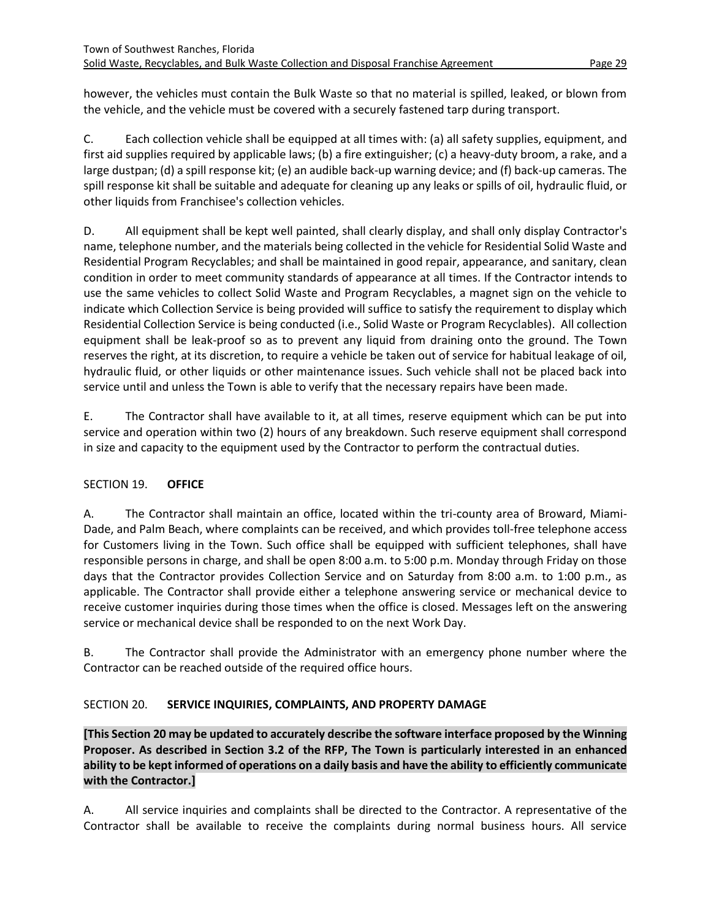however, the vehicles must contain the Bulk Waste so that no material is spilled, leaked, or blown from the vehicle, and the vehicle must be covered with a securely fastened tarp during transport.

C. Each collection vehicle shall be equipped at all times with: (a) all safety supplies, equipment, and first aid supplies required by applicable laws; (b) a fire extinguisher; (c) a heavy-duty broom, a rake, and a large dustpan; (d) a spill response kit; (e) an audible back-up warning device; and (f) back-up cameras. The spill response kit shall be suitable and adequate for cleaning up any leaks or spills of oil, hydraulic fluid, or other liquids from Franchisee's collection vehicles.

D. All equipment shall be kept well painted, shall clearly display, and shall only display Contractor's name, telephone number, and the materials being collected in the vehicle for Residential Solid Waste and Residential Program Recyclables; and shall be maintained in good repair, appearance, and sanitary, clean condition in order to meet community standards of appearance at all times. If the Contractor intends to use the same vehicles to collect Solid Waste and Program Recyclables, a magnet sign on the vehicle to indicate which Collection Service is being provided will suffice to satisfy the requirement to display which Residential Collection Service is being conducted (i.e., Solid Waste or Program Recyclables). All collection equipment shall be leak-proof so as to prevent any liquid from draining onto the ground. The Town reserves the right, at its discretion, to require a vehicle be taken out of service for habitual leakage of oil, hydraulic fluid, or other liquids or other maintenance issues. Such vehicle shall not be placed back into service until and unless the Town is able to verify that the necessary repairs have been made.

E. The Contractor shall have available to it, at all times, reserve equipment which can be put into service and operation within two (2) hours of any breakdown. Such reserve equipment shall correspond in size and capacity to the equipment used by the Contractor to perform the contractual duties.

## SECTION 19. **OFFICE**

A. The Contractor shall maintain an office, located within the tri-county area of Broward, Miami-Dade, and Palm Beach, where complaints can be received, and which provides toll-free telephone access for Customers living in the Town. Such office shall be equipped with sufficient telephones, shall have responsible persons in charge, and shall be open 8:00 a.m. to 5:00 p.m. Monday through Friday on those days that the Contractor provides Collection Service and on Saturday from 8:00 a.m. to 1:00 p.m., as applicable. The Contractor shall provide either a telephone answering service or mechanical device to receive customer inquiries during those times when the office is closed. Messages left on the answering service or mechanical device shall be responded to on the next Work Day.

B. The Contractor shall provide the Administrator with an emergency phone number where the Contractor can be reached outside of the required office hours.

## SECTION 20. **SERVICE INQUIRIES, COMPLAINTS, AND PROPERTY DAMAGE**

**[This Section 20 may be updated to accurately describe the software interface proposed by the Winning Proposer. As described in Section 3.2 of the RFP, The Town is particularly interested in an enhanced ability to be kept informed of operations on a daily basis and have the ability to efficiently communicate with the Contractor.]**

A. All service inquiries and complaints shall be directed to the Contractor. A representative of the Contractor shall be available to receive the complaints during normal business hours. All service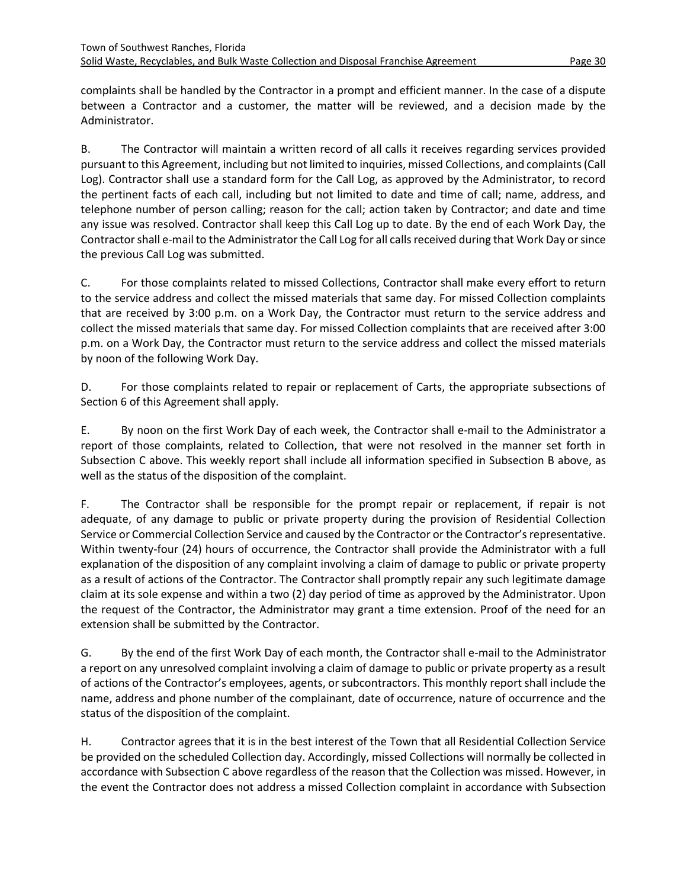complaints shall be handled by the Contractor in a prompt and efficient manner. In the case of a dispute between a Contractor and a customer, the matter will be reviewed, and a decision made by the Administrator.

B. The Contractor will maintain a written record of all calls it receives regarding services provided pursuant to this Agreement, including but not limited to inquiries, missed Collections, and complaints (Call Log). Contractor shall use a standard form for the Call Log, as approved by the Administrator, to record the pertinent facts of each call, including but not limited to date and time of call; name, address, and telephone number of person calling; reason for the call; action taken by Contractor; and date and time any issue was resolved. Contractor shall keep this Call Log up to date. By the end of each Work Day, the Contractor shall e-mail to the Administrator the Call Log for all calls received during that Work Day or since the previous Call Log was submitted.

C. For those complaints related to missed Collections, Contractor shall make every effort to return to the service address and collect the missed materials that same day. For missed Collection complaints that are received by 3:00 p.m. on a Work Day, the Contractor must return to the service address and collect the missed materials that same day. For missed Collection complaints that are received after 3:00 p.m. on a Work Day, the Contractor must return to the service address and collect the missed materials by noon of the following Work Day.

D. For those complaints related to repair or replacement of Carts, the appropriate subsections of Section 6 of this Agreement shall apply.

E. By noon on the first Work Day of each week, the Contractor shall e-mail to the Administrator a report of those complaints, related to Collection, that were not resolved in the manner set forth in Subsection C above. This weekly report shall include all information specified in Subsection B above, as well as the status of the disposition of the complaint.

F. The Contractor shall be responsible for the prompt repair or replacement, if repair is not adequate, of any damage to public or private property during the provision of Residential Collection Service or Commercial Collection Service and caused by the Contractor or the Contractor's representative. Within twenty-four (24) hours of occurrence, the Contractor shall provide the Administrator with a full explanation of the disposition of any complaint involving a claim of damage to public or private property as a result of actions of the Contractor. The Contractor shall promptly repair any such legitimate damage claim at its sole expense and within a two (2) day period of time as approved by the Administrator. Upon the request of the Contractor, the Administrator may grant a time extension. Proof of the need for an extension shall be submitted by the Contractor.

G. By the end of the first Work Day of each month, the Contractor shall e-mail to the Administrator a report on any unresolved complaint involving a claim of damage to public or private property as a result of actions of the Contractor's employees, agents, or subcontractors. This monthly report shall include the name, address and phone number of the complainant, date of occurrence, nature of occurrence and the status of the disposition of the complaint.

H. Contractor agrees that it is in the best interest of the Town that all Residential Collection Service be provided on the scheduled Collection day. Accordingly, missed Collections will normally be collected in accordance with Subsection C above regardless of the reason that the Collection was missed. However, in the event the Contractor does not address a missed Collection complaint in accordance with Subsection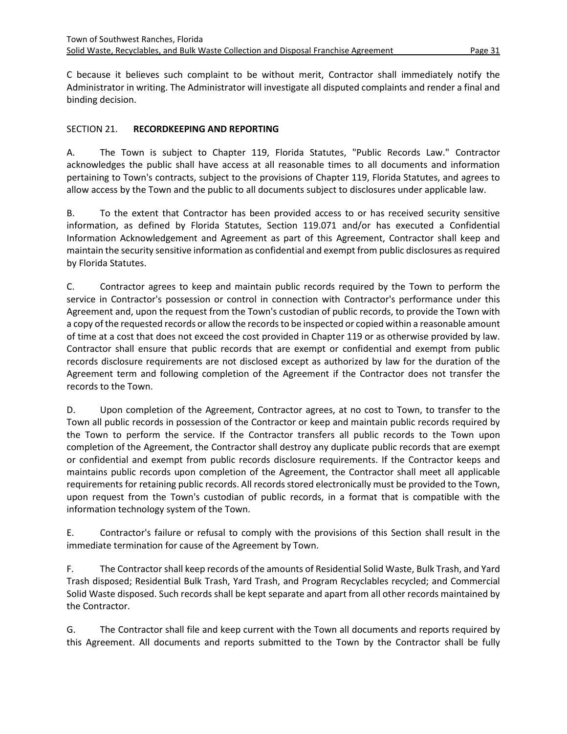C because it believes such complaint to be without merit, Contractor shall immediately notify the Administrator in writing. The Administrator will investigate all disputed complaints and render a final and binding decision.

## SECTION 21. **RECORDKEEPING AND REPORTING**

A. The Town is subject to Chapter 119, Florida Statutes, "Public Records Law." Contractor acknowledges the public shall have access at all reasonable times to all documents and information pertaining to Town's contracts, subject to the provisions of Chapter 119, Florida Statutes, and agrees to allow access by the Town and the public to all documents subject to disclosures under applicable law.

B. To the extent that Contractor has been provided access to or has received security sensitive information, as defined by Florida Statutes, Section 119.071 and/or has executed a Confidential Information Acknowledgement and Agreement as part of this Agreement, Contractor shall keep and maintain the security sensitive information as confidential and exempt from public disclosures as required by Florida Statutes.

C. Contractor agrees to keep and maintain public records required by the Town to perform the service in Contractor's possession or control in connection with Contractor's performance under this Agreement and, upon the request from the Town's custodian of public records, to provide the Town with a copy of the requested records or allow the records to be inspected or copied within a reasonable amount of time at a cost that does not exceed the cost provided in Chapter 119 or as otherwise provided by law. Contractor shall ensure that public records that are exempt or confidential and exempt from public records disclosure requirements are not disclosed except as authorized by law for the duration of the Agreement term and following completion of the Agreement if the Contractor does not transfer the records to the Town.

D. Upon completion of the Agreement, Contractor agrees, at no cost to Town, to transfer to the Town all public records in possession of the Contractor or keep and maintain public records required by the Town to perform the service. If the Contractor transfers all public records to the Town upon completion of the Agreement, the Contractor shall destroy any duplicate public records that are exempt or confidential and exempt from public records disclosure requirements. If the Contractor keeps and maintains public records upon completion of the Agreement, the Contractor shall meet all applicable requirements for retaining public records. All records stored electronically must be provided to the Town, upon request from the Town's custodian of public records, in a format that is compatible with the information technology system of the Town.

E. Contractor's failure or refusal to comply with the provisions of this Section shall result in the immediate termination for cause of the Agreement by Town.

F. The Contractor shall keep records of the amounts of Residential Solid Waste, Bulk Trash, and Yard Trash disposed; Residential Bulk Trash, Yard Trash, and Program Recyclables recycled; and Commercial Solid Waste disposed. Such records shall be kept separate and apart from all other records maintained by the Contractor.

G. The Contractor shall file and keep current with the Town all documents and reports required by this Agreement. All documents and reports submitted to the Town by the Contractor shall be fully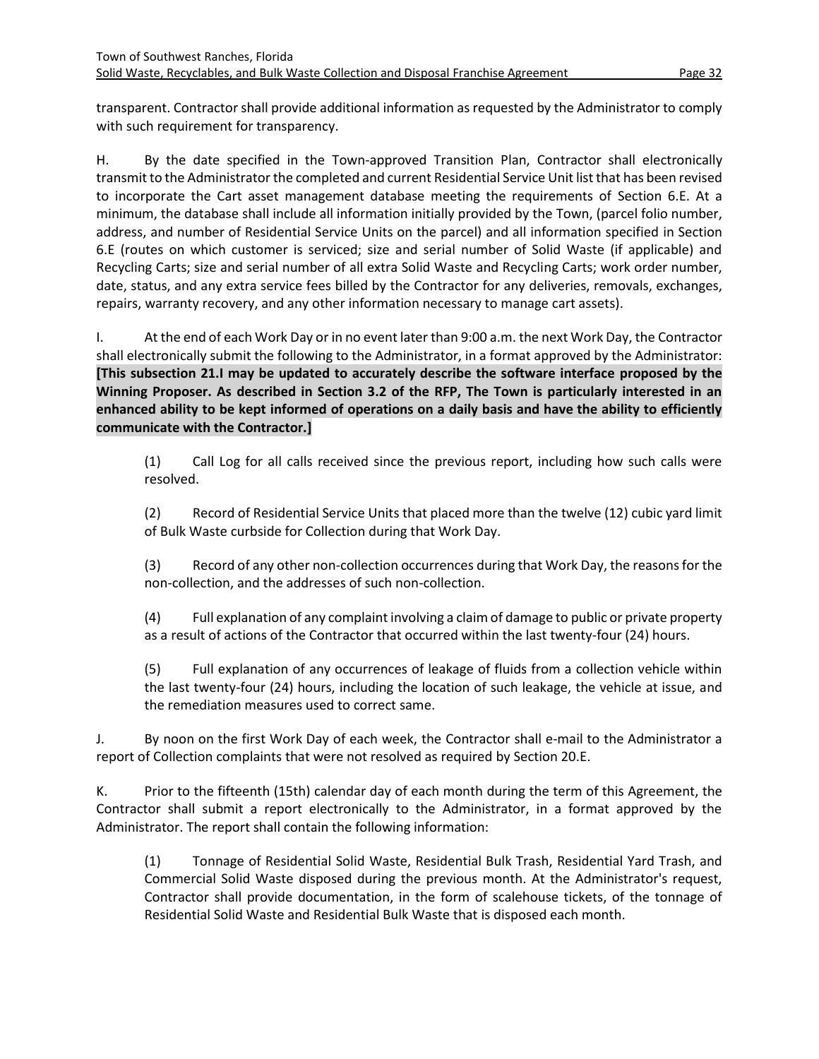transparent. Contractor shall provide additional information as requested by the Administrator to comply with such requirement for transparency.

H. By the date specified in the Town-approved Transition Plan, Contractor shall electronically transmit to the Administrator the completed and current Residential Service Unit list that has been revised to incorporate the Cart asset management database meeting the requirements of Section 6.E. At a minimum, the database shall include all information initially provided by the Town, (parcel folio number, address, and number of Residential Service Units on the parcel) and all information specified in Section 6.E (routes on which customer is serviced; size and serial number of Solid Waste (if applicable) and Recycling Carts; size and serial number of all extra Solid Waste and Recycling Carts; work order number, date, status, and any extra service fees billed by the Contractor for any deliveries, removals, exchanges, repairs, warranty recovery, and any other information necessary to manage cart assets).

I. At the end of each Work Day or in no event later than 9:00 a.m. the next Work Day, the Contractor shall electronically submit the following to the Administrator, in a format approved by the Administrator: **[This subsection 21.I may be updated to accurately describe the software interface proposed by the Winning Proposer. As described in Section 3.2 of the RFP, The Town is particularly interested in an enhanced ability to be kept informed of operations on a daily basis and have the ability to efficiently communicate with the Contractor.]**

(1) Call Log for all calls received since the previous report, including how such calls were resolved.

(2) Record of Residential Service Units that placed more than the twelve (12) cubic yard limit of Bulk Waste curbside for Collection during that Work Day.

(3) Record of any other non-collection occurrences during that Work Day, the reasons for the non-collection, and the addresses of such non-collection.

(4) Full explanation of any complaint involving a claim of damage to public or private property as a result of actions of the Contractor that occurred within the last twenty-four (24) hours.

(5) Full explanation of any occurrences of leakage of fluids from a collection vehicle within the last twenty-four (24) hours, including the location of such leakage, the vehicle at issue, and the remediation measures used to correct same.

J. By noon on the first Work Day of each week, the Contractor shall e-mail to the Administrator a report of Collection complaints that were not resolved as required by Section 20.E.

K. Prior to the fifteenth (15th) calendar day of each month during the term of this Agreement, the Contractor shall submit a report electronically to the Administrator, in a format approved by the Administrator. The report shall contain the following information:

(1) Tonnage of Residential Solid Waste, Residential Bulk Trash, Residential Yard Trash, and Commercial Solid Waste disposed during the previous month. At the Administrator's request, Contractor shall provide documentation, in the form of scalehouse tickets, of the tonnage of Residential Solid Waste and Residential Bulk Waste that is disposed each month.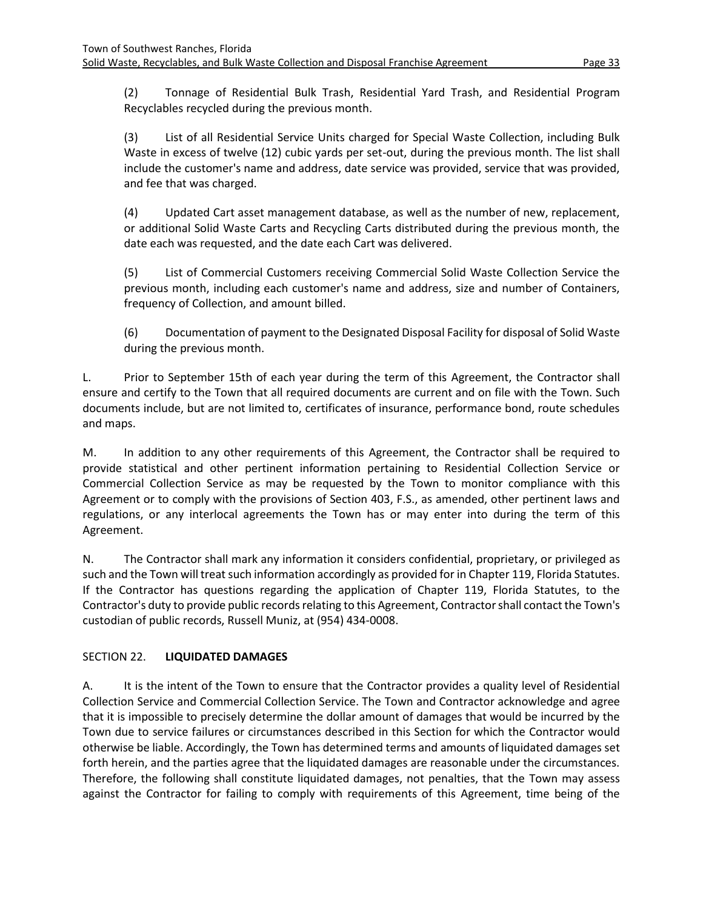(2) Tonnage of Residential Bulk Trash, Residential Yard Trash, and Residential Program Recyclables recycled during the previous month.

(3) List of all Residential Service Units charged for Special Waste Collection, including Bulk Waste in excess of twelve (12) cubic yards per set-out, during the previous month. The list shall include the customer's name and address, date service was provided, service that was provided, and fee that was charged.

(4) Updated Cart asset management database, as well as the number of new, replacement, or additional Solid Waste Carts and Recycling Carts distributed during the previous month, the date each was requested, and the date each Cart was delivered.

(5) List of Commercial Customers receiving Commercial Solid Waste Collection Service the previous month, including each customer's name and address, size and number of Containers, frequency of Collection, and amount billed.

(6) Documentation of payment to the Designated Disposal Facility for disposal of Solid Waste during the previous month.

L. Prior to September 15th of each year during the term of this Agreement, the Contractor shall ensure and certify to the Town that all required documents are current and on file with the Town. Such documents include, but are not limited to, certificates of insurance, performance bond, route schedules and maps.

M. In addition to any other requirements of this Agreement, the Contractor shall be required to provide statistical and other pertinent information pertaining to Residential Collection Service or Commercial Collection Service as may be requested by the Town to monitor compliance with this Agreement or to comply with the provisions of Section 403, F.S., as amended, other pertinent laws and regulations, or any interlocal agreements the Town has or may enter into during the term of this Agreement.

N. The Contractor shall mark any information it considers confidential, proprietary, or privileged as such and the Town will treat such information accordingly as provided for in Chapter 119, Florida Statutes. If the Contractor has questions regarding the application of Chapter 119, Florida Statutes, to the Contractor's duty to provide public records relating to this Agreement, Contractor shall contact the Town's custodian of public records, Russell Muniz, at (954) 434-0008.

## SECTION 22. **LIQUIDATED DAMAGES**

A. It is the intent of the Town to ensure that the Contractor provides a quality level of Residential Collection Service and Commercial Collection Service. The Town and Contractor acknowledge and agree that it is impossible to precisely determine the dollar amount of damages that would be incurred by the Town due to service failures or circumstances described in this Section for which the Contractor would otherwise be liable. Accordingly, the Town has determined terms and amounts of liquidated damages set forth herein, and the parties agree that the liquidated damages are reasonable under the circumstances. Therefore, the following shall constitute liquidated damages, not penalties, that the Town may assess against the Contractor for failing to comply with requirements of this Agreement, time being of the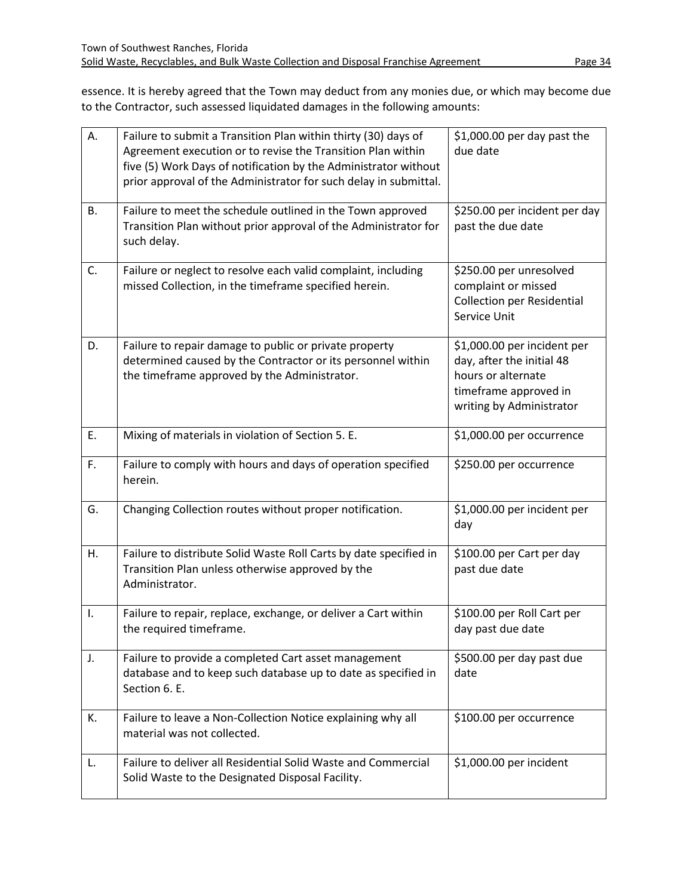essence. It is hereby agreed that the Town may deduct from any monies due, or which may become due to the Contractor, such assessed liquidated damages in the following amounts:

| | | |
|---|---|---|
| A. | Failure to submit a Transition Plan within thirty (30) days of Agreement execution or to revise the Transition Plan within five (5) Work Days of notification by the Administrator without prior approval of the Administrator for such delay in submittal. | $1,000.00 per day past the due date |
| B. | Failure to meet the schedule outlined in the Town approved Transition Plan without prior approval of the Administrator for such delay. | $250.00 per incident per day past the due date |
| C. | Failure or neglect to resolve each valid complaint, including missed Collection, in the timeframe specified herein. | $250.00 per unresolved complaint or missed Collection per Residential Service Unit |
| D. | Failure to repair damage to public or private property determined caused by the Contractor or its personnel within the timeframe approved by the Administrator. | $1,000.00 per incident per day, after the initial 48 hours or alternate timeframe approved in writing by Administrator |
| E. | Mixing of materials in violation of Section 5. E. | $1,000.00 per occurrence |
| F. | Failure to comply with hours and days of operation specified herein. | $250.00 per occurrence |
| G. | Changing Collection routes without proper notification. | $1,000.00 per incident per day |
| H. | Failure to distribute Solid Waste Roll Carts by date specified in Transition Plan unless otherwise approved by the Administrator. | $100.00 per Cart per day past due date |
| I. | Failure to repair, replace, exchange, or deliver a Cart within the required timeframe. | $100.00 per Roll Cart per day past due date |
| J. | Failure to provide a completed Cart asset management database and to keep such database up to date as specified in Section 6. E. | $500.00 per day past due date |
| K. | Failure to leave a Non-Collection Notice explaining why all material was not collected. | $100.00 per occurrence |
| L. | Failure to deliver all Residential Solid Waste and Commercial Solid Waste to the Designated Disposal Facility. | $1,000.00 per incident |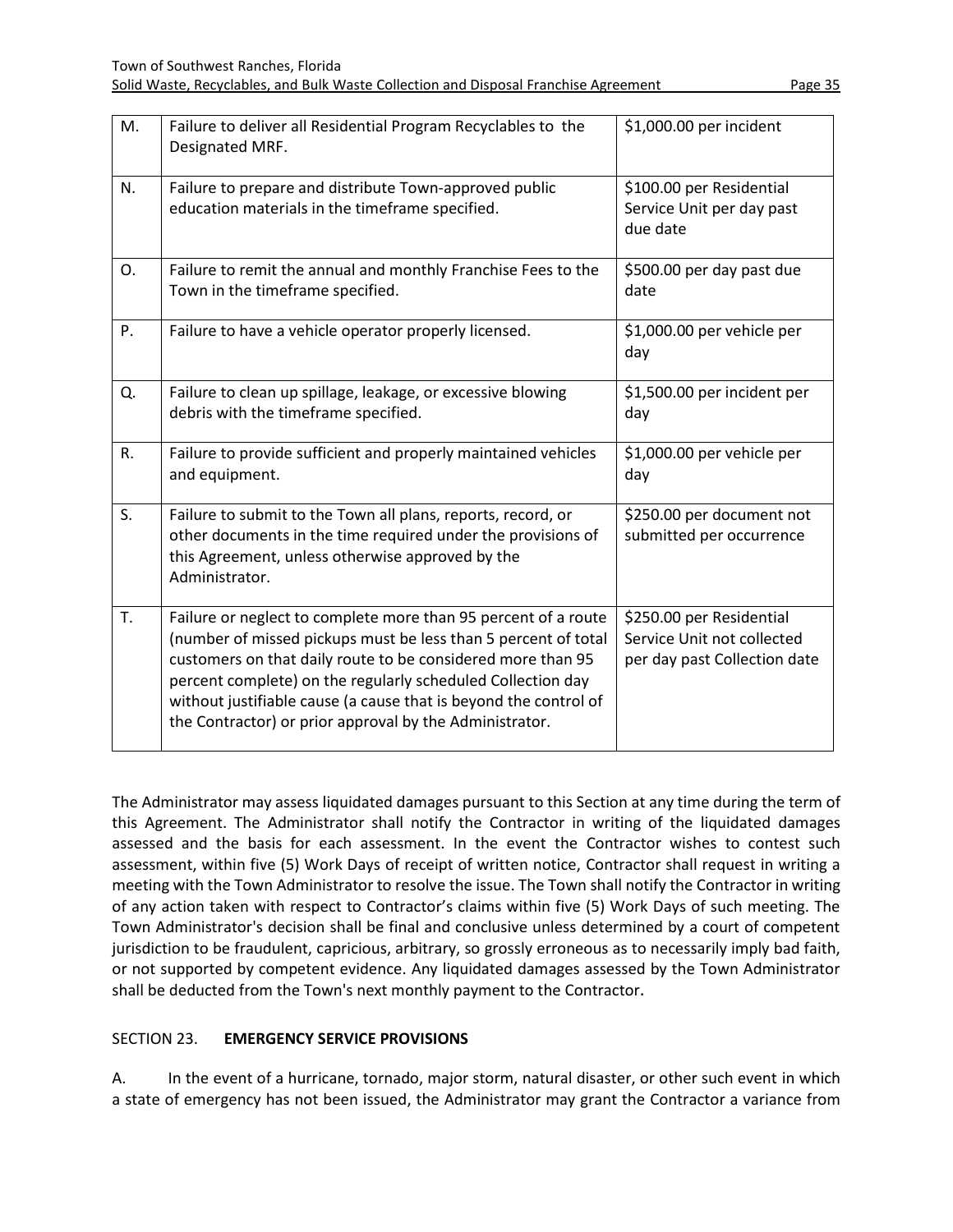| | | |
|---|---|---|
| M. | Failure to deliver all Residential Program Recyclables to the Designated MRF. | $1,000.00 per incident |
| N. | Failure to prepare and distribute Town-approved public education materials in the timeframe specified. | $100.00 per Residential Service Unit per day past due date |
| O. | Failure to remit the annual and monthly Franchise Fees to the Town in the timeframe specified. | $500.00 per day past due date |
| P. | Failure to have a vehicle operator properly licensed. | $1,000.00 per vehicle per day |
| Q. | Failure to clean up spillage, leakage, or excessive blowing debris with the timeframe specified. | $1,500.00 per incident per day |
| R. | Failure to provide sufficient and properly maintained vehicles and equipment. | $1,000.00 per vehicle per day |
| S. | Failure to submit to the Town all plans, reports, record, or other documents in the time required under the provisions of this Agreement, unless otherwise approved by the Administrator. | $250.00 per document not submitted per occurrence |
| T. | Failure or neglect to complete more than 95 percent of a route (number of missed pickups must be less than 5 percent of total customers on that daily route to be considered more than 95 percent complete) on the regularly scheduled Collection day without justifiable cause (a cause that is beyond the control of the Contractor) or prior approval by the Administrator. | $250.00 per Residential Service Unit not collected per day past Collection date |

The Administrator may assess liquidated damages pursuant to this Section at any time during the term of this Agreement. The Administrator shall notify the Contractor in writing of the liquidated damages assessed and the basis for each assessment. In the event the Contractor wishes to contest such assessment, within five (5) Work Days of receipt of written notice, Contractor shall request in writing a meeting with the Town Administrator to resolve the issue. The Town shall notify the Contractor in writing of any action taken with respect to Contractor's claims within five (5) Work Days of such meeting. The Town Administrator's decision shall be final and conclusive unless determined by a court of competent jurisdiction to be fraudulent, capricious, arbitrary, so grossly erroneous as to necessarily imply bad faith, or not supported by competent evidence. Any liquidated damages assessed by the Town Administrator shall be deducted from the Town's next monthly payment to the Contractor.

## SECTION 23. **EMERGENCY SERVICE PROVISIONS**

A. In the event of a hurricane, tornado, major storm, natural disaster, or other such event in which a state of emergency has not been issued, the Administrator may grant the Contractor a variance from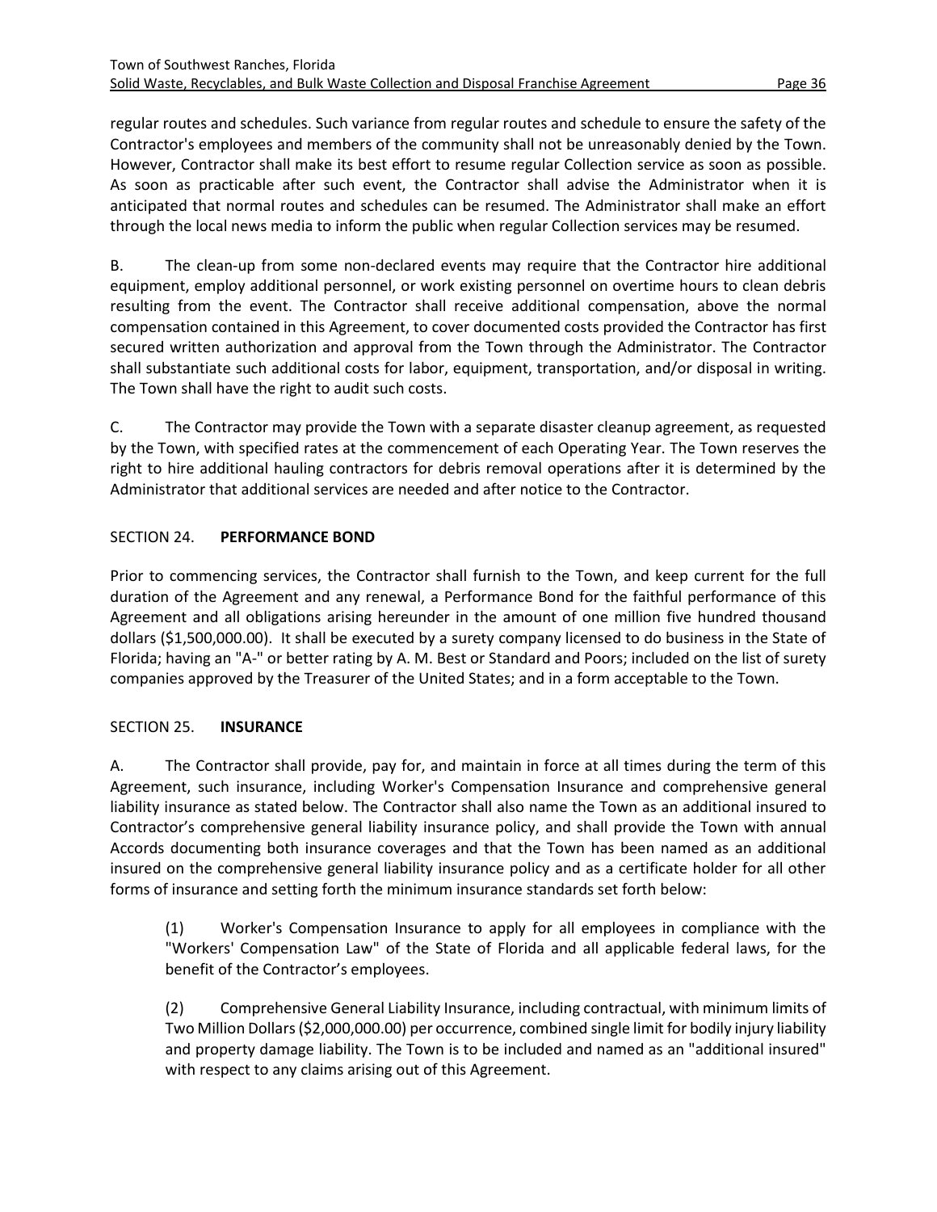regular routes and schedules. Such variance from regular routes and schedule to ensure the safety of the Contractor's employees and members of the community shall not be unreasonably denied by the Town. However, Contractor shall make its best effort to resume regular Collection service as soon as possible. As soon as practicable after such event, the Contractor shall advise the Administrator when it is anticipated that normal routes and schedules can be resumed. The Administrator shall make an effort through the local news media to inform the public when regular Collection services may be resumed.

B. The clean-up from some non-declared events may require that the Contractor hire additional equipment, employ additional personnel, or work existing personnel on overtime hours to clean debris resulting from the event. The Contractor shall receive additional compensation, above the normal compensation contained in this Agreement, to cover documented costs provided the Contractor has first secured written authorization and approval from the Town through the Administrator. The Contractor shall substantiate such additional costs for labor, equipment, transportation, and/or disposal in writing. The Town shall have the right to audit such costs.

C. The Contractor may provide the Town with a separate disaster cleanup agreement, as requested by the Town, with specified rates at the commencement of each Operating Year. The Town reserves the right to hire additional hauling contractors for debris removal operations after it is determined by the Administrator that additional services are needed and after notice to the Contractor.

## SECTION 24. **PERFORMANCE BOND**

Prior to commencing services, the Contractor shall furnish to the Town, and keep current for the full duration of the Agreement and any renewal, a Performance Bond for the faithful performance of this Agreement and all obligations arising hereunder in the amount of one million five hundred thousand dollars ($1,500,000.00). It shall be executed by a surety company licensed to do business in the State of Florida; having an "A-" or better rating by A. M. Best or Standard and Poors; included on the list of surety companies approved by the Treasurer of the United States; and in a form acceptable to the Town.

## SECTION 25. **INSURANCE**

A. The Contractor shall provide, pay for, and maintain in force at all times during the term of this Agreement, such insurance, including Worker's Compensation Insurance and comprehensive general liability insurance as stated below. The Contractor shall also name the Town as an additional insured to Contractor's comprehensive general liability insurance policy, and shall provide the Town with annual Accords documenting both insurance coverages and that the Town has been named as an additional insured on the comprehensive general liability insurance policy and as a certificate holder for all other forms of insurance and setting forth the minimum insurance standards set forth below:

(1) Worker's Compensation Insurance to apply for all employees in compliance with the "Workers' Compensation Law" of the State of Florida and all applicable federal laws, for the benefit of the Contractor's employees.

(2) Comprehensive General Liability Insurance, including contractual, with minimum limits of Two Million Dollars ($2,000,000.00) per occurrence, combined single limit for bodily injury liability and property damage liability. The Town is to be included and named as an "additional insured" with respect to any claims arising out of this Agreement.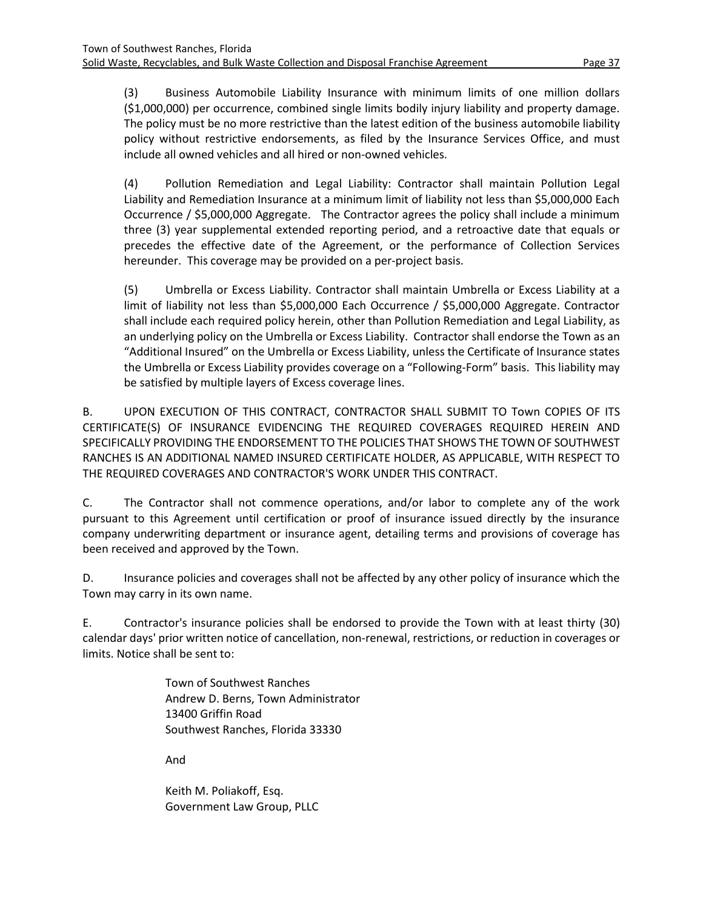(3) Business Automobile Liability Insurance with minimum limits of one million dollars ($1,000,000) per occurrence, combined single limits bodily injury liability and property damage. The policy must be no more restrictive than the latest edition of the business automobile liability policy without restrictive endorsements, as filed by the Insurance Services Office, and must include all owned vehicles and all hired or non-owned vehicles.

(4) Pollution Remediation and Legal Liability: Contractor shall maintain Pollution Legal Liability and Remediation Insurance at a minimum limit of liability not less than $5,000,000 Each Occurrence / $5,000,000 Aggregate. The Contractor agrees the policy shall include a minimum three (3) year supplemental extended reporting period, and a retroactive date that equals or precedes the effective date of the Agreement, or the performance of Collection Services hereunder. This coverage may be provided on a per-project basis.

(5) Umbrella or Excess Liability. Contractor shall maintain Umbrella or Excess Liability at a limit of liability not less than $5,000,000 Each Occurrence / $5,000,000 Aggregate. Contractor shall include each required policy herein, other than Pollution Remediation and Legal Liability, as an underlying policy on the Umbrella or Excess Liability. Contractor shall endorse the Town as an "Additional Insured" on the Umbrella or Excess Liability, unless the Certificate of Insurance states the Umbrella or Excess Liability provides coverage on a "Following-Form" basis. This liability may be satisfied by multiple layers of Excess coverage lines.

B. UPON EXECUTION OF THIS CONTRACT, CONTRACTOR SHALL SUBMIT TO Town COPIES OF ITS CERTIFICATE(S) OF INSURANCE EVIDENCING THE REQUIRED COVERAGES REQUIRED HEREIN AND SPECIFICALLY PROVIDING THE ENDORSEMENT TO THE POLICIES THAT SHOWS THE TOWN OF SOUTHWEST RANCHES IS AN ADDITIONAL NAMED INSURED CERTIFICATE HOLDER, AS APPLICABLE, WITH RESPECT TO THE REQUIRED COVERAGES AND CONTRACTOR'S WORK UNDER THIS CONTRACT.

C. The Contractor shall not commence operations, and/or labor to complete any of the work pursuant to this Agreement until certification or proof of insurance issued directly by the insurance company underwriting department or insurance agent, detailing terms and provisions of coverage has been received and approved by the Town.

D. Insurance policies and coverages shall not be affected by any other policy of insurance which the Town may carry in its own name.

E. Contractor's insurance policies shall be endorsed to provide the Town with at least thirty (30) calendar days' prior written notice of cancellation, non-renewal, restrictions, or reduction in coverages or limits. Notice shall be sent to:

Town of Southwest Ranches
Andrew D. Berns, Town Administrator
13400 Griffin Road
Southwest Ranches, Florida 33330

And

Keith M. Poliakoff, Esq.
Government Law Group, PLLC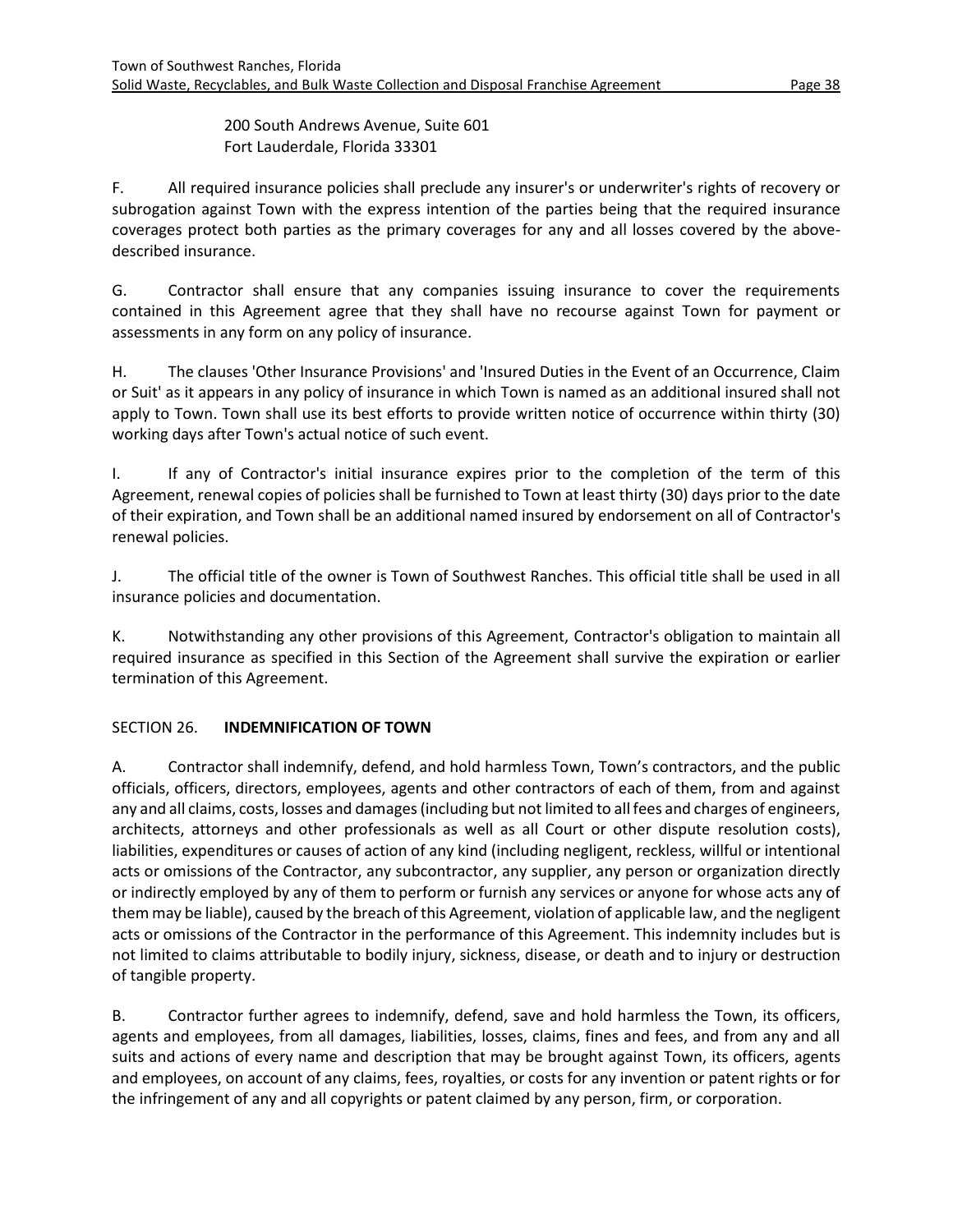200 South Andrews Avenue, Suite 601
Fort Lauderdale, Florida 33301

F. All required insurance policies shall preclude any insurer's or underwriter's rights of recovery or subrogation against Town with the express intention of the parties being that the required insurance coverages protect both parties as the primary coverages for any and all losses covered by the above-described insurance.

G. Contractor shall ensure that any companies issuing insurance to cover the requirements contained in this Agreement agree that they shall have no recourse against Town for payment or assessments in any form on any policy of insurance.

H. The clauses 'Other Insurance Provisions' and 'Insured Duties in the Event of an Occurrence, Claim or Suit' as it appears in any policy of insurance in which Town is named as an additional insured shall not apply to Town. Town shall use its best efforts to provide written notice of occurrence within thirty (30) working days after Town's actual notice of such event.

I. If any of Contractor's initial insurance expires prior to the completion of the term of this Agreement, renewal copies of policies shall be furnished to Town at least thirty (30) days prior to the date of their expiration, and Town shall be an additional named insured by endorsement on all of Contractor's renewal policies.

J. The official title of the owner is Town of Southwest Ranches. This official title shall be used in all insurance policies and documentation.

K. Notwithstanding any other provisions of this Agreement, Contractor's obligation to maintain all required insurance as specified in this Section of the Agreement shall survive the expiration or earlier termination of this Agreement.

## SECTION 26. **INDEMNIFICATION OF TOWN**

A. Contractor shall indemnify, defend, and hold harmless Town, Town's contractors, and the public officials, officers, directors, employees, agents and other contractors of each of them, from and against any and all claims, costs, losses and damages (including but not limited to all fees and charges of engineers, architects, attorneys and other professionals as well as all Court or other dispute resolution costs), liabilities, expenditures or causes of action of any kind (including negligent, reckless, willful or intentional acts or omissions of the Contractor, any subcontractor, any supplier, any person or organization directly or indirectly employed by any of them to perform or furnish any services or anyone for whose acts any of them may be liable), caused by the breach of this Agreement, violation of applicable law, and the negligent acts or omissions of the Contractor in the performance of this Agreement. This indemnity includes but is not limited to claims attributable to bodily injury, sickness, disease, or death and to injury or destruction of tangible property.

B. Contractor further agrees to indemnify, defend, save and hold harmless the Town, its officers, agents and employees, from all damages, liabilities, losses, claims, fines and fees, and from any and all suits and actions of every name and description that may be brought against Town, its officers, agents and employees, on account of any claims, fees, royalties, or costs for any invention or patent rights or for the infringement of any and all copyrights or patent claimed by any person, firm, or corporation.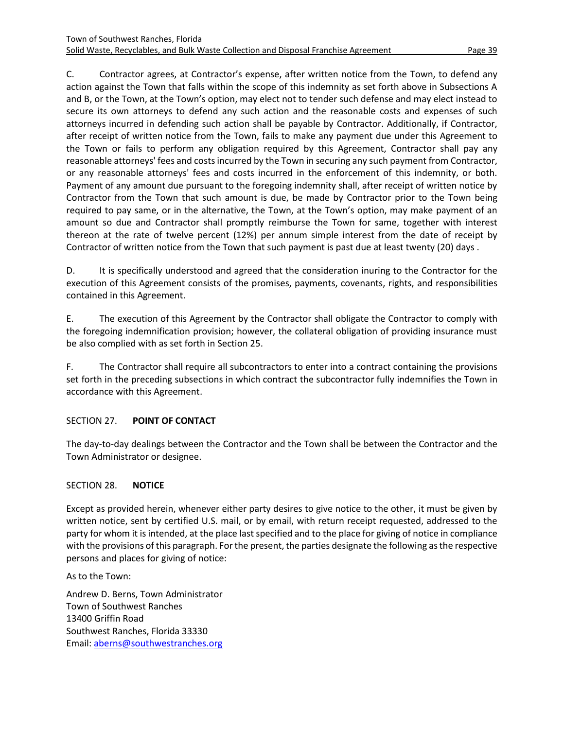C. Contractor agrees, at Contractor's expense, after written notice from the Town, to defend any action against the Town that falls within the scope of this indemnity as set forth above in Subsections A and B, or the Town, at the Town's option, may elect not to tender such defense and may elect instead to secure its own attorneys to defend any such action and the reasonable costs and expenses of such attorneys incurred in defending such action shall be payable by Contractor. Additionally, if Contractor, after receipt of written notice from the Town, fails to make any payment due under this Agreement to the Town or fails to perform any obligation required by this Agreement, Contractor shall pay any reasonable attorneys' fees and costs incurred by the Town in securing any such payment from Contractor, or any reasonable attorneys' fees and costs incurred in the enforcement of this indemnity, or both. Payment of any amount due pursuant to the foregoing indemnity shall, after receipt of written notice by Contractor from the Town that such amount is due, be made by Contractor prior to the Town being required to pay same, or in the alternative, the Town, at the Town's option, may make payment of an amount so due and Contractor shall promptly reimburse the Town for same, together with interest thereon at the rate of twelve percent (12%) per annum simple interest from the date of receipt by Contractor of written notice from the Town that such payment is past due at least twenty (20) days .

D. It is specifically understood and agreed that the consideration inuring to the Contractor for the execution of this Agreement consists of the promises, payments, covenants, rights, and responsibilities contained in this Agreement.

E. The execution of this Agreement by the Contractor shall obligate the Contractor to comply with the foregoing indemnification provision; however, the collateral obligation of providing insurance must be also complied with as set forth in Section 25.

F. The Contractor shall require all subcontractors to enter into a contract containing the provisions set forth in the preceding subsections in which contract the subcontractor fully indemnifies the Town in accordance with this Agreement.

## SECTION 27. **POINT OF CONTACT**

The day-to-day dealings between the Contractor and the Town shall be between the Contractor and the Town Administrator or designee.

## SECTION 28. **NOTICE**

Except as provided herein, whenever either party desires to give notice to the other, it must be given by written notice, sent by certified U.S. mail, or by email, with return receipt requested, addressed to the party for whom it is intended, at the place last specified and to the place for giving of notice in compliance with the provisions of this paragraph. For the present, the parties designate the following as the respective persons and places for giving of notice:

As to the Town:

Andrew D. Berns, Town Administrator
Town of Southwest Ranches
13400 Griffin Road
Southwest Ranches, Florida 33330
Email: aberns@southwestranches.org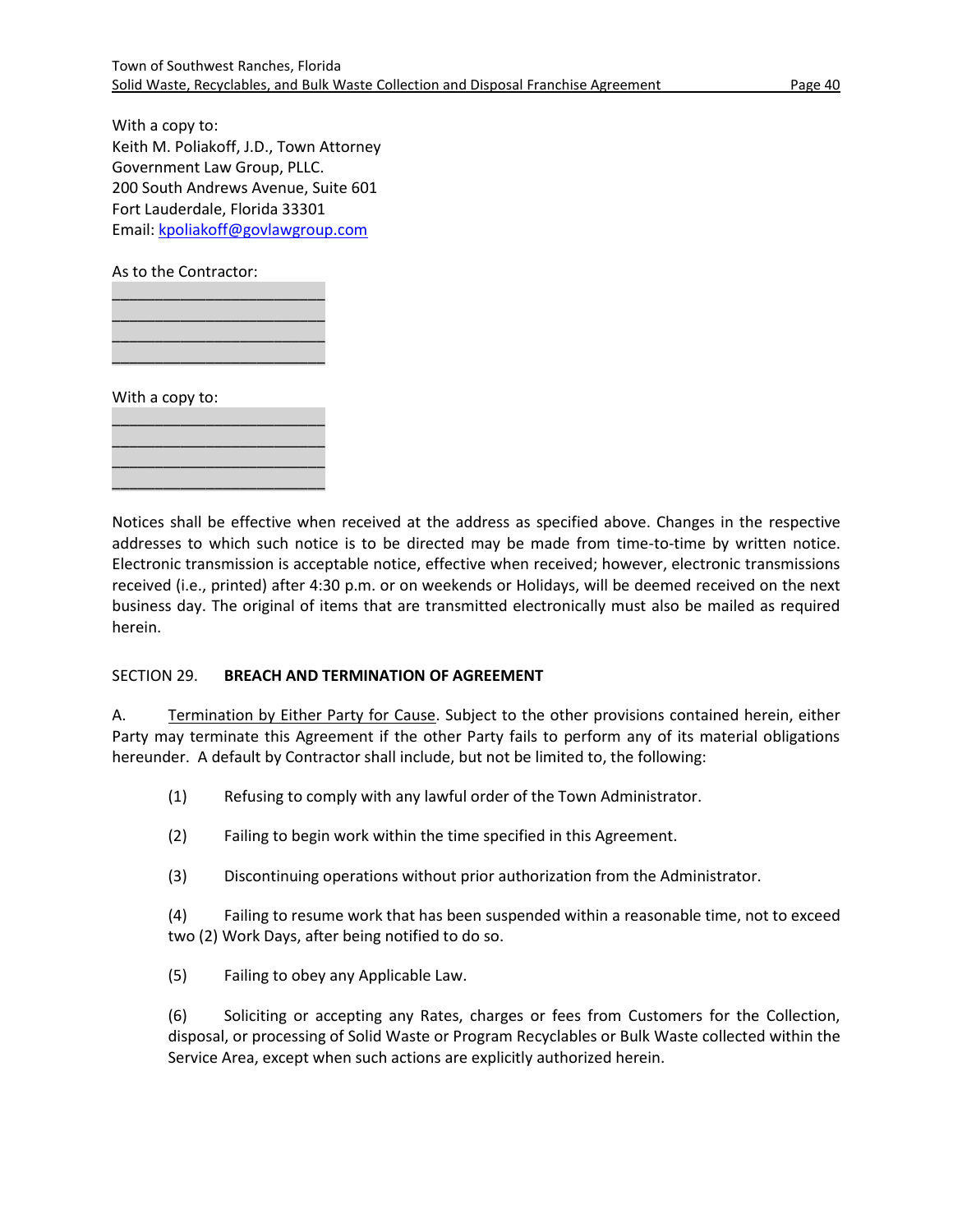With a copy to:
Keith M. Poliakoff, J.D., Town Attorney
Government Law Group, PLLC.
200 South Andrews Avenue, Suite 601
Fort Lauderdale, Florida 33301
Email: kpoliakoff@govlawgroup.com

As to the Contractor:
________________________
________________________
________________________
________________________

With a copy to:
________________________
________________________
________________________
________________________

Notices shall be effective when received at the address as specified above. Changes in the respective addresses to which such notice is to be directed may be made from time-to-time by written notice. Electronic transmission is acceptable notice, effective when received; however, electronic transmissions received (i.e., printed) after 4:30 p.m. or on weekends or Holidays, will be deemed received on the next business day. The original of items that are transmitted electronically must also be mailed as required herein.

SECTION 29. **BREACH AND TERMINATION OF AGREEMENT**

A. Termination by Either Party for Cause. Subject to the other provisions contained herein, either Party may terminate this Agreement if the other Party fails to perform any of its material obligations hereunder. A default by Contractor shall include, but not be limited to, the following:

(1) Refusing to comply with any lawful order of the Town Administrator.

(2) Failing to begin work within the time specified in this Agreement.

(3) Discontinuing operations without prior authorization from the Administrator.

(4) Failing to resume work that has been suspended within a reasonable time, not to exceed two (2) Work Days, after being notified to do so.

(5) Failing to obey any Applicable Law.

(6) Soliciting or accepting any Rates, charges or fees from Customers for the Collection, disposal, or processing of Solid Waste or Program Recyclables or Bulk Waste collected within the Service Area, except when such actions are explicitly authorized herein.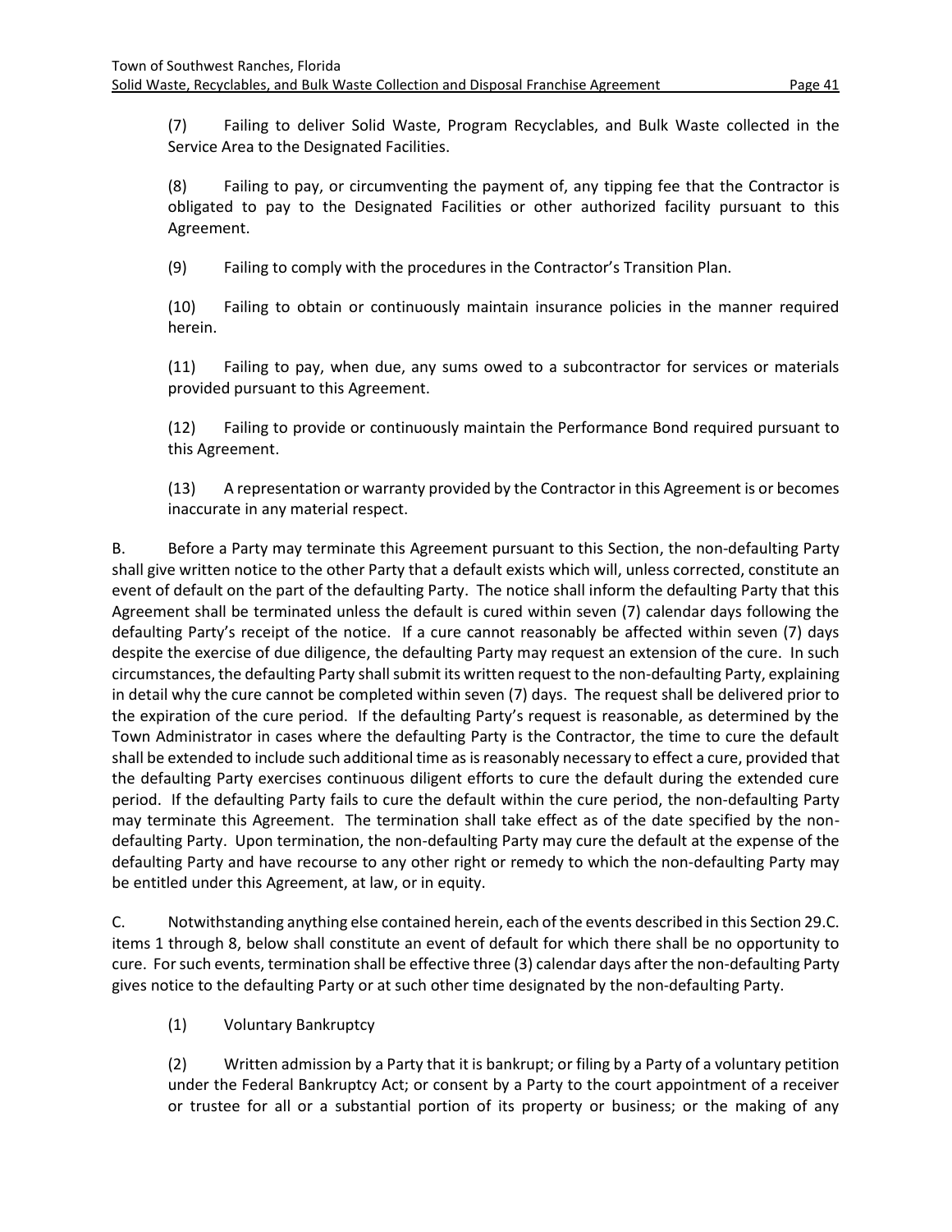(7) Failing to deliver Solid Waste, Program Recyclables, and Bulk Waste collected in the Service Area to the Designated Facilities.

(8) Failing to pay, or circumventing the payment of, any tipping fee that the Contractor is obligated to pay to the Designated Facilities or other authorized facility pursuant to this Agreement.

(9) Failing to comply with the procedures in the Contractor's Transition Plan.

(10) Failing to obtain or continuously maintain insurance policies in the manner required herein.

(11) Failing to pay, when due, any sums owed to a subcontractor for services or materials provided pursuant to this Agreement.

(12) Failing to provide or continuously maintain the Performance Bond required pursuant to this Agreement.

(13) A representation or warranty provided by the Contractor in this Agreement is or becomes inaccurate in any material respect.

B. Before a Party may terminate this Agreement pursuant to this Section, the non-defaulting Party shall give written notice to the other Party that a default exists which will, unless corrected, constitute an event of default on the part of the defaulting Party. The notice shall inform the defaulting Party that this Agreement shall be terminated unless the default is cured within seven (7) calendar days following the defaulting Party's receipt of the notice. If a cure cannot reasonably be affected within seven (7) days despite the exercise of due diligence, the defaulting Party may request an extension of the cure. In such circumstances, the defaulting Party shall submit its written request to the non-defaulting Party, explaining in detail why the cure cannot be completed within seven (7) days. The request shall be delivered prior to the expiration of the cure period. If the defaulting Party's request is reasonable, as determined by the Town Administrator in cases where the defaulting Party is the Contractor, the time to cure the default shall be extended to include such additional time as is reasonably necessary to effect a cure, provided that the defaulting Party exercises continuous diligent efforts to cure the default during the extended cure period. If the defaulting Party fails to cure the default within the cure period, the non-defaulting Party may terminate this Agreement. The termination shall take effect as of the date specified by the non-defaulting Party. Upon termination, the non-defaulting Party may cure the default at the expense of the defaulting Party and have recourse to any other right or remedy to which the non-defaulting Party may be entitled under this Agreement, at law, or in equity.

C. Notwithstanding anything else contained herein, each of the events described in this Section 29.C. items 1 through 8, below shall constitute an event of default for which there shall be no opportunity to cure. For such events, termination shall be effective three (3) calendar days after the non-defaulting Party gives notice to the defaulting Party or at such other time designated by the non-defaulting Party.

(1) Voluntary Bankruptcy

(2) Written admission by a Party that it is bankrupt; or filing by a Party of a voluntary petition under the Federal Bankruptcy Act; or consent by a Party to the court appointment of a receiver or trustee for all or a substantial portion of its property or business; or the making of any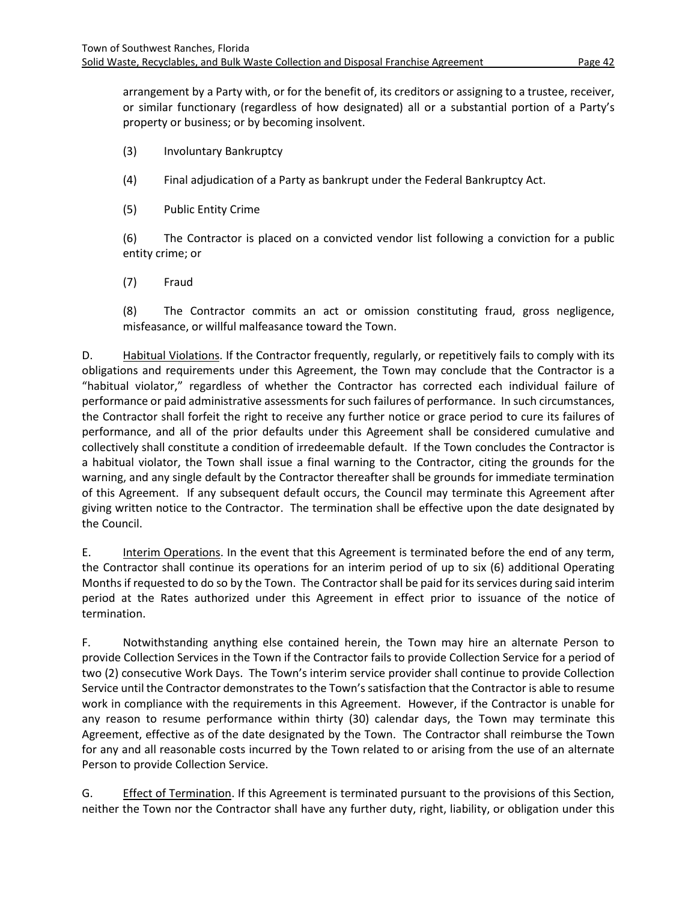arrangement by a Party with, or for the benefit of, its creditors or assigning to a trustee, receiver, or similar functionary (regardless of how designated) all or a substantial portion of a Party's property or business; or by becoming insolvent.

(3) Involuntary Bankruptcy

(4) Final adjudication of a Party as bankrupt under the Federal Bankruptcy Act.

(5) Public Entity Crime

(6) The Contractor is placed on a convicted vendor list following a conviction for a public entity crime; or

(7) Fraud

(8) The Contractor commits an act or omission constituting fraud, gross negligence, misfeasance, or willful malfeasance toward the Town.

D. Habitual Violations. If the Contractor frequently, regularly, or repetitively fails to comply with its obligations and requirements under this Agreement, the Town may conclude that the Contractor is a "habitual violator," regardless of whether the Contractor has corrected each individual failure of performance or paid administrative assessments for such failures of performance. In such circumstances, the Contractor shall forfeit the right to receive any further notice or grace period to cure its failures of performance, and all of the prior defaults under this Agreement shall be considered cumulative and collectively shall constitute a condition of irredeemable default. If the Town concludes the Contractor is a habitual violator, the Town shall issue a final warning to the Contractor, citing the grounds for the warning, and any single default by the Contractor thereafter shall be grounds for immediate termination of this Agreement. If any subsequent default occurs, the Council may terminate this Agreement after giving written notice to the Contractor. The termination shall be effective upon the date designated by the Council.

E. Interim Operations. In the event that this Agreement is terminated before the end of any term, the Contractor shall continue its operations for an interim period of up to six (6) additional Operating Months if requested to do so by the Town. The Contractor shall be paid for its services during said interim period at the Rates authorized under this Agreement in effect prior to issuance of the notice of termination.

F. Notwithstanding anything else contained herein, the Town may hire an alternate Person to provide Collection Services in the Town if the Contractor fails to provide Collection Service for a period of two (2) consecutive Work Days. The Town's interim service provider shall continue to provide Collection Service until the Contractor demonstrates to the Town's satisfaction that the Contractor is able to resume work in compliance with the requirements in this Agreement. However, if the Contractor is unable for any reason to resume performance within thirty (30) calendar days, the Town may terminate this Agreement, effective as of the date designated by the Town. The Contractor shall reimburse the Town for any and all reasonable costs incurred by the Town related to or arising from the use of an alternate Person to provide Collection Service.

G. Effect of Termination. If this Agreement is terminated pursuant to the provisions of this Section, neither the Town nor the Contractor shall have any further duty, right, liability, or obligation under this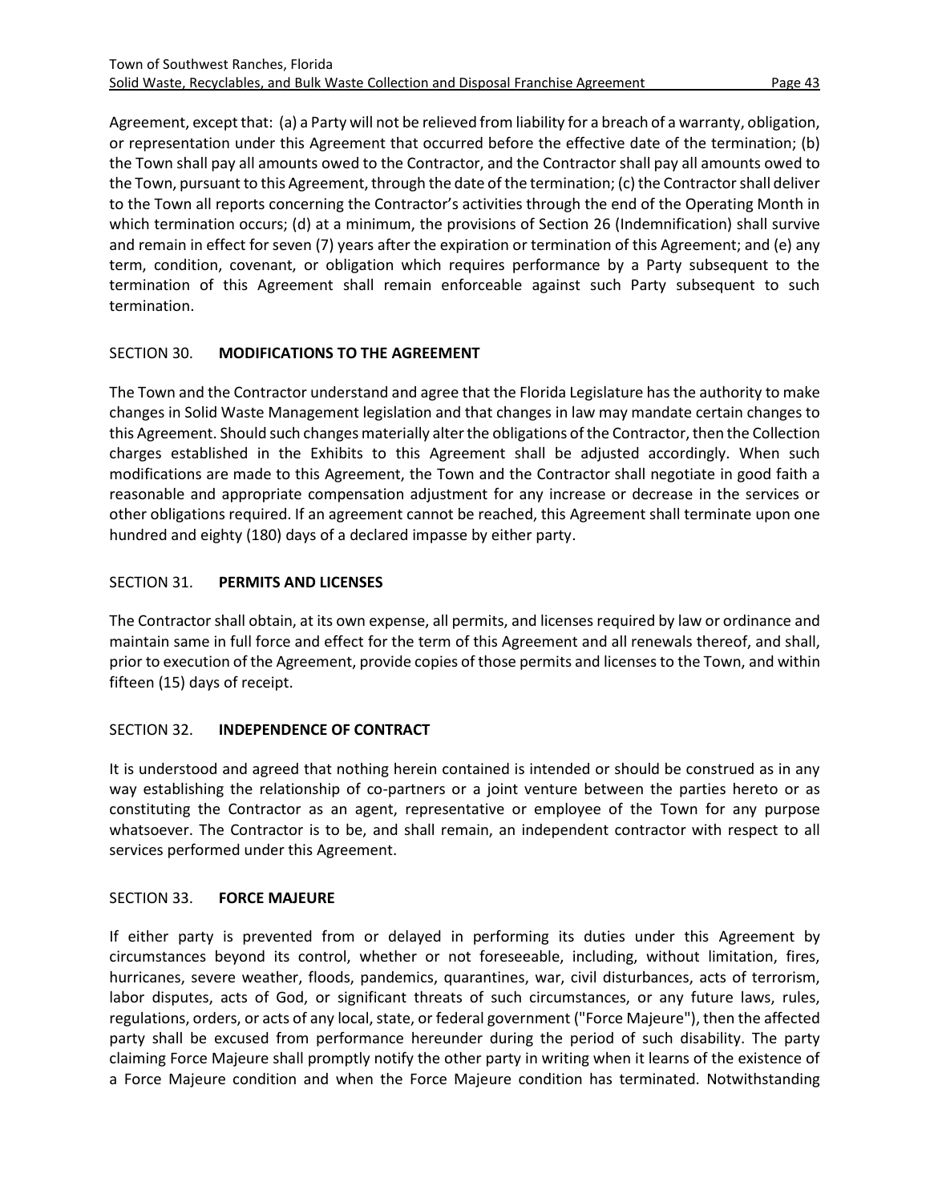Agreement, except that: (a) a Party will not be relieved from liability for a breach of a warranty, obligation, or representation under this Agreement that occurred before the effective date of the termination; (b) the Town shall pay all amounts owed to the Contractor, and the Contractor shall pay all amounts owed to the Town, pursuant to this Agreement, through the date of the termination; (c) the Contractor shall deliver to the Town all reports concerning the Contractor's activities through the end of the Operating Month in which termination occurs; (d) at a minimum, the provisions of Section 26 (Indemnification) shall survive and remain in effect for seven (7) years after the expiration or termination of this Agreement; and (e) any term, condition, covenant, or obligation which requires performance by a Party subsequent to the termination of this Agreement shall remain enforceable against such Party subsequent to such termination.

## SECTION 30. **MODIFICATIONS TO THE AGREEMENT**

The Town and the Contractor understand and agree that the Florida Legislature has the authority to make changes in Solid Waste Management legislation and that changes in law may mandate certain changes to this Agreement. Should such changes materially alter the obligations of the Contractor, then the Collection charges established in the Exhibits to this Agreement shall be adjusted accordingly. When such modifications are made to this Agreement, the Town and the Contractor shall negotiate in good faith a reasonable and appropriate compensation adjustment for any increase or decrease in the services or other obligations required. If an agreement cannot be reached, this Agreement shall terminate upon one hundred and eighty (180) days of a declared impasse by either party.

## SECTION 31. **PERMITS AND LICENSES**

The Contractor shall obtain, at its own expense, all permits, and licenses required by law or ordinance and maintain same in full force and effect for the term of this Agreement and all renewals thereof, and shall, prior to execution of the Agreement, provide copies of those permits and licenses to the Town, and within fifteen (15) days of receipt.

## SECTION 32. **INDEPENDENCE OF CONTRACT**

It is understood and agreed that nothing herein contained is intended or should be construed as in any way establishing the relationship of co-partners or a joint venture between the parties hereto or as constituting the Contractor as an agent, representative or employee of the Town for any purpose whatsoever. The Contractor is to be, and shall remain, an independent contractor with respect to all services performed under this Agreement.

## SECTION 33. **FORCE MAJEURE**

If either party is prevented from or delayed in performing its duties under this Agreement by circumstances beyond its control, whether or not foreseeable, including, without limitation, fires, hurricanes, severe weather, floods, pandemics, quarantines, war, civil disturbances, acts of terrorism, labor disputes, acts of God, or significant threats of such circumstances, or any future laws, rules, regulations, orders, or acts of any local, state, or federal government ("Force Majeure"), then the affected party shall be excused from performance hereunder during the period of such disability. The party claiming Force Majeure shall promptly notify the other party in writing when it learns of the existence of a Force Majeure condition and when the Force Majeure condition has terminated. Notwithstanding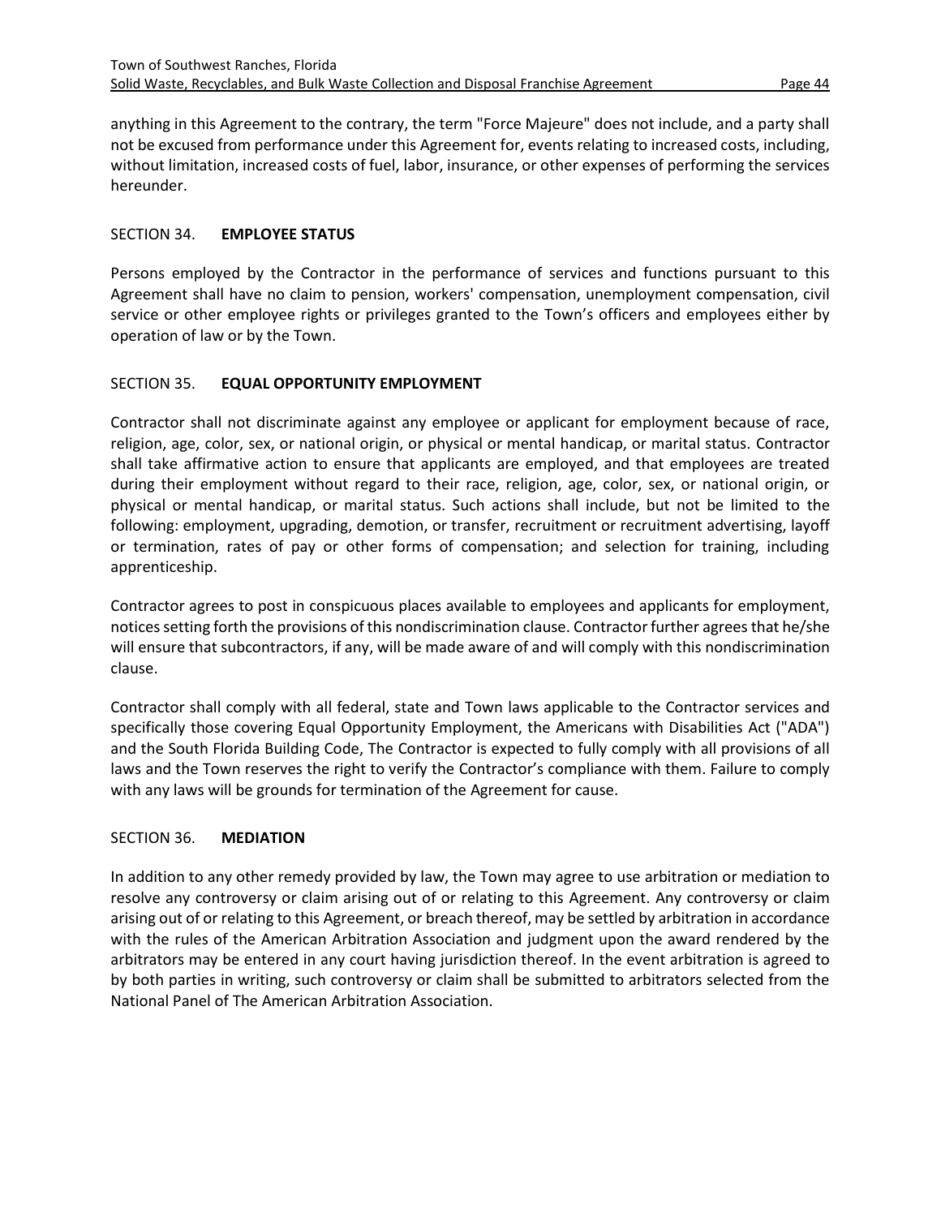anything in this Agreement to the contrary, the term "Force Majeure" does not include, and a party shall not be excused from performance under this Agreement for, events relating to increased costs, including, without limitation, increased costs of fuel, labor, insurance, or other expenses of performing the services hereunder.

## SECTION 34. EMPLOYEE STATUS

Persons employed by the Contractor in the performance of services and functions pursuant to this Agreement shall have no claim to pension, workers' compensation, unemployment compensation, civil service or other employee rights or privileges granted to the Town's officers and employees either by operation of law or by the Town.

## SECTION 35. EQUAL OPPORTUNITY EMPLOYMENT

Contractor shall not discriminate against any employee or applicant for employment because of race, religion, age, color, sex, or national origin, or physical or mental handicap, or marital status. Contractor shall take affirmative action to ensure that applicants are employed, and that employees are treated during their employment without regard to their race, religion, age, color, sex, or national origin, or physical or mental handicap, or marital status. Such actions shall include, but not be limited to the following: employment, upgrading, demotion, or transfer, recruitment or recruitment advertising, layoff or termination, rates of pay or other forms of compensation; and selection for training, including apprenticeship.

Contractor agrees to post in conspicuous places available to employees and applicants for employment, notices setting forth the provisions of this nondiscrimination clause. Contractor further agrees that he/she will ensure that subcontractors, if any, will be made aware of and will comply with this nondiscrimination clause.

Contractor shall comply with all federal, state and Town laws applicable to the Contractor services and specifically those covering Equal Opportunity Employment, the Americans with Disabilities Act ("ADA") and the South Florida Building Code, The Contractor is expected to fully comply with all provisions of all laws and the Town reserves the right to verify the Contractor's compliance with them. Failure to comply with any laws will be grounds for termination of the Agreement for cause.

## SECTION 36. MEDIATION

In addition to any other remedy provided by law, the Town may agree to use arbitration or mediation to resolve any controversy or claim arising out of or relating to this Agreement. Any controversy or claim arising out of or relating to this Agreement, or breach thereof, may be settled by arbitration in accordance with the rules of the American Arbitration Association and judgment upon the award rendered by the arbitrators may be entered in any court having jurisdiction thereof. In the event arbitration is agreed to by both parties in writing, such controversy or claim shall be submitted to arbitrators selected from the National Panel of The American Arbitration Association.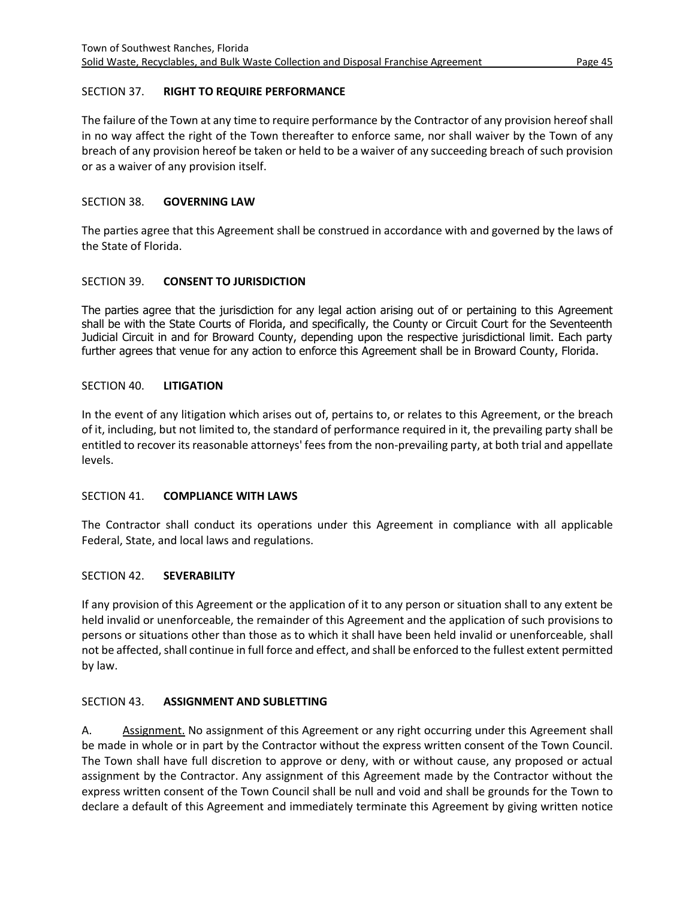## SECTION 37. **RIGHT TO REQUIRE PERFORMANCE**

The failure of the Town at any time to require performance by the Contractor of any provision hereof shall in no way affect the right of the Town thereafter to enforce same, nor shall waiver by the Town of any breach of any provision hereof be taken or held to be a waiver of any succeeding breach of such provision or as a waiver of any provision itself.

## SECTION 38. **GOVERNING LAW**

The parties agree that this Agreement shall be construed in accordance with and governed by the laws of the State of Florida.

## SECTION 39. **CONSENT TO JURISDICTION**

The parties agree that the jurisdiction for any legal action arising out of or pertaining to this Agreement shall be with the State Courts of Florida, and specifically, the County or Circuit Court for the Seventeenth Judicial Circuit in and for Broward County, depending upon the respective jurisdictional limit. Each party further agrees that venue for any action to enforce this Agreement shall be in Broward County, Florida.

## SECTION 40. **LITIGATION**

In the event of any litigation which arises out of, pertains to, or relates to this Agreement, or the breach of it, including, but not limited to, the standard of performance required in it, the prevailing party shall be entitled to recover its reasonable attorneys' fees from the non-prevailing party, at both trial and appellate levels.

## SECTION 41. **COMPLIANCE WITH LAWS**

The Contractor shall conduct its operations under this Agreement in compliance with all applicable Federal, State, and local laws and regulations.

## SECTION 42. **SEVERABILITY**

If any provision of this Agreement or the application of it to any person or situation shall to any extent be held invalid or unenforceable, the remainder of this Agreement and the application of such provisions to persons or situations other than those as to which it shall have been held invalid or unenforceable, shall not be affected, shall continue in full force and effect, and shall be enforced to the fullest extent permitted by law.

## SECTION 43. **ASSIGNMENT AND SUBLETTING**

A. Assignment. No assignment of this Agreement or any right occurring under this Agreement shall be made in whole or in part by the Contractor without the express written consent of the Town Council. The Town shall have full discretion to approve or deny, with or without cause, any proposed or actual assignment by the Contractor. Any assignment of this Agreement made by the Contractor without the express written consent of the Town Council shall be null and void and shall be grounds for the Town to declare a default of this Agreement and immediately terminate this Agreement by giving written notice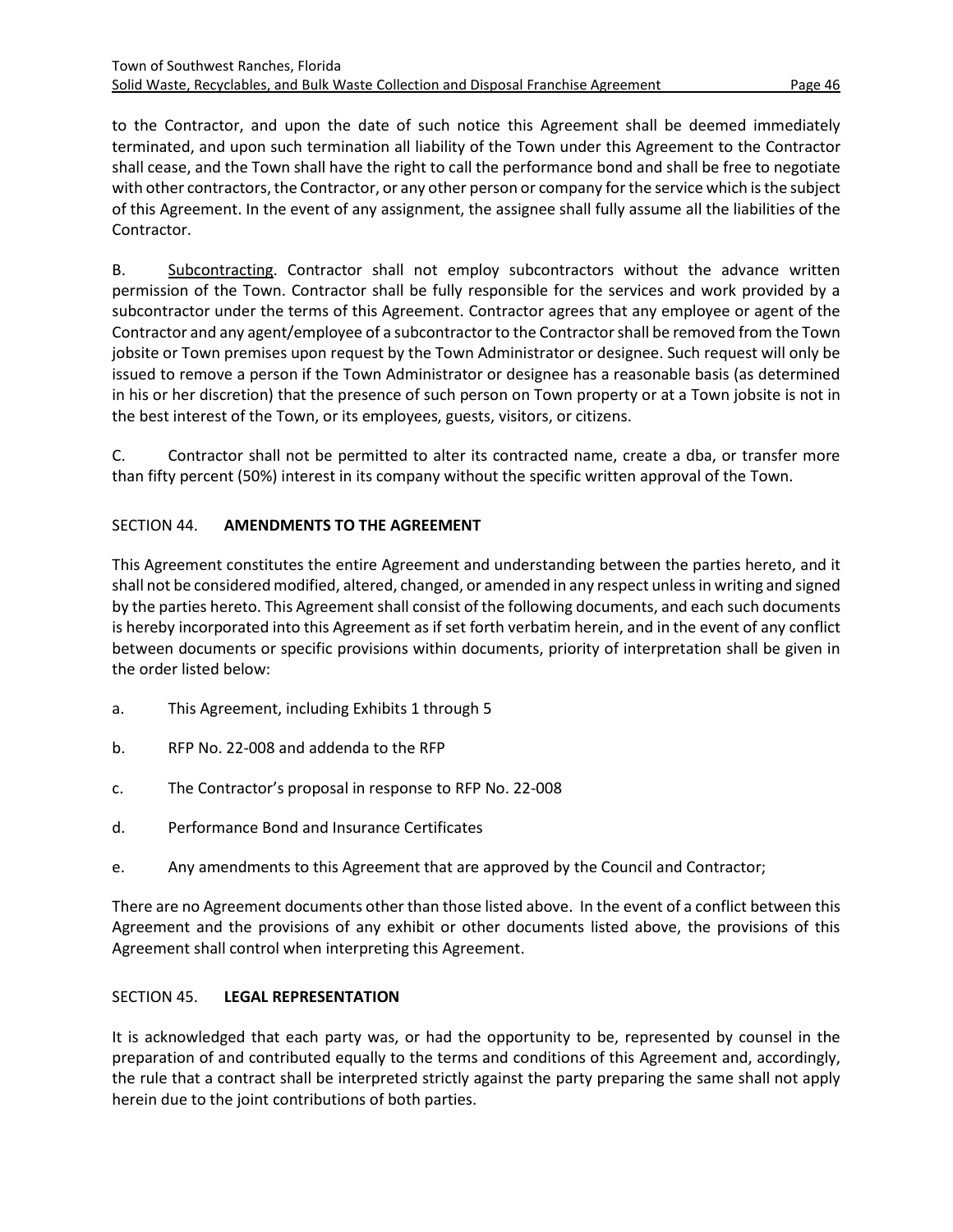to the Contractor, and upon the date of such notice this Agreement shall be deemed immediately terminated, and upon such termination all liability of the Town under this Agreement to the Contractor shall cease, and the Town shall have the right to call the performance bond and shall be free to negotiate with other contractors, the Contractor, or any other person or company for the service which is the subject of this Agreement. In the event of any assignment, the assignee shall fully assume all the liabilities of the Contractor.

B. Subcontracting. Contractor shall not employ subcontractors without the advance written permission of the Town. Contractor shall be fully responsible for the services and work provided by a subcontractor under the terms of this Agreement. Contractor agrees that any employee or agent of the Contractor and any agent/employee of a subcontractor to the Contractor shall be removed from the Town jobsite or Town premises upon request by the Town Administrator or designee. Such request will only be issued to remove a person if the Town Administrator or designee has a reasonable basis (as determined in his or her discretion) that the presence of such person on Town property or at a Town jobsite is not in the best interest of the Town, or its employees, guests, visitors, or citizens.

C. Contractor shall not be permitted to alter its contracted name, create a dba, or transfer more than fifty percent (50%) interest in its company without the specific written approval of the Town.

## SECTION 44. AMENDMENTS TO THE AGREEMENT

This Agreement constitutes the entire Agreement and understanding between the parties hereto, and it shall not be considered modified, altered, changed, or amended in any respect unless in writing and signed by the parties hereto. This Agreement shall consist of the following documents, and each such documents is hereby incorporated into this Agreement as if set forth verbatim herein, and in the event of any conflict between documents or specific provisions within documents, priority of interpretation shall be given in the order listed below:

a. This Agreement, including Exhibits 1 through 5

b. RFP No. 22-008 and addenda to the RFP

c. The Contractor's proposal in response to RFP No. 22-008

d. Performance Bond and Insurance Certificates

e. Any amendments to this Agreement that are approved by the Council and Contractor;

There are no Agreement documents other than those listed above. In the event of a conflict between this Agreement and the provisions of any exhibit or other documents listed above, the provisions of this Agreement shall control when interpreting this Agreement.

## SECTION 45. LEGAL REPRESENTATION

It is acknowledged that each party was, or had the opportunity to be, represented by counsel in the preparation of and contributed equally to the terms and conditions of this Agreement and, accordingly, the rule that a contract shall be interpreted strictly against the party preparing the same shall not apply herein due to the joint contributions of both parties.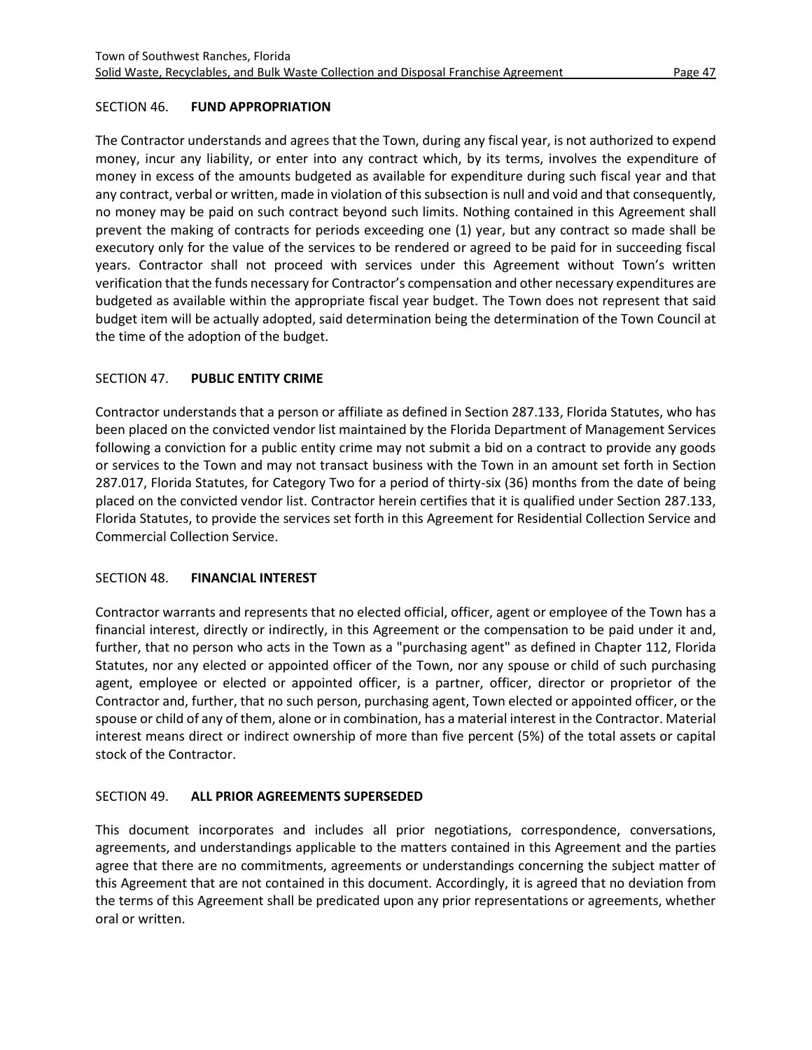## SECTION 46. **FUND APPROPRIATION**

The Contractor understands and agrees that the Town, during any fiscal year, is not authorized to expend money, incur any liability, or enter into any contract which, by its terms, involves the expenditure of money in excess of the amounts budgeted as available for expenditure during such fiscal year and that any contract, verbal or written, made in violation of this subsection is null and void and that consequently, no money may be paid on such contract beyond such limits. Nothing contained in this Agreement shall prevent the making of contracts for periods exceeding one (1) year, but any contract so made shall be executory only for the value of the services to be rendered or agreed to be paid for in succeeding fiscal years. Contractor shall not proceed with services under this Agreement without Town's written verification that the funds necessary for Contractor's compensation and other necessary expenditures are budgeted as available within the appropriate fiscal year budget. The Town does not represent that said budget item will be actually adopted, said determination being the determination of the Town Council at the time of the adoption of the budget.

## SECTION 47. **PUBLIC ENTITY CRIME**

Contractor understands that a person or affiliate as defined in Section 287.133, Florida Statutes, who has been placed on the convicted vendor list maintained by the Florida Department of Management Services following a conviction for a public entity crime may not submit a bid on a contract to provide any goods or services to the Town and may not transact business with the Town in an amount set forth in Section 287.017, Florida Statutes, for Category Two for a period of thirty-six (36) months from the date of being placed on the convicted vendor list. Contractor herein certifies that it is qualified under Section 287.133, Florida Statutes, to provide the services set forth in this Agreement for Residential Collection Service and Commercial Collection Service.

## SECTION 48. **FINANCIAL INTEREST**

Contractor warrants and represents that no elected official, officer, agent or employee of the Town has a financial interest, directly or indirectly, in this Agreement or the compensation to be paid under it and, further, that no person who acts in the Town as a "purchasing agent" as defined in Chapter 112, Florida Statutes, nor any elected or appointed officer of the Town, nor any spouse or child of such purchasing agent, employee or elected or appointed officer, is a partner, officer, director or proprietor of the Contractor and, further, that no such person, purchasing agent, Town elected or appointed officer, or the spouse or child of any of them, alone or in combination, has a material interest in the Contractor. Material interest means direct or indirect ownership of more than five percent (5%) of the total assets or capital stock of the Contractor.

## SECTION 49. **ALL PRIOR AGREEMENTS SUPERSEDED**

This document incorporates and includes all prior negotiations, correspondence, conversations, agreements, and understandings applicable to the matters contained in this Agreement and the parties agree that there are no commitments, agreements or understandings concerning the subject matter of this Agreement that are not contained in this document. Accordingly, it is agreed that no deviation from the terms of this Agreement shall be predicated upon any prior representations or agreements, whether oral or written.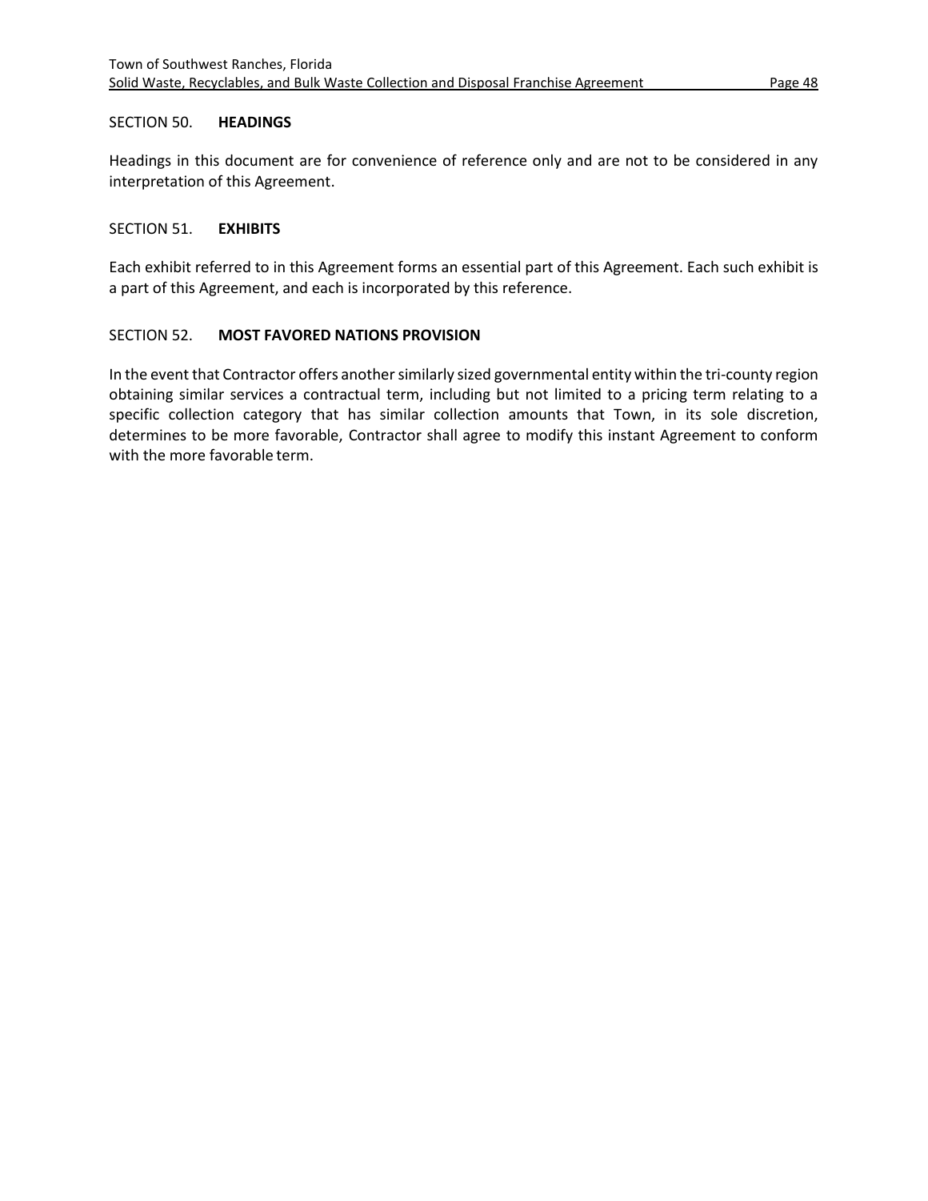## SECTION 50. HEADINGS

Headings in this document are for convenience of reference only and are not to be considered in any interpretation of this Agreement.

## SECTION 51. EXHIBITS

Each exhibit referred to in this Agreement forms an essential part of this Agreement. Each such exhibit is a part of this Agreement, and each is incorporated by this reference.

## SECTION 52. MOST FAVORED NATIONS PROVISION

In the event that Contractor offers another similarly sized governmental entity within the tri-county region obtaining similar services a contractual term, including but not limited to a pricing term relating to a specific collection category that has similar collection amounts that Town, in its sole discretion, determines to be more favorable, Contractor shall agree to modify this instant Agreement to conform with the more favorable term.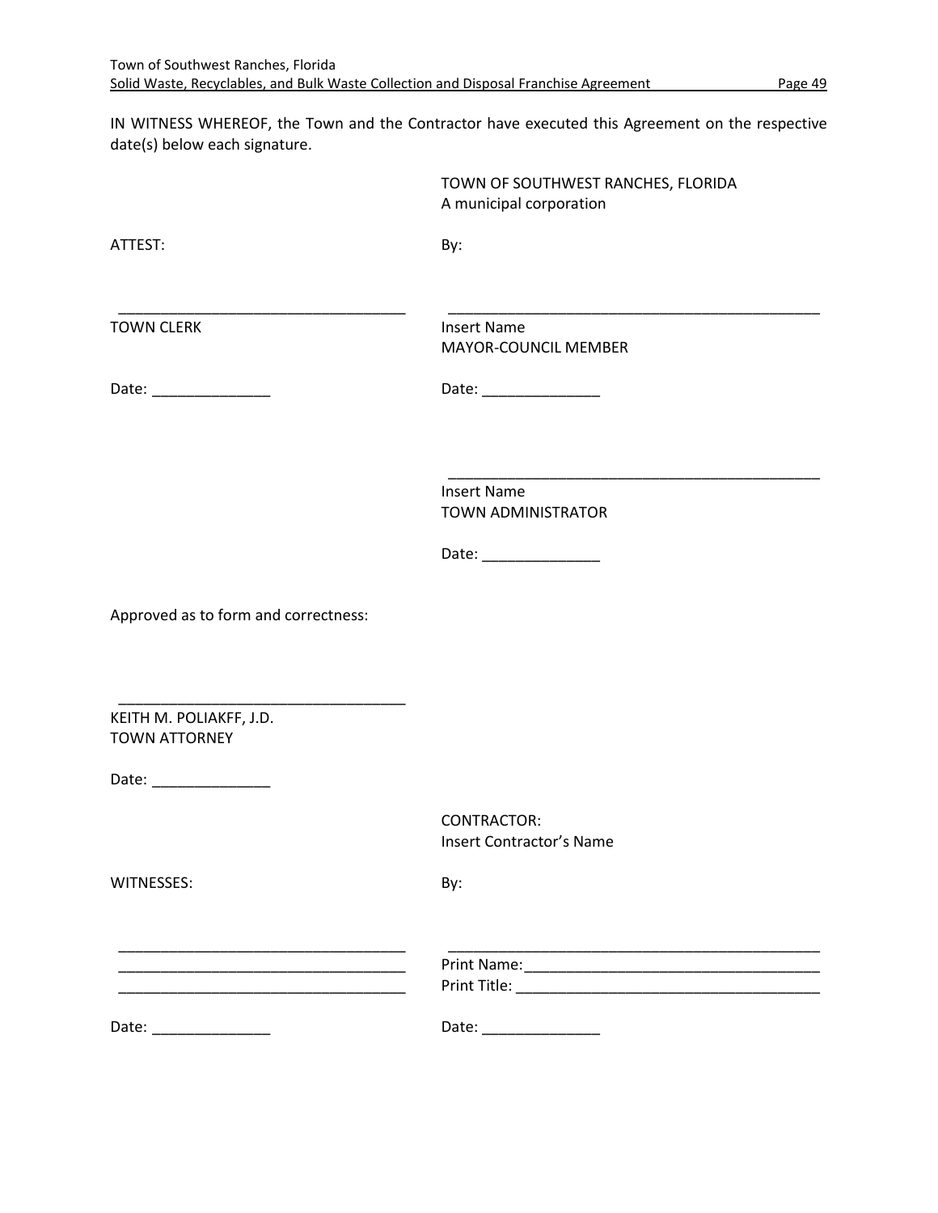IN WITNESS WHEREOF, the Town and the Contractor have executed this Agreement on the respective date(s) below each signature.

TOWN OF SOUTHWEST RANCHES, FLORIDA
A municipal corporation

ATTEST:

By:

___________________________________
TOWN CLERK

Date: ______________

_______________________________________________
Insert Name
MAYOR-COUNCIL MEMBER

Date: ______________

_______________________________________________
Insert Name
TOWN ADMINISTRATOR

Date: ______________

Approved as to form and correctness:

___________________________________
KEITH M. POLIAKFF, J.D.
TOWN ATTORNEY

Date: ______________

CONTRACTOR:
Insert Contractor's Name

WITNESSES:

By:

___________________________________
___________________________________
___________________________________

Date: ______________

_______________________________________________
Print Name:___________________________________
Print Title: ____________________________________

Date: ______________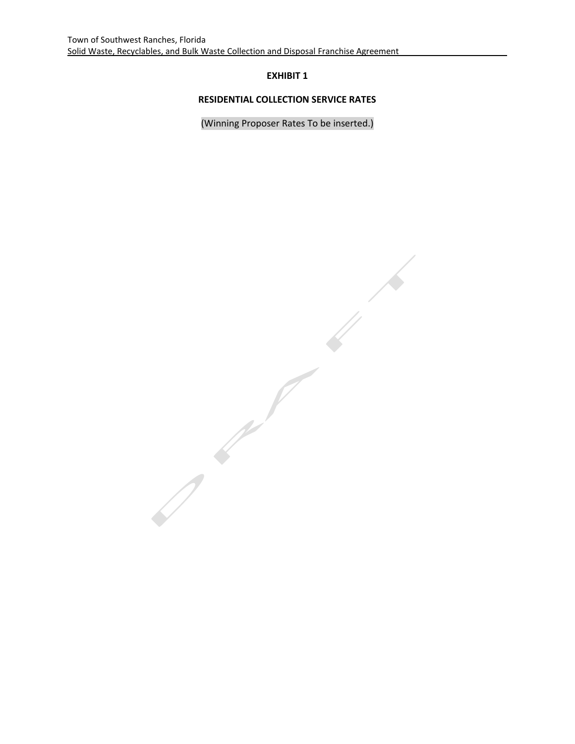**EXHIBIT 1**

**RESIDENTIAL COLLECTION SERVICE RATES**

(Winning Proposer Rates To be inserted.)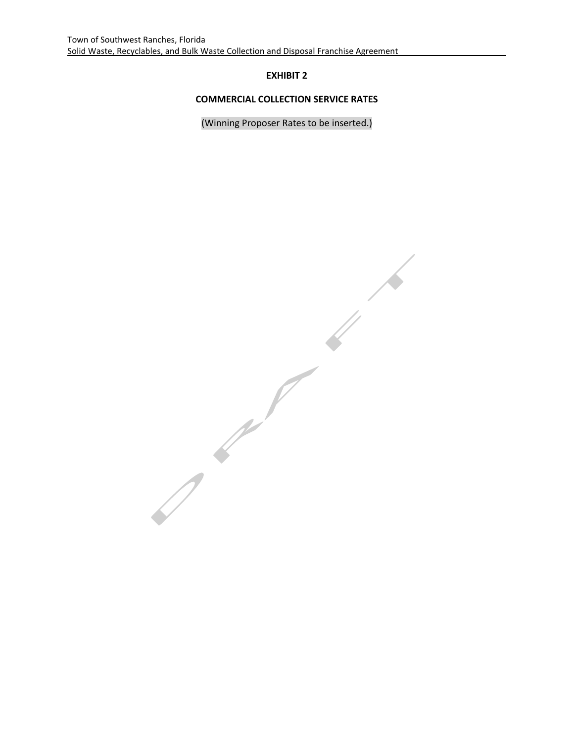**EXHIBIT 2**

**COMMERCIAL COLLECTION SERVICE RATES**

(Winning Proposer Rates to be inserted.)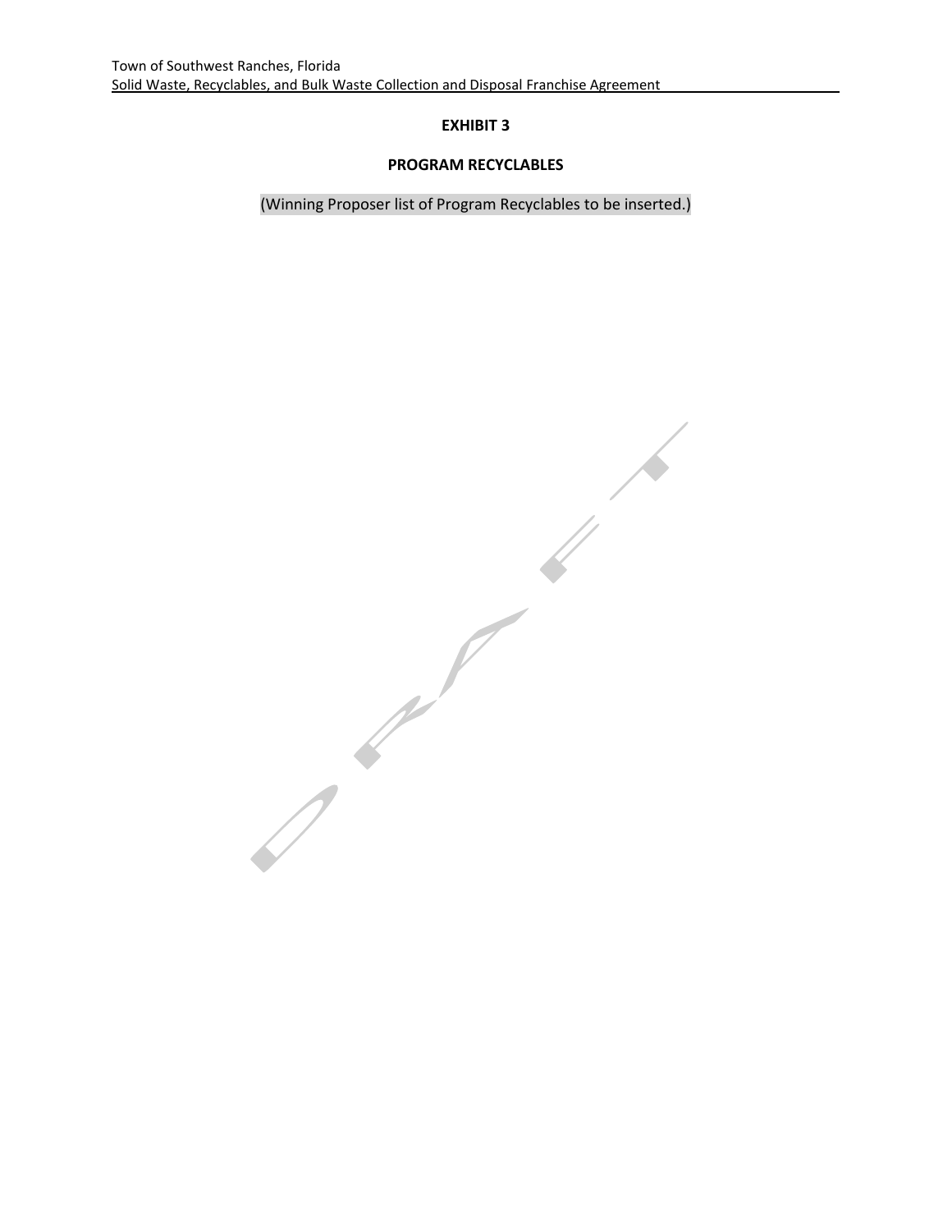# EXHIBIT 3

## PROGRAM RECYCLABLES

(Winning Proposer list of Program Recyclables to be inserted.)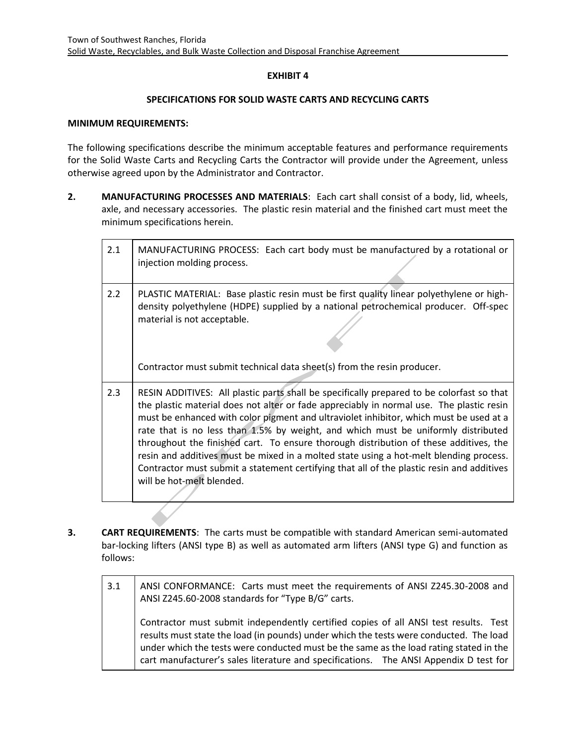**EXHIBIT 4**

**SPECIFICATIONS FOR SOLID WASTE CARTS AND RECYCLING CARTS**

**MINIMUM REQUIREMENTS:**

The following specifications describe the minimum acceptable features and performance requirements for the Solid Waste Carts and Recycling Carts the Contractor will provide under the Agreement, unless otherwise agreed upon by the Administrator and Contractor.

**2. MANUFACTURING PROCESSES AND MATERIALS**: Each cart shall consist of a body, lid, wheels, axle, and necessary accessories. The plastic resin material and the finished cart must meet the minimum specifications herein.

| | |
|---|---|
| 2.1 | MANUFACTURING PROCESS: Each cart body must be manufactured by a rotational or injection molding process. |
| 2.2 | PLASTIC MATERIAL: Base plastic resin must be first quality linear polyethylene or high-density polyethylene (HDPE) supplied by a national petrochemical producer. Off-spec material is not acceptable.<br><br>Contractor must submit technical data sheet(s) from the resin producer. |
| 2.3 | RESIN ADDITIVES: All plastic parts shall be specifically prepared to be colorfast so that the plastic material does not alter or fade appreciably in normal use. The plastic resin must be enhanced with color pigment and ultraviolet inhibitor, which must be used at a rate that is no less than 1.5% by weight, and which must be uniformly distributed throughout the finished cart. To ensure thorough distribution of these additives, the resin and additives must be mixed in a molted state using a hot-melt blending process. Contractor must submit a statement certifying that all of the plastic resin and additives will be hot-melt blended. |

**3. CART REQUIREMENTS**: The carts must be compatible with standard American semi-automated bar-locking lifters (ANSI type B) as well as automated arm lifters (ANSI type G) and function as follows:

| | |
|---|---|
| 3.1 | ANSI CONFORMANCE: Carts must meet the requirements of ANSI Z245.30-2008 and ANSI Z245.60-2008 standards for "Type B/G" carts.<br><br>Contractor must submit independently certified copies of all ANSI test results. Test results must state the load (in pounds) under which the tests were conducted. The load under which the tests were conducted must be the same as the load rating stated in the cart manufacturer's sales literature and specifications. The ANSI Appendix D test for |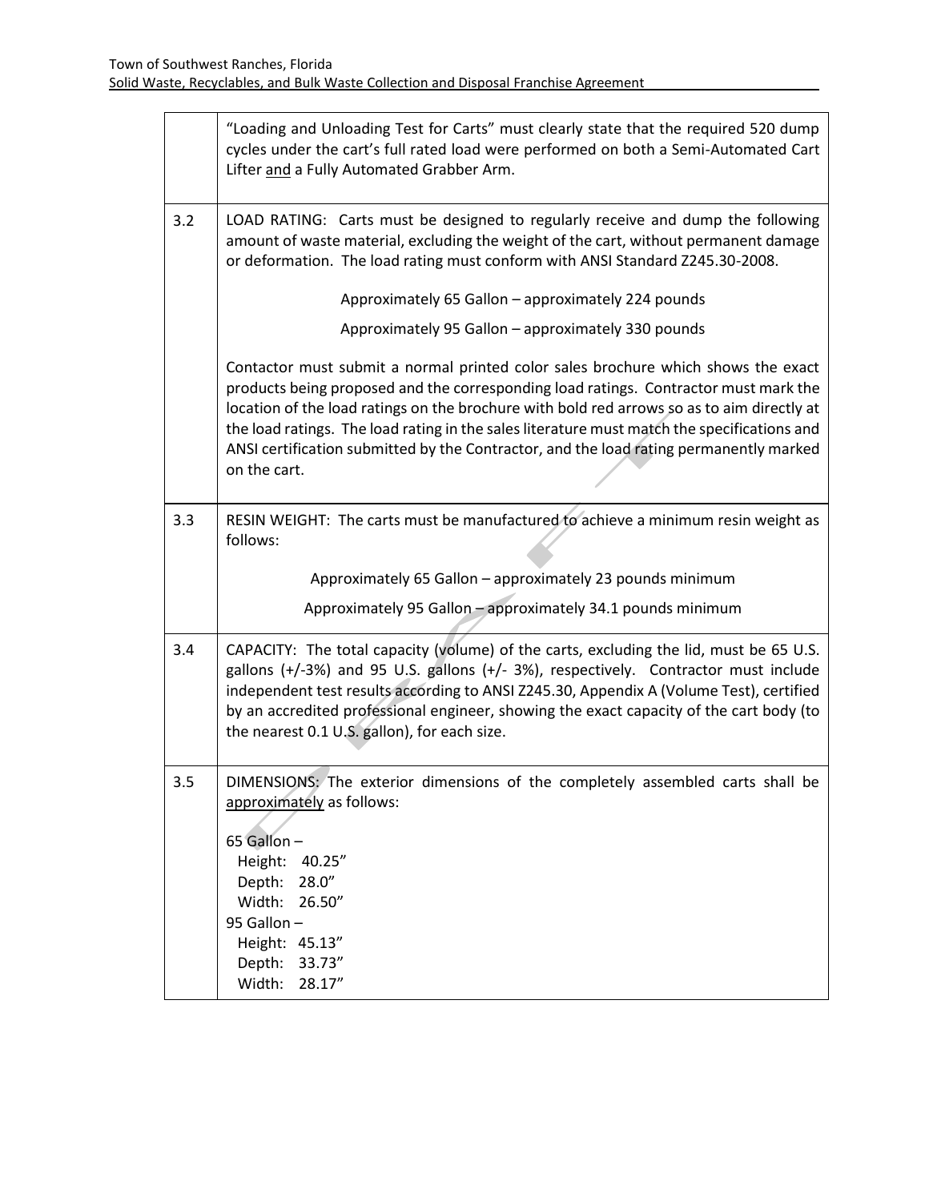| | |
|---|---|
| | "Loading and Unloading Test for Carts" must clearly state that the required 520 dump cycles under the cart's full rated load were performed on both a Semi-Automated Cart Lifter <u>and</u> a Fully Automated Grabber Arm. |
| 3.2 | LOAD RATING: Carts must be designed to regularly receive and dump the following amount of waste material, excluding the weight of the cart, without permanent damage or deformation. The load rating must conform with ANSI Standard Z245.30-2008.<br><br>Approximately 65 Gallon – approximately 224 pounds<br>Approximately 95 Gallon – approximately 330 pounds<br><br>Contactor must submit a normal printed color sales brochure which shows the exact products being proposed and the corresponding load ratings. Contractor must mark the location of the load ratings on the brochure with bold red arrows so as to aim directly at the load ratings. The load rating in the sales literature must match the specifications and ANSI certification submitted by the Contractor, and the load rating permanently marked on the cart. |
| 3.3 | RESIN WEIGHT: The carts must be manufactured to achieve a minimum resin weight as follows:<br><br>Approximately 65 Gallon – approximately 23 pounds minimum<br>Approximately 95 Gallon – approximately 34.1 pounds minimum |
| 3.4 | CAPACITY: The total capacity (volume) of the carts, excluding the lid, must be 65 U.S. gallons (+/-3%) and 95 U.S. gallons (+/- 3%), respectively. Contractor must include independent test results according to ANSI Z245.30, Appendix A (Volume Test), certified by an accredited professional engineer, showing the exact capacity of the cart body (to the nearest 0.1 U.S. gallon), for each size. |
| 3.5 | DIMENSIONS: The exterior dimensions of the completely assembled carts shall be <u>approximately</u> as follows:<br><br>65 Gallon –<br>Height: 40.25"<br>Depth: 28.0"<br>Width: 26.50"<br>95 Gallon –<br>Height: 45.13"<br>Depth: 33.73"<br>Width: 28.17" |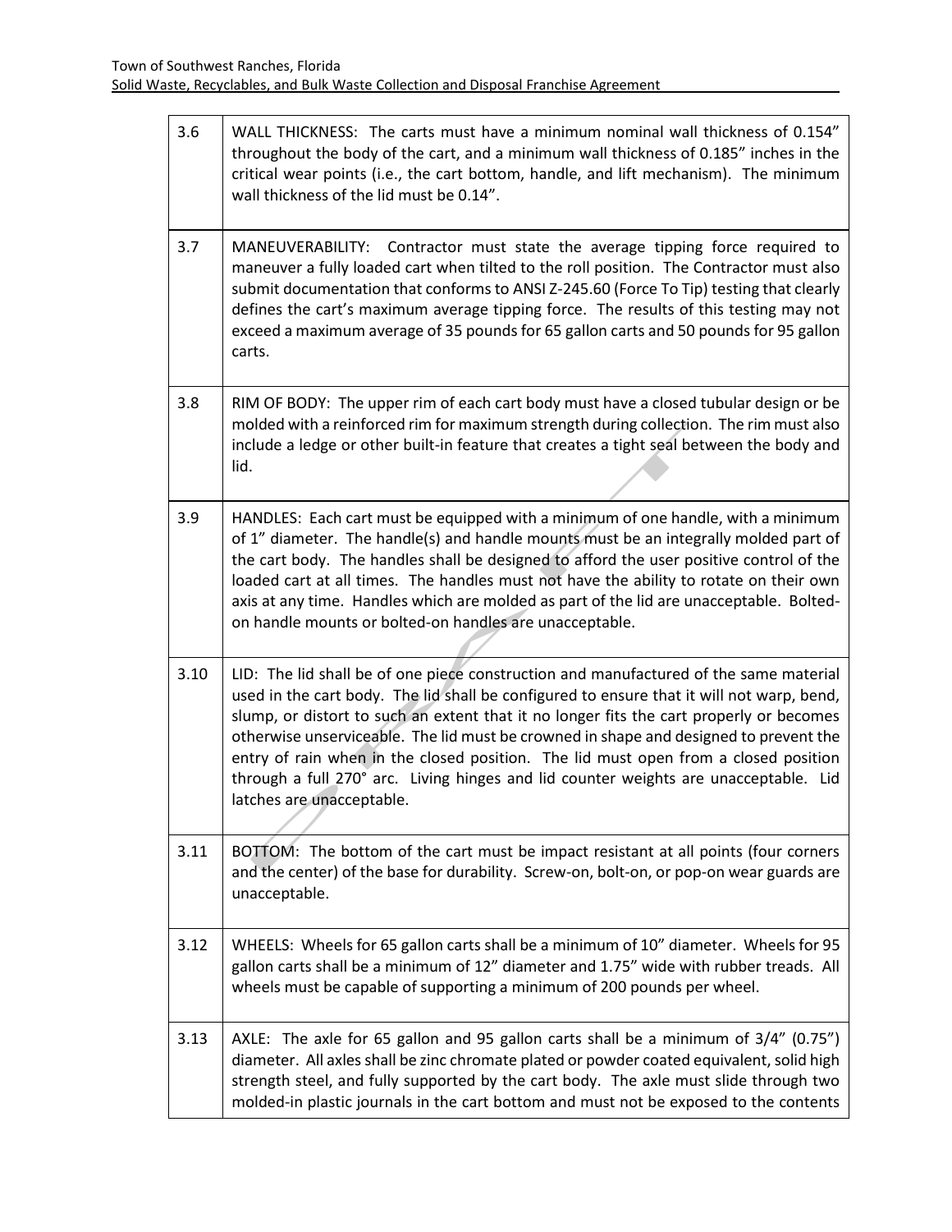| | |
|---|---|
| 3.6 | WALL THICKNESS: The carts must have a minimum nominal wall thickness of 0.154" throughout the body of the cart, and a minimum wall thickness of 0.185" inches in the critical wear points (i.e., the cart bottom, handle, and lift mechanism). The minimum wall thickness of the lid must be 0.14". |
| 3.7 | MANEUVERABILITY: Contractor must state the average tipping force required to maneuver a fully loaded cart when tilted to the roll position. The Contractor must also submit documentation that conforms to ANSI Z-245.60 (Force To Tip) testing that clearly defines the cart's maximum average tipping force. The results of this testing may not exceed a maximum average of 35 pounds for 65 gallon carts and 50 pounds for 95 gallon carts. |
| 3.8 | RIM OF BODY: The upper rim of each cart body must have a closed tubular design or be molded with a reinforced rim for maximum strength during collection. The rim must also include a ledge or other built-in feature that creates a tight seal between the body and lid. |
| 3.9 | HANDLES: Each cart must be equipped with a minimum of one handle, with a minimum of 1" diameter. The handle(s) and handle mounts must be an integrally molded part of the cart body. The handles shall be designed to afford the user positive control of the loaded cart at all times. The handles must not have the ability to rotate on their own axis at any time. Handles which are molded as part of the lid are unacceptable. Bolted-on handle mounts or bolted-on handles are unacceptable. |
| 3.10 | LID: The lid shall be of one piece construction and manufactured of the same material used in the cart body. The lid shall be configured to ensure that it will not warp, bend, slump, or distort to such an extent that it no longer fits the cart properly or becomes otherwise unserviceable. The lid must be crowned in shape and designed to prevent the entry of rain when in the closed position. The lid must open from a closed position through a full 270° arc. Living hinges and lid counter weights are unacceptable. Lid latches are unacceptable. |
| 3.11 | BOTTOM: The bottom of the cart must be impact resistant at all points (four corners and the center) of the base for durability. Screw-on, bolt-on, or pop-on wear guards are unacceptable. |
| 3.12 | WHEELS: Wheels for 65 gallon carts shall be a minimum of 10" diameter. Wheels for 95 gallon carts shall be a minimum of 12" diameter and 1.75" wide with rubber treads. All wheels must be capable of supporting a minimum of 200 pounds per wheel. |
| 3.13 | AXLE: The axle for 65 gallon and 95 gallon carts shall be a minimum of 3/4" (0.75") diameter. All axles shall be zinc chromate plated or powder coated equivalent, solid high strength steel, and fully supported by the cart body. The axle must slide through two molded-in plastic journals in the cart bottom and must not be exposed to the contents |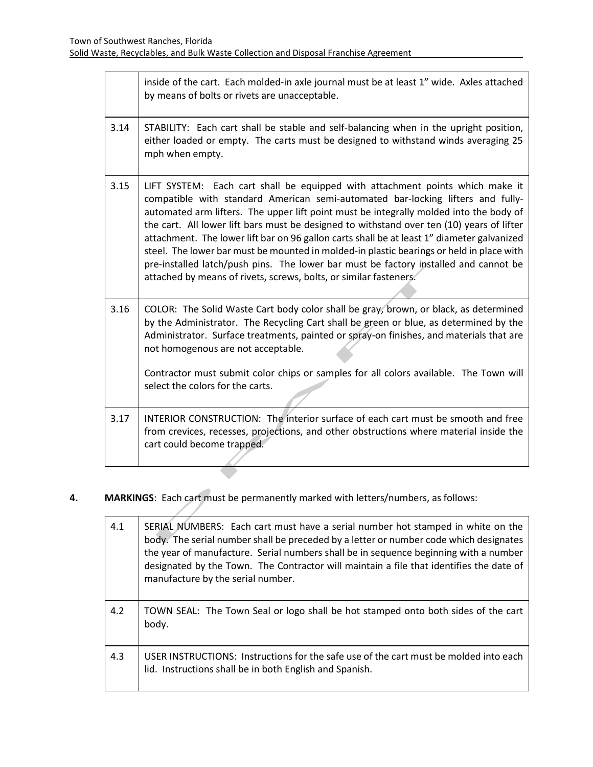|  |  |
| --- | --- |
|  | inside of the cart. Each molded-in axle journal must be at least 1" wide. Axles attached by means of bolts or rivets are unacceptable. |
| 3.14 | STABILITY: Each cart shall be stable and self-balancing when in the upright position, either loaded or empty. The carts must be designed to withstand winds averaging 25 mph when empty. |
| 3.15 | LIFT SYSTEM: Each cart shall be equipped with attachment points which make it compatible with standard American semi-automated bar-locking lifters and fully-automated arm lifters. The upper lift point must be integrally molded into the body of the cart. All lower lift bars must be designed to withstand over ten (10) years of lifter attachment. The lower lift bar on 96 gallon carts shall be at least 1" diameter galvanized steel. The lower bar must be mounted in molded-in plastic bearings or held in place with pre-installed latch/push pins. The lower bar must be factory installed and cannot be attached by means of rivets, screws, bolts, or similar fasteners. |
| 3.16 | COLOR: The Solid Waste Cart body color shall be gray, brown, or black, as determined by the Administrator. The Recycling Cart shall be green or blue, as determined by the Administrator. Surface treatments, painted or spray-on finishes, and materials that are not homogenous are not acceptable.<br><br>Contractor must submit color chips or samples for all colors available. The Town will select the colors for the carts. |
| 3.17 | INTERIOR CONSTRUCTION: The interior surface of each cart must be smooth and free from crevices, recesses, projections, and other obstructions where material inside the cart could become trapped. |

**4. MARKINGS**: Each cart must be permanently marked with letters/numbers, as follows:

|  |  |
| --- | --- |
| 4.1 | SERIAL NUMBERS: Each cart must have a serial number hot stamped in white on the body. The serial number shall be preceded by a letter or number code which designates the year of manufacture. Serial numbers shall be in sequence beginning with a number designated by the Town. The Contractor will maintain a file that identifies the date of manufacture by the serial number. |
| 4.2 | TOWN SEAL: The Town Seal or logo shall be hot stamped onto both sides of the cart body. |
| 4.3 | USER INSTRUCTIONS: Instructions for the safe use of the cart must be molded into each lid. Instructions shall be in both English and Spanish. |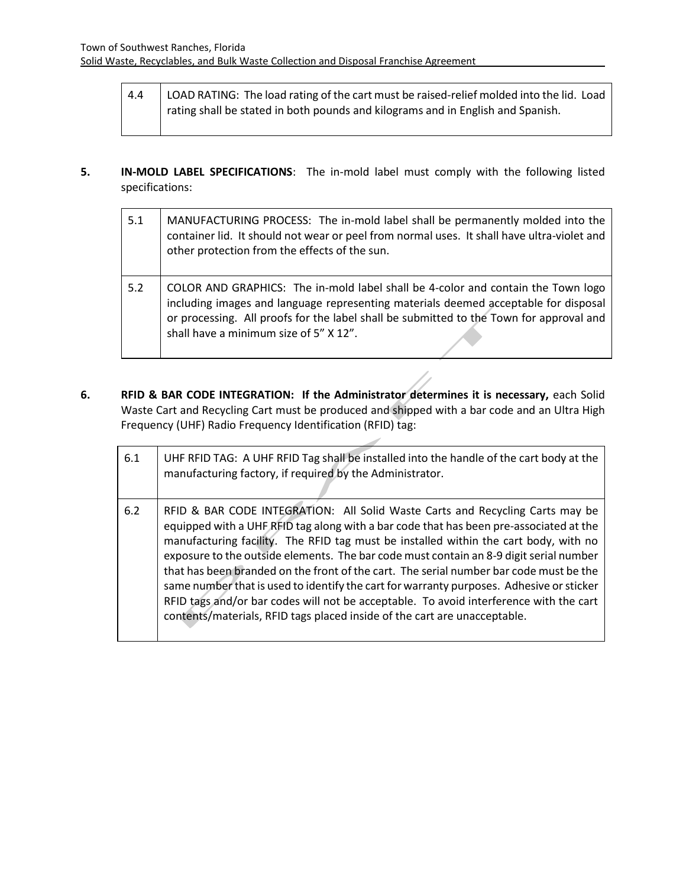| 4.4 | LOAD RATING: The load rating of the cart must be raised-relief molded into the lid. Load rating shall be stated in both pounds and kilograms and in English and Spanish. |
|---|---|

**5. IN-MOLD LABEL SPECIFICATIONS**: The in-mold label must comply with the following listed specifications:

| 5.1 | MANUFACTURING PROCESS: The in-mold label shall be permanently molded into the container lid. It should not wear or peel from normal uses. It shall have ultra-violet and other protection from the effects of the sun. |
|---|---|
| 5.2 | COLOR AND GRAPHICS: The in-mold label shall be 4-color and contain the Town logo including images and language representing materials deemed acceptable for disposal or processing. All proofs for the label shall be submitted to the Town for approval and shall have a minimum size of 5" X 12". |

**6. RFID & BAR CODE INTEGRATION: If the Administrator determines it is necessary,** each Solid Waste Cart and Recycling Cart must be produced and shipped with a bar code and an Ultra High Frequency (UHF) Radio Frequency Identification (RFID) tag:

| 6.1 | UHF RFID TAG: A UHF RFID Tag shall be installed into the handle of the cart body at the manufacturing factory, if required by the Administrator. |
|---|---|
| 6.2 | RFID & BAR CODE INTEGRATION: All Solid Waste Carts and Recycling Carts may be equipped with a UHF RFID tag along with a bar code that has been pre-associated at the manufacturing facility. The RFID tag must be installed within the cart body, with no exposure to the outside elements. The bar code must contain an 8-9 digit serial number that has been branded on the front of the cart. The serial number bar code must be the same number that is used to identify the cart for warranty purposes. Adhesive or sticker RFID tags and/or bar codes will not be acceptable. To avoid interference with the cart contents/materials, RFID tags placed inside of the cart are unacceptable. |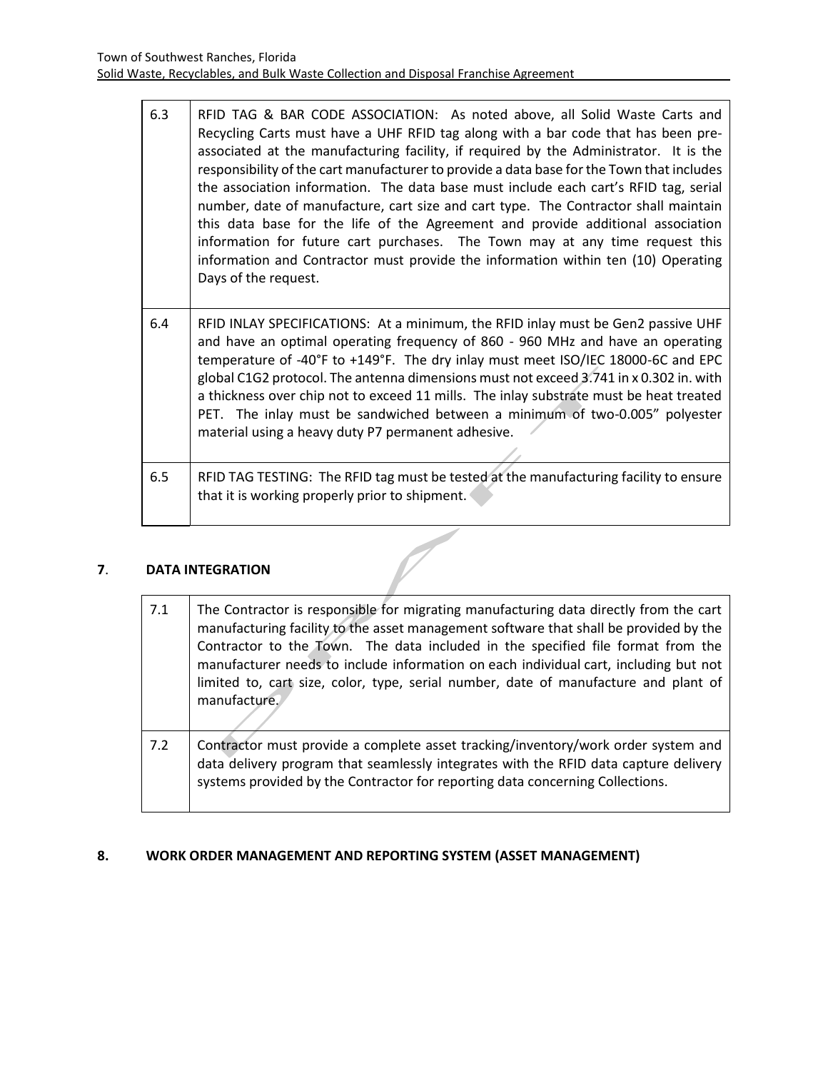| 6.3 | RFID TAG & BAR CODE ASSOCIATION: As noted above, all Solid Waste Carts and Recycling Carts must have a UHF RFID tag along with a bar code that has been pre-associated at the manufacturing facility, if required by the Administrator. It is the responsibility of the cart manufacturer to provide a data base for the Town that includes the association information. The data base must include each cart's RFID tag, serial number, date of manufacture, cart size and cart type. The Contractor shall maintain this data base for the life of the Agreement and provide additional association information for future cart purchases. The Town may at any time request this information and Contractor must provide the information within ten (10) Operating Days of the request. |
|---|---|
| 6.4 | RFID INLAY SPECIFICATIONS: At a minimum, the RFID inlay must be Gen2 passive UHF and have an optimal operating frequency of 860 - 960 MHz and have an operating temperature of -40°F to +149°F. The dry inlay must meet ISO/IEC 18000-6C and EPC global C1G2 protocol. The antenna dimensions must not exceed 3.741 in x 0.302 in. with a thickness over chip not to exceed 11 mills. The inlay substrate must be heat treated PET. The inlay must be sandwiched between a minimum of two-0.005" polyester material using a heavy duty P7 permanent adhesive. |
| 6.5 | RFID TAG TESTING: The RFID tag must be tested at the manufacturing facility to ensure that it is working properly prior to shipment. |

## 7. DATA INTEGRATION

| 7.1 | The Contractor is responsible for migrating manufacturing data directly from the cart manufacturing facility to the asset management software that shall be provided by the Contractor to the Town. The data included in the specified file format from the manufacturer needs to include information on each individual cart, including but not limited to, cart size, color, type, serial number, date of manufacture and plant of manufacture. |
|---|---|
| 7.2 | Contractor must provide a complete asset tracking/inventory/work order system and data delivery program that seamlessly integrates with the RFID data capture delivery systems provided by the Contractor for reporting data concerning Collections. |

## 8. WORK ORDER MANAGEMENT AND REPORTING SYSTEM (ASSET MANAGEMENT)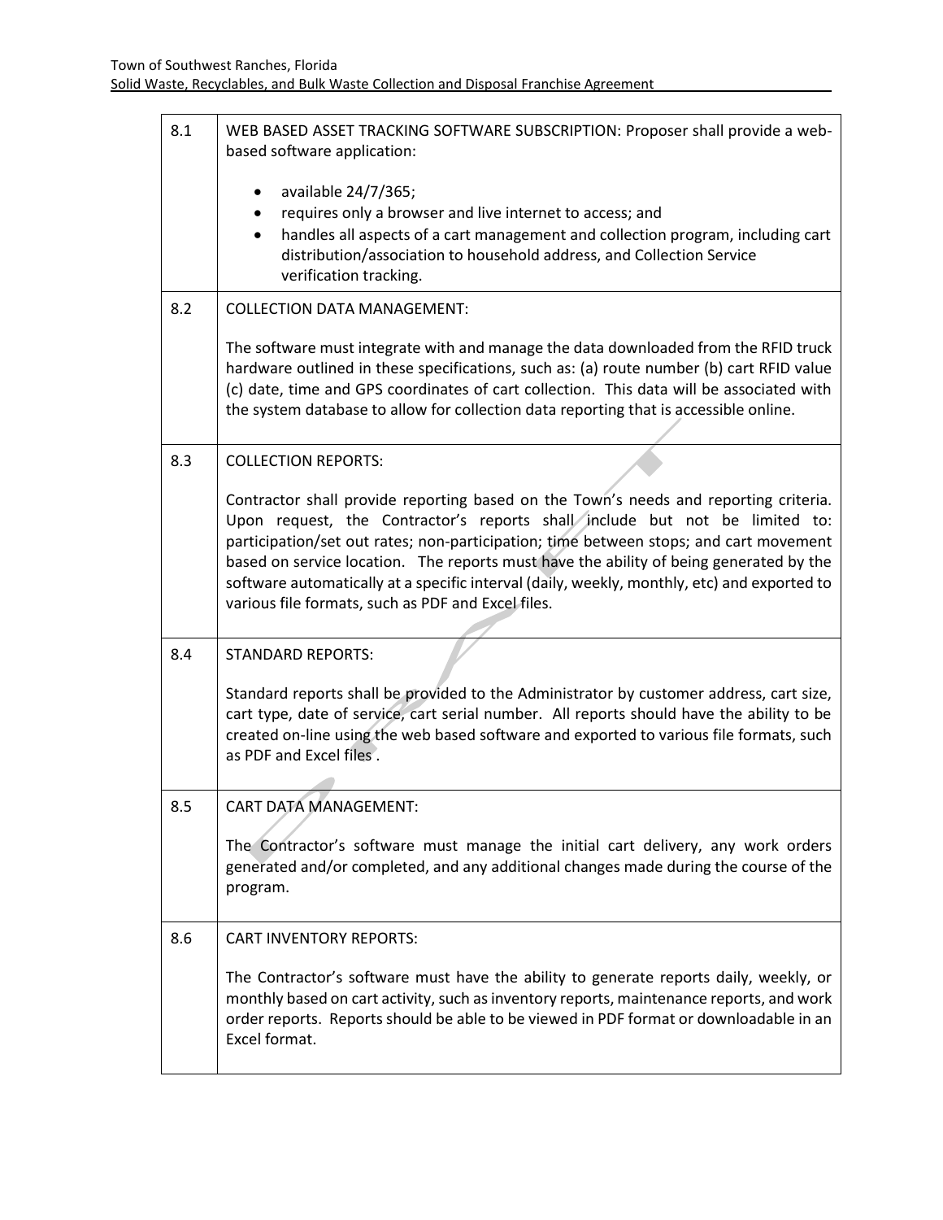| | |
|---|---|
| 8.1 | WEB BASED ASSET TRACKING SOFTWARE SUBSCRIPTION: Proposer shall provide a web-based software application:<br><br>• available 24/7/365;<br>• requires only a browser and live internet to access; and<br>• handles all aspects of a cart management and collection program, including cart distribution/association to household address, and Collection Service verification tracking. |
| 8.2 | COLLECTION DATA MANAGEMENT:<br><br>The software must integrate with and manage the data downloaded from the RFID truck hardware outlined in these specifications, such as: (a) route number (b) cart RFID value (c) date, time and GPS coordinates of cart collection. This data will be associated with the system database to allow for collection data reporting that is accessible online. |
| 8.3 | COLLECTION REPORTS:<br><br>Contractor shall provide reporting based on the Town's needs and reporting criteria. Upon request, the Contractor's reports shall include but not be limited to: participation/set out rates; non-participation; time between stops; and cart movement based on service location. The reports must have the ability of being generated by the software automatically at a specific interval (daily, weekly, monthly, etc) and exported to various file formats, such as PDF and Excel files. |
| 8.4 | STANDARD REPORTS:<br><br>Standard reports shall be provided to the Administrator by customer address, cart size, cart type, date of service, cart serial number. All reports should have the ability to be created on-line using the web based software and exported to various file formats, such as PDF and Excel files . |
| 8.5 | CART DATA MANAGEMENT:<br><br>The Contractor's software must manage the initial cart delivery, any work orders generated and/or completed, and any additional changes made during the course of the program. |
| 8.6 | CART INVENTORY REPORTS:<br><br>The Contractor's software must have the ability to generate reports daily, weekly, or monthly based on cart activity, such as inventory reports, maintenance reports, and work order reports. Reports should be able to be viewed in PDF format or downloadable in an Excel format. |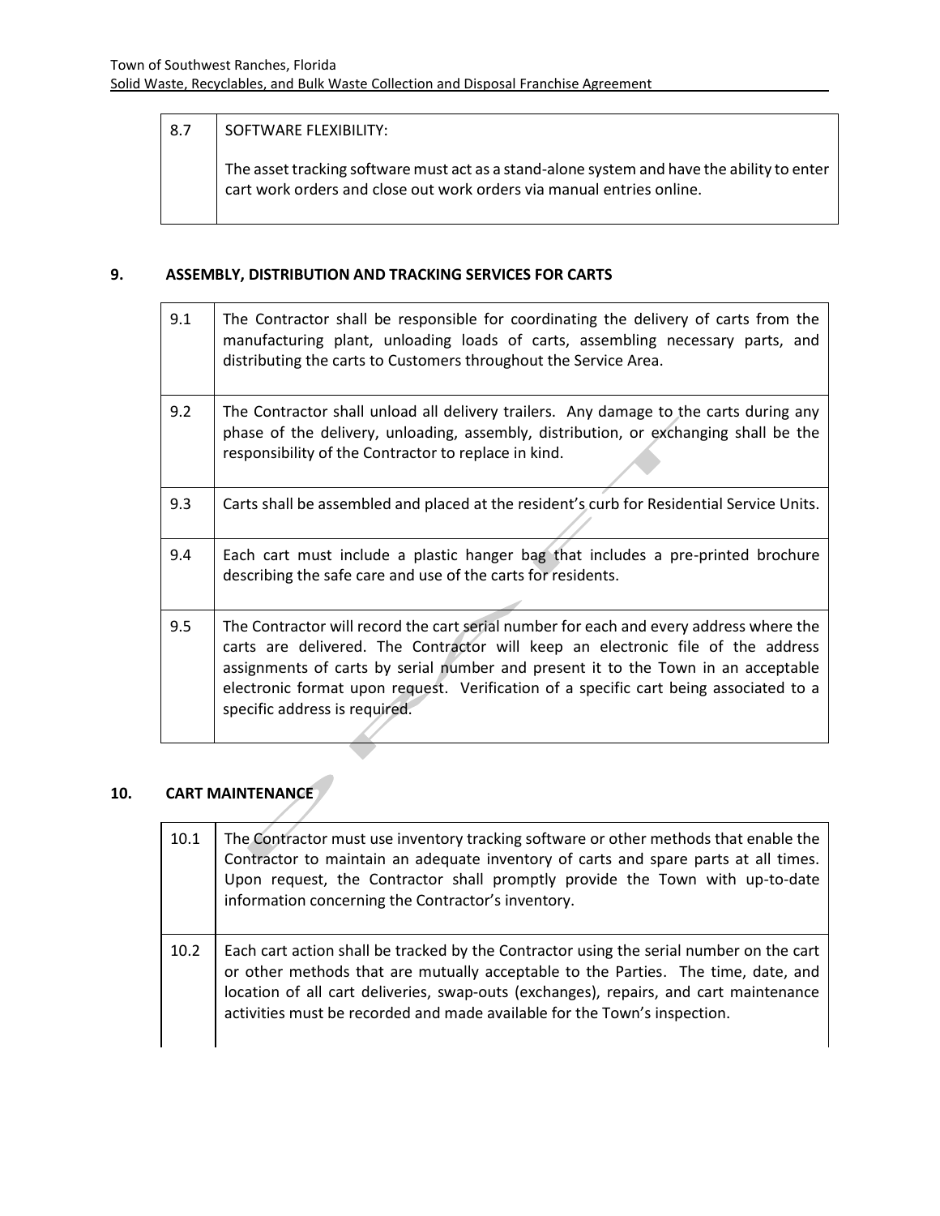| 8.7 | SOFTWARE FLEXIBILITY:<br><br>The asset tracking software must act as a stand-alone system and have the ability to enter cart work orders and close out work orders via manual entries online. |
|---|---|

## 9. ASSEMBLY, DISTRIBUTION AND TRACKING SERVICES FOR CARTS

| 9.1 | The Contractor shall be responsible for coordinating the delivery of carts from the manufacturing plant, unloading loads of carts, assembling necessary parts, and distributing the carts to Customers throughout the Service Area. |
|---|---|
| 9.2 | The Contractor shall unload all delivery trailers. Any damage to the carts during any phase of the delivery, unloading, assembly, distribution, or exchanging shall be the responsibility of the Contractor to replace in kind. |
| 9.3 | Carts shall be assembled and placed at the resident's curb for Residential Service Units. |
| 9.4 | Each cart must include a plastic hanger bag that includes a pre-printed brochure describing the safe care and use of the carts for residents. |
| 9.5 | The Contractor will record the cart serial number for each and every address where the carts are delivered. The Contractor will keep an electronic file of the address assignments of carts by serial number and present it to the Town in an acceptable electronic format upon request. Verification of a specific cart being associated to a specific address is required. |

## 10. CART MAINTENANCE

| 10.1 | The Contractor must use inventory tracking software or other methods that enable the Contractor to maintain an adequate inventory of carts and spare parts at all times. Upon request, the Contractor shall promptly provide the Town with up-to-date information concerning the Contractor's inventory. |
|---|---|
| 10.2 | Each cart action shall be tracked by the Contractor using the serial number on the cart or other methods that are mutually acceptable to the Parties. The time, date, and location of all cart deliveries, swap-outs (exchanges), repairs, and cart maintenance activities must be recorded and made available for the Town's inspection. |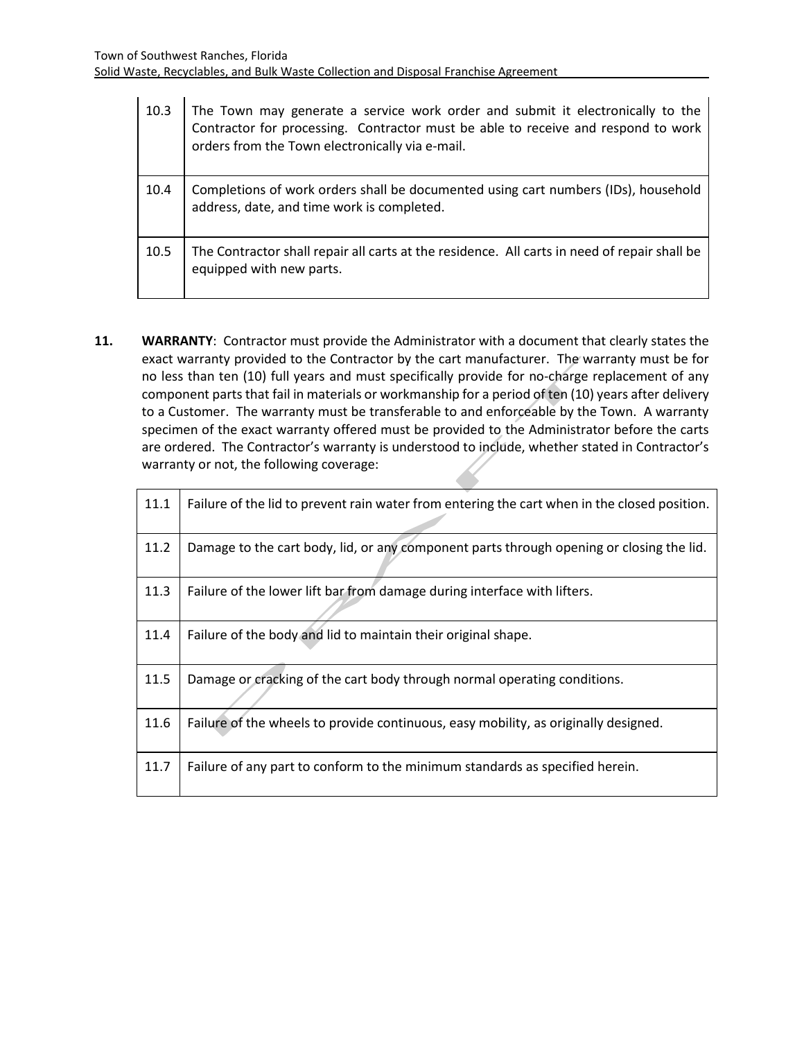| | |
|---|---|
| 10.3 | The Town may generate a service work order and submit it electronically to the Contractor for processing. Contractor must be able to receive and respond to work orders from the Town electronically via e-mail. |
| 10.4 | Completions of work orders shall be documented using cart numbers (IDs), household address, date, and time work is completed. |
| 10.5 | The Contractor shall repair all carts at the residence. All carts in need of repair shall be equipped with new parts. |

**11.** **WARRANTY**: Contractor must provide the Administrator with a document that clearly states the exact warranty provided to the Contractor by the cart manufacturer. The warranty must be for no less than ten (10) full years and must specifically provide for no-charge replacement of any component parts that fail in materials or workmanship for a period of ten (10) years after delivery to a Customer. The warranty must be transferable to and enforceable by the Town. A warranty specimen of the exact warranty offered must be provided to the Administrator before the carts are ordered. The Contractor's warranty is understood to include, whether stated in Contractor's warranty or not, the following coverage:

| | |
|---|---|
| 11.1 | Failure of the lid to prevent rain water from entering the cart when in the closed position. |
| 11.2 | Damage to the cart body, lid, or any component parts through opening or closing the lid. |
| 11.3 | Failure of the lower lift bar from damage during interface with lifters. |
| 11.4 | Failure of the body and lid to maintain their original shape. |
| 11.5 | Damage or cracking of the cart body through normal operating conditions. |
| 11.6 | Failure of the wheels to provide continuous, easy mobility, as originally designed. |
| 11.7 | Failure of any part to conform to the minimum standards as specified herein. |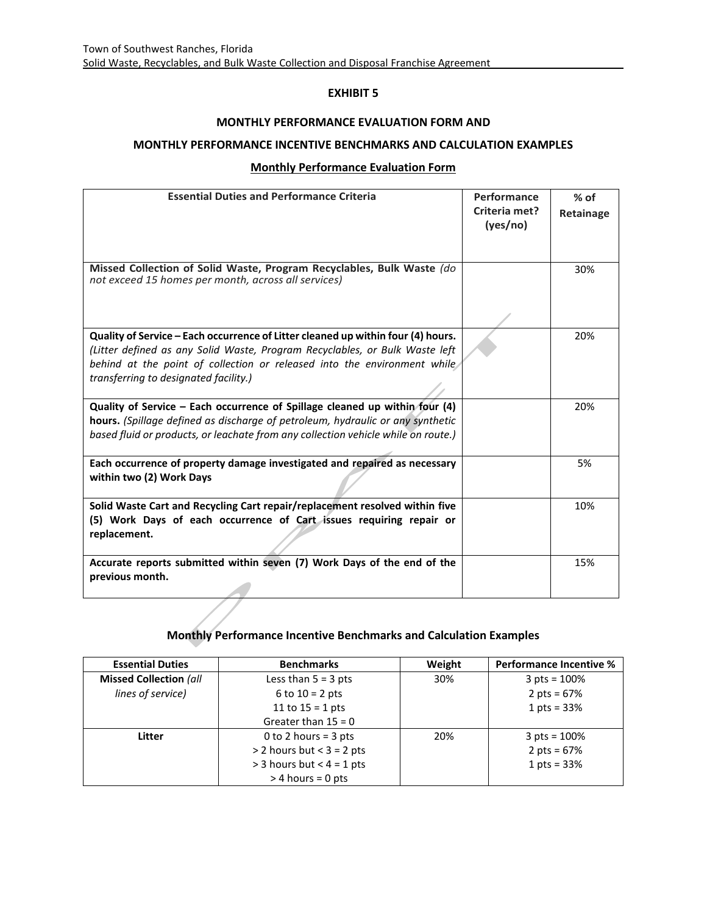# EXHIBIT 5

## MONTHLY PERFORMANCE EVALUATION FORM AND

## MONTHLY PERFORMANCE INCENTIVE BENCHMARKS AND CALCULATION EXAMPLES

### Monthly Performance Evaluation Form

| Essential Duties and Performance Criteria | Performance Criteria met? (yes/no) | % of Retainage |
|---|---|---|
| **Missed Collection of Solid Waste, Program Recyclables, Bulk Waste** *(do not exceed 15 homes per month, across all services)* | | 30% |
| **Quality of Service – Each occurrence of Litter cleaned up within four (4) hours.** *(Litter defined as any Solid Waste, Program Recyclables, or Bulk Waste left behind at the point of collection or released into the environment while transferring to designated facility.)* | | 20% |
| **Quality of Service – Each occurrence of Spillage cleaned up within four (4) hours.** *(Spillage defined as discharge of petroleum, hydraulic or any synthetic based fluid or products, or leachate from any collection vehicle while on route.)* | | 20% |
| **Each occurrence of property damage investigated and repaired as necessary within two (2) Work Days** | | 5% |
| **Solid Waste Cart and Recycling Cart repair/replacement resolved within five (5) Work Days of each occurrence of Cart issues requiring repair or replacement.** | | 10% |
| **Accurate reports submitted within seven (7) Work Days of the end of the previous month.** | | 15% |

### Monthly Performance Incentive Benchmarks and Calculation Examples

| Essential Duties | Benchmarks | Weight | Performance Incentive % |
|---|---|---|---|
| **Missed Collection** *(all lines of service)* | Less than 5 = 3 pts<br>6 to 10 = 2 pts<br>11 to 15 = 1 pts<br>Greater than 15 = 0 | 30% | 3 pts = 100%<br>2 pts = 67%<br>1 pts = 33% |
| **Litter** | 0 to 2 hours = 3 pts<br>> 2 hours but < 3 = 2 pts<br>> 3 hours but < 4 = 1 pts<br>> 4 hours = 0 pts | 20% | 3 pts = 100%<br>2 pts = 67%<br>1 pts = 33% |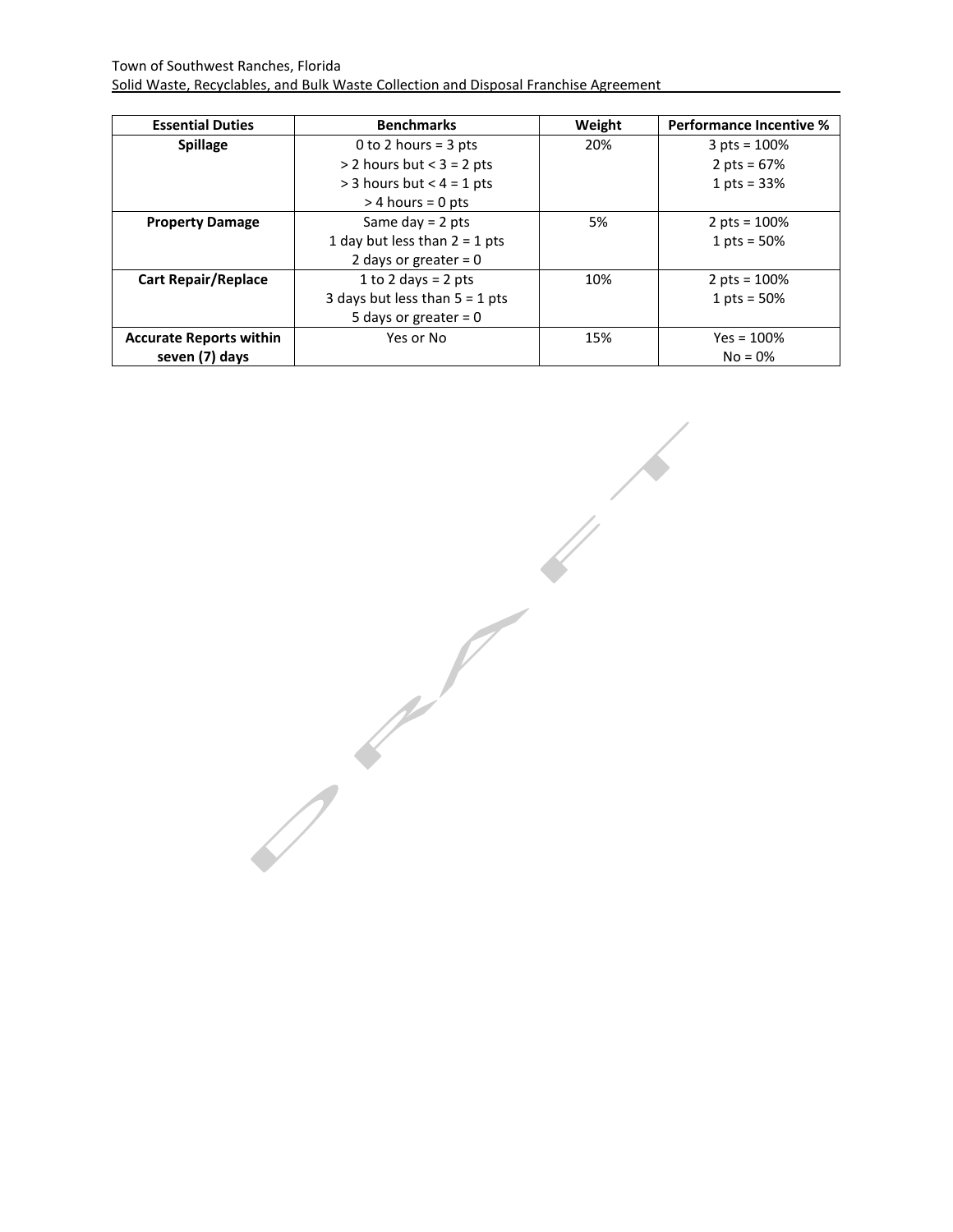| Essential Duties | Benchmarks | Weight | Performance Incentive % |
| --- | --- | --- | --- |
| **Spillage** | 0 to 2 hours = 3 pts<br>> 2 hours but < 3 = 2 pts<br>> 3 hours but < 4 = 1 pts<br>> 4 hours = 0 pts | 20% | 3 pts = 100%<br>2 pts = 67%<br>1 pts = 33% |
| **Property Damage** | Same day = 2 pts<br>1 day but less than 2 = 1 pts<br>2 days or greater = 0 | 5% | 2 pts = 100%<br>1 pts = 50% |
| **Cart Repair/Replace** | 1 to 2 days = 2 pts<br>3 days but less than 5 = 1 pts<br>5 days or greater = 0 | 10% | 2 pts = 100%<br>1 pts = 50% |
| **Accurate Reports within seven (7) days** | Yes or No | 15% | Yes = 100%<br>No = 0% |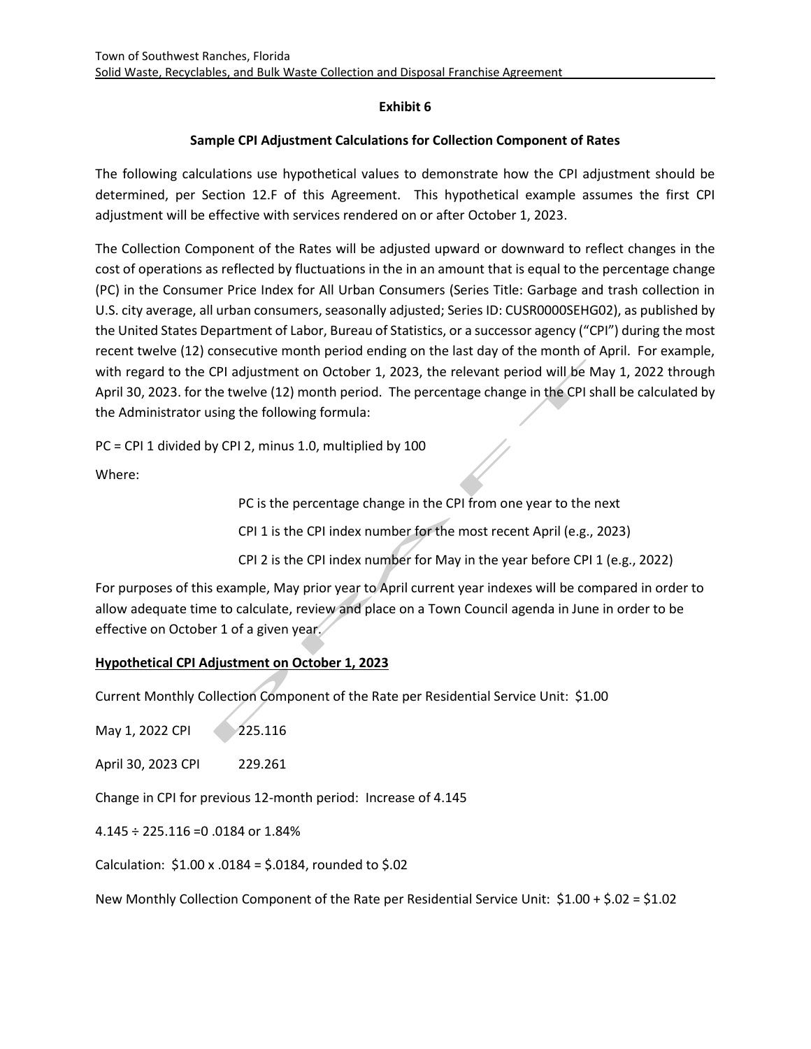## Exhibit 6

### Sample CPI Adjustment Calculations for Collection Component of Rates

The following calculations use hypothetical values to demonstrate how the CPI adjustment should be determined, per Section 12.F of this Agreement. This hypothetical example assumes the first CPI adjustment will be effective with services rendered on or after October 1, 2023.

The Collection Component of the Rates will be adjusted upward or downward to reflect changes in the cost of operations as reflected by fluctuations in the in an amount that is equal to the percentage change (PC) in the Consumer Price Index for All Urban Consumers (Series Title: Garbage and trash collection in U.S. city average, all urban consumers, seasonally adjusted; Series ID: CUSR0000SEHG02), as published by the United States Department of Labor, Bureau of Statistics, or a successor agency ("CPI") during the most recent twelve (12) consecutive month period ending on the last day of the month of April. For example, with regard to the CPI adjustment on October 1, 2023, the relevant period will be May 1, 2022 through April 30, 2023. for the twelve (12) month period. The percentage change in the CPI shall be calculated by the Administrator using the following formula:

PC = CPI 1 divided by CPI 2, minus 1.0, multiplied by 100

Where:

PC is the percentage change in the CPI from one year to the next

CPI 1 is the CPI index number for the most recent April (e.g., 2023)

CPI 2 is the CPI index number for May in the year before CPI 1 (e.g., 2022)

For purposes of this example, May prior year to April current year indexes will be compared in order to allow adequate time to calculate, review and place on a Town Council agenda in June in order to be effective on October 1 of a given year.

**<u>Hypothetical CPI Adjustment on October 1, 2023</u>**

Current Monthly Collection Component of the Rate per Residential Service Unit: $1.00

May 1, 2022 CPI 225.116

April 30, 2023 CPI 229.261

Change in CPI for previous 12-month period: Increase of 4.145

4.145 ÷ 225.116 =0 .0184 or 1.84%

Calculation: $1.00 x .0184 = $.0184, rounded to $.02

New Monthly Collection Component of the Rate per Residential Service Unit: $1.00 + $.02 = $1.02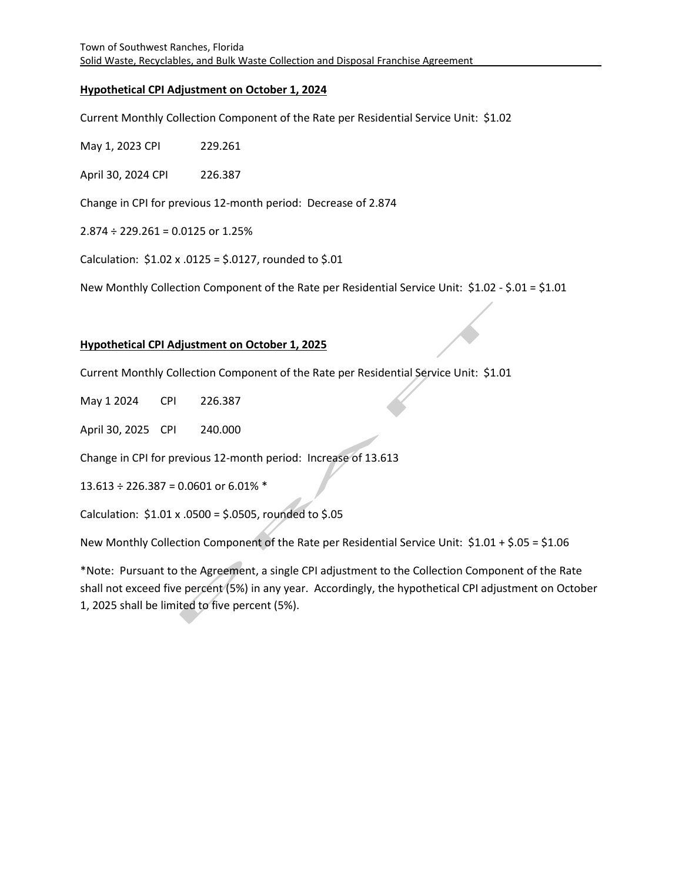**Hypothetical CPI Adjustment on October 1, 2024**

Current Monthly Collection Component of the Rate per Residential Service Unit: $1.02

May 1, 2023 CPI 229.261

April 30, 2024 CPI 226.387

Change in CPI for previous 12-month period: Decrease of 2.874

2.874 ÷ 229.261 = 0.0125 or 1.25%

Calculation: $1.02 x .0125 = $.0127, rounded to $.01

New Monthly Collection Component of the Rate per Residential Service Unit: $1.02 - $.01 = $1.01

**Hypothetical CPI Adjustment on October 1, 2025**

Current Monthly Collection Component of the Rate per Residential Service Unit: $1.01

May 1 2024 CPI 226.387

April 30, 2025 CPI 240.000

Change in CPI for previous 12-month period: Increase of 13.613

13.613 ÷ 226.387 = 0.0601 or 6.01% *

Calculation: $1.01 x .0500 = $.0505, rounded to $.05

New Monthly Collection Component of the Rate per Residential Service Unit: $1.01 + $.05 = $1.06

*Note: Pursuant to the Agreement, a single CPI adjustment to the Collection Component of the Rate shall not exceed five percent (5%) in any year. Accordingly, the hypothetical CPI adjustment on October 1, 2025 shall be limited to five percent (5%).